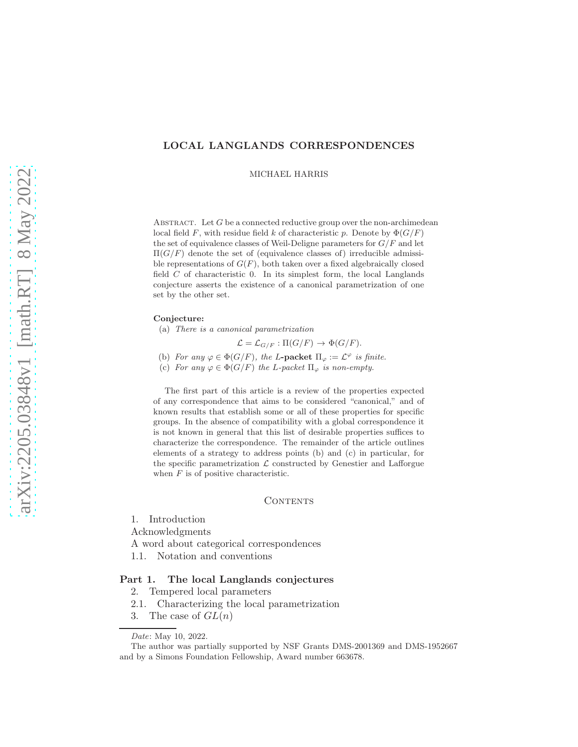# LOCAL LANGLANDS CORRESPONDENCES

MICHAEL HARRIS

Abstract. Let $G$ be a connected reductive group over the non-archimedean local field $F$, with residue field $k$ of characteristic $p$. Denote by $\Phi(G/F)$ the set of equivalence classes of Weil-Deligne parameters for $G/F$ and let $\Pi(G/F)$ denote the set of (equivalence classes of) irreducible admissible representations of $G(F)$, both taken over a fixed algebraically closed field $C$ of characteristic 0. In its simplest form, the local Langlands conjecture asserts the existence of a canonical parametrization of one set by the other set.

**Conjecture:**

(a) *There is a canonical parametrization*

$$\mathcal{L} = \mathcal{L}_{G/F} : \Pi(G/F) \to \Phi(G/F).$$

(b) *For any* $\varphi \in \Phi(G/F)$*, the* ***L*-packet** $\Pi_\varphi := \mathcal{L}^\varphi$ *is finite.*

(c) *For any* $\varphi \in \Phi(G/F)$ *the L-packet* $\Pi_\varphi$ *is non-empty.*

The first part of this article is a review of the properties expected of any correspondence that aims to be considered "canonical," and of known results that establish some or all of these properties for specific groups. In the absence of compatibility with a global correspondence it is not known in general that this list of desirable properties suffices to characterize the correspondence. The remainder of the article outlines elements of a strategy to address points (b) and (c) in particular, for the specific parametrization $\mathcal{L}$ constructed by Genestier and Lafforgue when $F$ is of positive characteristic.

## Contents

1. Introduction

Acknowledgments

A word about categorical correspondences

1.1. Notation and conventions

**Part 1. The local Langlands conjectures**

2. Tempered local parameters

2.1. Characterizing the local parametrization

3. The case of $GL(n)$

*Date*: May 10, 2022.

The author was partially supported by NSF Grants DMS-2001369 and DMS-1952667 and by a Simons Foundation Fellowship, Award number 663678.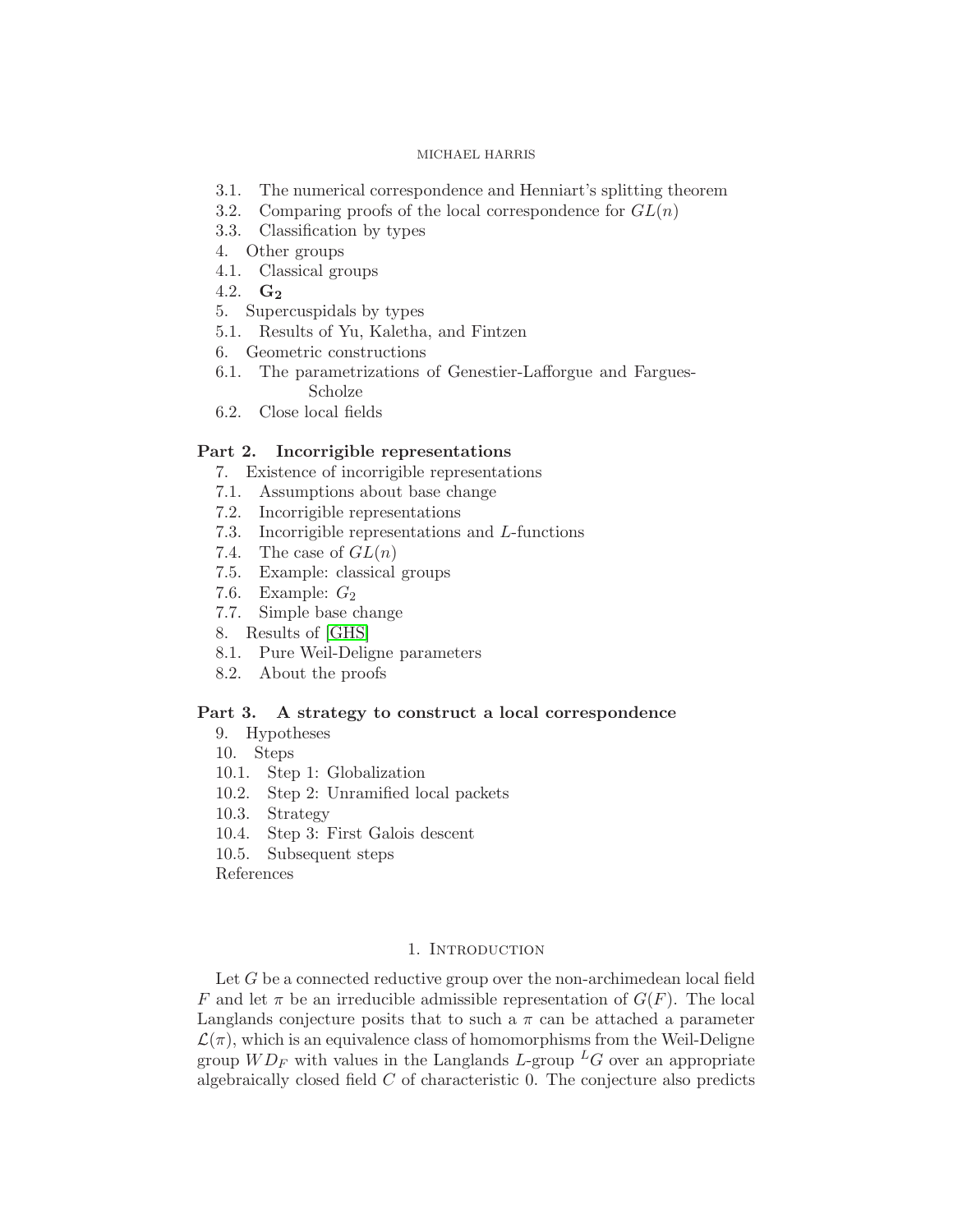3.1. The numerical correspondence and Henniart's splitting theorem
3.2. Comparing proofs of the local correspondence for $GL(n)$
3.3. Classification by types
4. Other groups
4.1. Classical groups
4.2. $\mathbf{G_2}$
5. Supercuspidals by types
5.1. Results of Yu, Kaletha, and Fintzen
6. Geometric constructions
6.1. The parametrizations of Genestier-Lafforgue and Fargues-Scholze
6.2. Close local fields

**Part 2. Incorrigible representations**

7. Existence of incorrigible representations
7.1. Assumptions about base change
7.2. Incorrigible representations
7.3. Incorrigible representations and $L$-functions
7.4. The case of $GL(n)$
7.5. Example: classical groups
7.6. Example: $G_2$
7.7. Simple base change
8. Results of [GHS]
8.1. Pure Weil-Deligne parameters
8.2. About the proofs

**Part 3. A strategy to construct a local correspondence**

9. Hypotheses
10. Steps
10.1. Step 1: Globalization
10.2. Step 2: Unramified local packets
10.3. Strategy
10.4. Step 3: First Galois descent
10.5. Subsequent steps

References

## 1. Introduction

Let $G$ be a connected reductive group over the non-archimedean local field $F$ and let $\pi$ be an irreducible admissible representation of $G(F)$. The local Langlands conjecture posits that to such a $\pi$ can be attached a parameter $\mathcal{L}(\pi)$, which is an equivalence class of homomorphisms from the Weil-Deligne group $WD_F$ with values in the Langlands $L$-group ${}^LG$ over an appropriate algebraically closed field $C$ of characteristic 0. The conjecture also predicts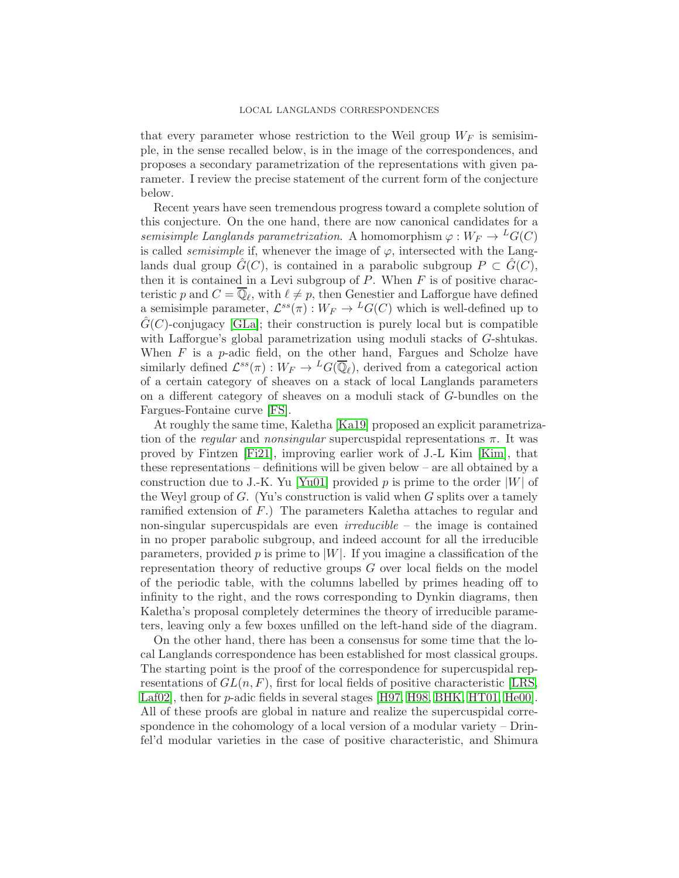that every parameter whose restriction to the Weil group $W_F$ is semisimple, in the sense recalled below, is in the image of the correspondences, and proposes a secondary parametrization of the representations with given parameter. I review the precise statement of the current form of the conjecture below.

Recent years have seen tremendous progress toward a complete solution of this conjecture. On the one hand, there are now canonical candidates for a *semisimple Langlands parametrization*. A homomorphism $\varphi : W_F \to {}^LG(C)$ is called *semisimple* if, whenever the image of $\varphi$, intersected with the Langlands dual group $\hat{G}(C)$, is contained in a parabolic subgroup $P \subset \hat{G}(C)$, then it is contained in a Levi subgroup of $P$. When $F$ is of positive characteristic $p$ and $C = \overline{\mathbb{Q}}_\ell$, with $\ell \neq p$, then Genestier and Lafforgue have defined a semisimple parameter, $\mathcal{L}^{ss}(\pi) : W_F \to {}^LG(C)$ which is well-defined up to $\hat{G}(C)$-conjugacy [GLa]; their construction is purely local but is compatible with Lafforgue's global parametrization using moduli stacks of $G$-shtukas. When $F$ is a $p$-adic field, on the other hand, Fargues and Scholze have similarly defined $\mathcal{L}^{ss}(\pi) : W_F \to {}^LG(\overline{\mathbb{Q}}_\ell)$, derived from a categorical action of a certain category of sheaves on a stack of local Langlands parameters on a different category of sheaves on a moduli stack of $G$-bundles on the Fargues-Fontaine curve [FS].

At roughly the same time, Kaletha [Ka19] proposed an explicit parametrization of the *regular* and *nonsingular* supercuspidal representations $\pi$. It was proved by Fintzen [Fi21], improving earlier work of J.-L Kim [Kim], that these representations – definitions will be given below – are all obtained by a construction due to J.-K. Yu [Yu01] provided $p$ is prime to the order $|W|$ of the Weyl group of $G$. (Yu's construction is valid when $G$ splits over a tamely ramified extension of $F$.) The parameters Kaletha attaches to regular and non-singular supercuspidals are even *irreducible* – the image is contained in no proper parabolic subgroup, and indeed account for all the irreducible parameters, provided $p$ is prime to $|W|$. If you imagine a classification of the representation theory of reductive groups $G$ over local fields on the model of the periodic table, with the columns labelled by primes heading off to infinity to the right, and the rows corresponding to Dynkin diagrams, then Kaletha's proposal completely determines the theory of irreducible parameters, leaving only a few boxes unfilled on the left-hand side of the diagram.

On the other hand, there has been a consensus for some time that the local Langlands correspondence has been established for most classical groups. The starting point is the proof of the correspondence for supercuspidal representations of $GL(n, F)$, first for local fields of positive characteristic [LRS, Laf02], then for $p$-adic fields in several stages [H97, H98, BHK, HT01, He00]. All of these proofs are global in nature and realize the supercuspidal correspondence in the cohomology of a local version of a modular variety – Drinfel'd modular varieties in the case of positive characteristic, and Shimura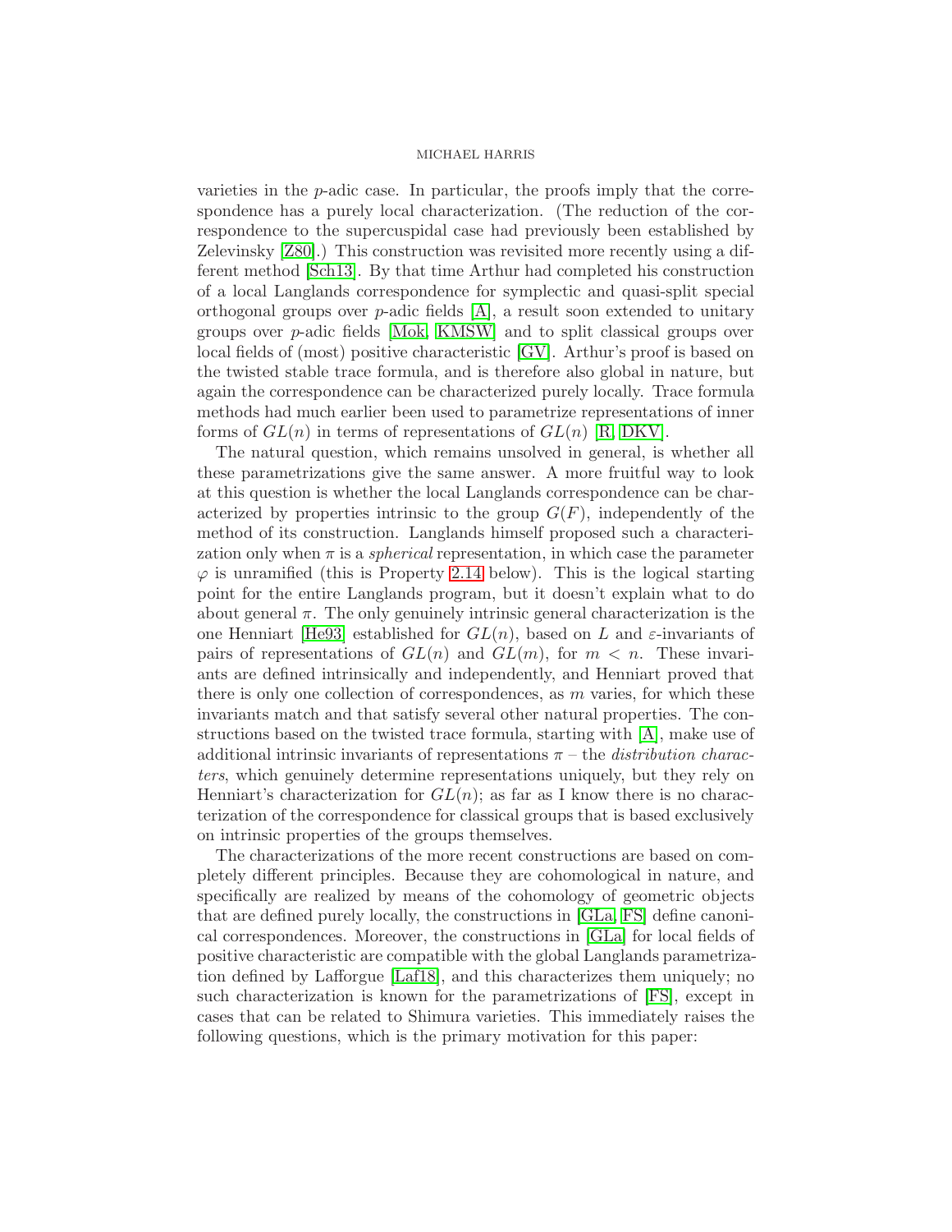varieties in the $p$-adic case. In particular, the proofs imply that the correspondence has a purely local characterization. (The reduction of the correspondence to the supercuspidal case had previously been established by Zelevinsky [Z80].) This construction was revisited more recently using a different method [Sch13]. By that time Arthur had completed his construction of a local Langlands correspondence for symplectic and quasi-split special orthogonal groups over $p$-adic fields [A], a result soon extended to unitary groups over $p$-adic fields [Mok, KMSW] and to split classical groups over local fields of (most) positive characteristic [GV]. Arthur's proof is based on the twisted stable trace formula, and is therefore also global in nature, but again the correspondence can be characterized purely locally. Trace formula methods had much earlier been used to parametrize representations of inner forms of $GL(n)$ in terms of representations of $GL(n)$ [R, DKV].

The natural question, which remains unsolved in general, is whether all these parametrizations give the same answer. A more fruitful way to look at this question is whether the local Langlands correspondence can be characterized by properties intrinsic to the group $G(F)$, independently of the method of its construction. Langlands himself proposed such a characterization only when $\pi$ is a *spherical* representation, in which case the parameter $\varphi$ is unramified (this is Property 2.14 below). This is the logical starting point for the entire Langlands program, but it doesn't explain what to do about general $\pi$. The only genuinely intrinsic general characterization is the one Henniart [He93] established for $GL(n)$, based on $L$ and $\varepsilon$-invariants of pairs of representations of $GL(n)$ and $GL(m)$, for $m < n$. These invariants are defined intrinsically and independently, and Henniart proved that there is only one collection of correspondences, as $m$ varies, for which these invariants match and that satisfy several other natural properties. The constructions based on the twisted trace formula, starting with [A], make use of additional intrinsic invariants of representations $\pi$ – the *distribution characters*, which genuinely determine representations uniquely, but they rely on Henniart's characterization for $GL(n)$; as far as I know there is no characterization of the correspondence for classical groups that is based exclusively on intrinsic properties of the groups themselves.

The characterizations of the more recent constructions are based on completely different principles. Because they are cohomological in nature, and specifically are realized by means of the cohomology of geometric objects that are defined purely locally, the constructions in [GLa, FS] define canonical correspondences. Moreover, the constructions in [GLa] for local fields of positive characteristic are compatible with the global Langlands parametrization defined by Lafforgue [Laf18], and this characterizes them uniquely; no such characterization is known for the parametrizations of [FS], except in cases that can be related to Shimura varieties. This immediately raises the following questions, which is the primary motivation for this paper: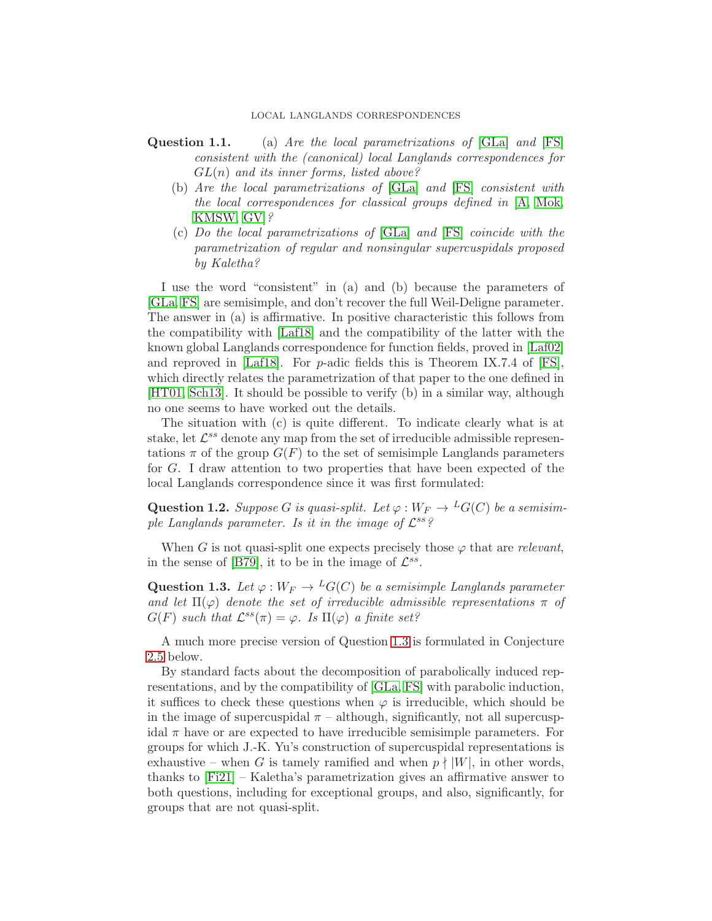**Question 1.1.** (a) *Are the local parametrizations of [GLa] and [FS] consistent with the (canonical) local Langlands correspondences for $GL(n)$ and its inner forms, listed above?*

(b) *Are the local parametrizations of [GLa] and [FS] consistent with the local correspondences for classical groups defined in [A, Mok, KMSW, GV]?*

(c) *Do the local parametrizations of [GLa] and [FS] coincide with the parametrization of regular and nonsingular supercuspidals proposed by Kaletha?*

I use the word "consistent" in (a) and (b) because the parameters of [GLa, FS] are semisimple, and don't recover the full Weil-Deligne parameter. The answer in (a) is affirmative. In positive characteristic this follows from the compatibility with [Laf18] and the compatibility of the latter with the known global Langlands correspondence for function fields, proved in [Laf02] and reproved in [Laf18]. For $p$-adic fields this is Theorem IX.7.4 of [FS], which directly relates the parametrization of that paper to the one defined in [HT01, Sch13]. It should be possible to verify (b) in a similar way, although no one seems to have worked out the details.

The situation with (c) is quite different. To indicate clearly what is at stake, let $\mathcal{L}^{ss}$ denote any map from the set of irreducible admissible representations $\pi$ of the group $G(F)$ to the set of semisimple Langlands parameters for $G$. I draw attention to two properties that have been expected of the local Langlands correspondence since it was first formulated:

**Question 1.2.** *Suppose $G$ is quasi-split. Let $\varphi : W_F \to {}^LG(C)$ be a semisimple Langlands parameter. Is it in the image of $\mathcal{L}^{ss}$?*

When $G$ is not quasi-split one expects precisely those $\varphi$ that are *relevant*, in the sense of [B79], it to be in the image of $\mathcal{L}^{ss}$.

**Question 1.3.** *Let $\varphi : W_F \to {}^LG(C)$ be a semisimple Langlands parameter and let $\Pi(\varphi)$ denote the set of irreducible admissible representations $\pi$ of $G(F)$ such that $\mathcal{L}^{ss}(\pi) = \varphi$. Is $\Pi(\varphi)$ a finite set?*

A much more precise version of Question 1.3 is formulated in Conjecture 2.5 below.

By standard facts about the decomposition of parabolically induced representations, and by the compatibility of [GLa, FS] with parabolic induction, it suffices to check these questions when $\varphi$ is irreducible, which should be in the image of supercuspidal $\pi$ – although, significantly, not all supercuspidal $\pi$ have or are expected to have irreducible semisimple parameters. For groups for which J.-K. Yu's construction of supercuspidal representations is exhaustive – when $G$ is tamely ramified and when $p \nmid |W|$, in other words, thanks to [Fi21] – Kaletha's parametrization gives an affirmative answer to both questions, including for exceptional groups, and also, significantly, for groups that are not quasi-split.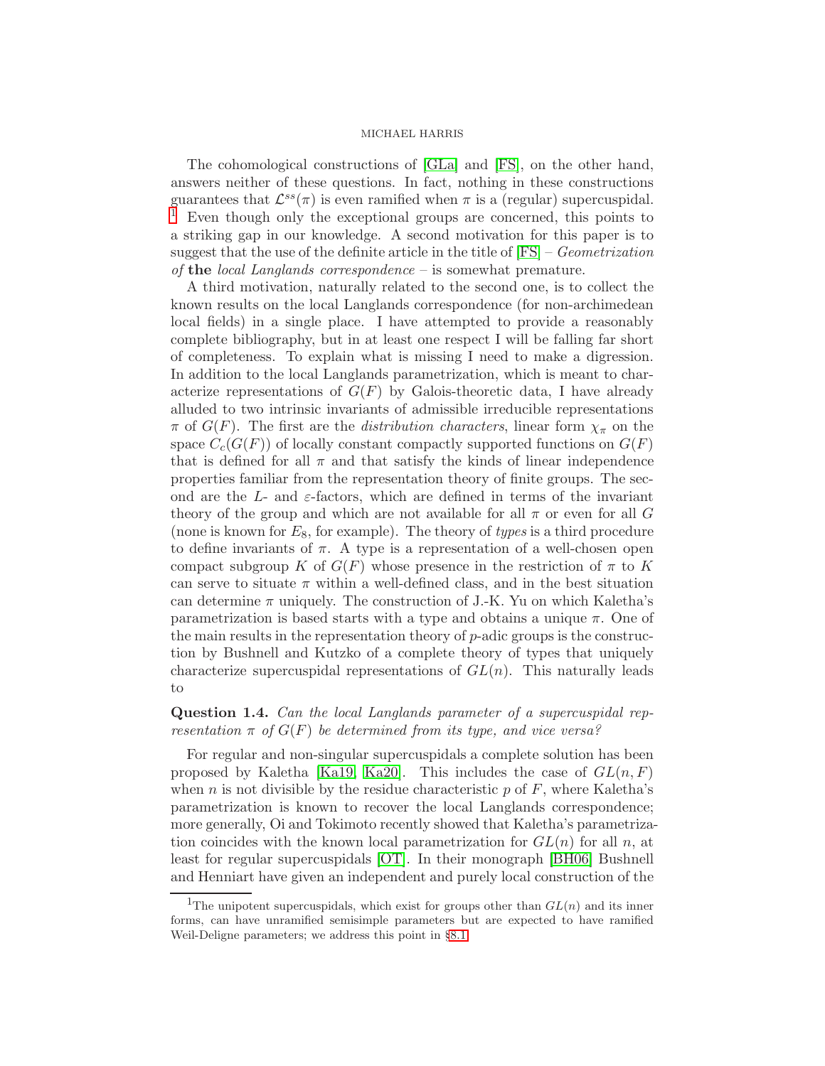The cohomological constructions of [GLa] and [FS], on the other hand, answers neither of these questions. In fact, nothing in these constructions guarantees that $\mathcal{L}^{ss}(\pi)$ is even ramified when $\pi$ is a (regular) supercuspidal. [1] Even though only the exceptional groups are concerned, this points to a striking gap in our knowledge. A second motivation for this paper is to suggest that the use of the definite article in the title of [FS] – *Geometrization of* **the** *local Langlands correspondence* – is somewhat premature.

A third motivation, naturally related to the second one, is to collect the known results on the local Langlands correspondence (for non-archimedean local fields) in a single place. I have attempted to provide a reasonably complete bibliography, but in at least one respect I will be falling far short of completeness. To explain what is missing I need to make a digression. In addition to the local Langlands parametrization, which is meant to characterize representations of $G(F)$ by Galois-theoretic data, I have already alluded to two intrinsic invariants of admissible irreducible representations $\pi$ of $G(F)$. The first are the *distribution characters*, linear form $\chi_\pi$ on the space $C_c(G(F))$ of locally constant compactly supported functions on $G(F)$ that is defined for all $\pi$ and that satisfy the kinds of linear independence properties familiar from the representation theory of finite groups. The second are the $L$- and $\varepsilon$-factors, which are defined in terms of the invariant theory of the group and which are not available for all $\pi$ or even for all $G$ (none is known for $E_8$, for example). The theory of *types* is a third procedure to define invariants of $\pi$. A type is a representation of a well-chosen open compact subgroup $K$ of $G(F)$ whose presence in the restriction of $\pi$ to $K$ can serve to situate $\pi$ within a well-defined class, and in the best situation can determine $\pi$ uniquely. The construction of J.-K. Yu on which Kaletha's parametrization is based starts with a type and obtains a unique $\pi$. One of the main results in the representation theory of $p$-adic groups is the construction by Bushnell and Kutzko of a complete theory of types that uniquely characterize supercuspidal representations of $GL(n)$. This naturally leads to

**Question 1.4.** *Can the local Langlands parameter of a supercuspidal representation $\pi$ of $G(F)$ be determined from its type, and vice versa?*

For regular and non-singular supercuspidals a complete solution has been proposed by Kaletha [Ka19, Ka20]. This includes the case of $GL(n, F)$ when $n$ is not divisible by the residue characteristic $p$ of $F$, where Kaletha's parametrization is known to recover the local Langlands correspondence; more generally, Oi and Tokimoto recently showed that Kaletha's parametrization coincides with the known local parametrization for $GL(n)$ for all $n$, at least for regular supercuspidals [OT]. In their monograph [BH06] Bushnell and Henniart have given an independent and purely local construction of the

[1] The unipotent supercuspidals, which exist for groups other than $GL(n)$ and its inner forms, can have unramified semisimple parameters but are expected to have ramified Weil-Deligne parameters; we address this point in §8.1.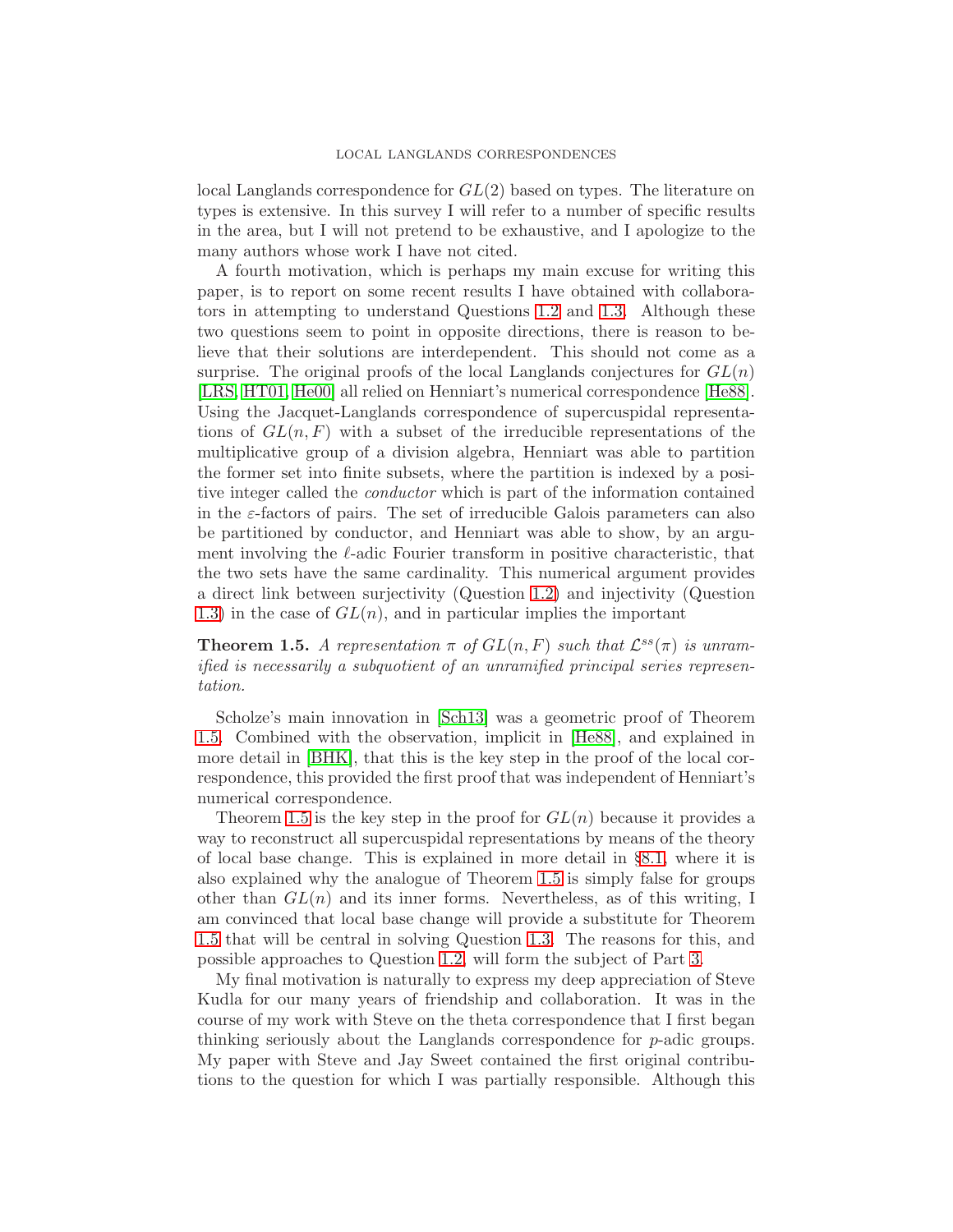local Langlands correspondence for $GL(2)$ based on types. The literature on types is extensive. In this survey I will refer to a number of specific results in the area, but I will not pretend to be exhaustive, and I apologize to the many authors whose work I have not cited.

A fourth motivation, which is perhaps my main excuse for writing this paper, is to report on some recent results I have obtained with collaborators in attempting to understand Questions 1.2 and 1.3. Although these two questions seem to point in opposite directions, there is reason to believe that their solutions are interdependent. This should not come as a surprise. The original proofs of the local Langlands conjectures for $GL(n)$ [LRS, HT01, He00] all relied on Henniart's numerical correspondence [He88]. Using the Jacquet-Langlands correspondence of supercuspidal representations of $GL(n, F)$ with a subset of the irreducible representations of the multiplicative group of a division algebra, Henniart was able to partition the former set into finite subsets, where the partition is indexed by a positive integer called the *conductor* which is part of the information contained in the $\varepsilon$-factors of pairs. The set of irreducible Galois parameters can also be partitioned by conductor, and Henniart was able to show, by an argument involving the $\ell$-adic Fourier transform in positive characteristic, that the two sets have the same cardinality. This numerical argument provides a direct link between surjectivity (Question 1.2) and injectivity (Question 1.3) in the case of $GL(n)$, and in particular implies the important

**Theorem 1.5.** *A representation $\pi$ of $GL(n, F)$ such that $\mathcal{L}^{ss}(\pi)$ is unramified is necessarily a subquotient of an unramified principal series representation.*

Scholze's main innovation in [Sch13] was a geometric proof of Theorem 1.5. Combined with the observation, implicit in [He88], and explained in more detail in [BHK], that this is the key step in the proof of the local correspondence, this provided the first proof that was independent of Henniart's numerical correspondence.

Theorem 1.5 is the key step in the proof for $GL(n)$ because it provides a way to reconstruct all supercuspidal representations by means of the theory of local base change. This is explained in more detail in §8.1, where it is also explained why the analogue of Theorem 1.5 is simply false for groups other than $GL(n)$ and its inner forms. Nevertheless, as of this writing, I am convinced that local base change will provide a substitute for Theorem 1.5 that will be central in solving Question 1.3. The reasons for this, and possible approaches to Question 1.2, will form the subject of Part 3.

My final motivation is naturally to express my deep appreciation of Steve Kudla for our many years of friendship and collaboration. It was in the course of my work with Steve on the theta correspondence that I first began thinking seriously about the Langlands correspondence for $p$-adic groups. My paper with Steve and Jay Sweet contained the first original contributions to the question for which I was partially responsible. Although this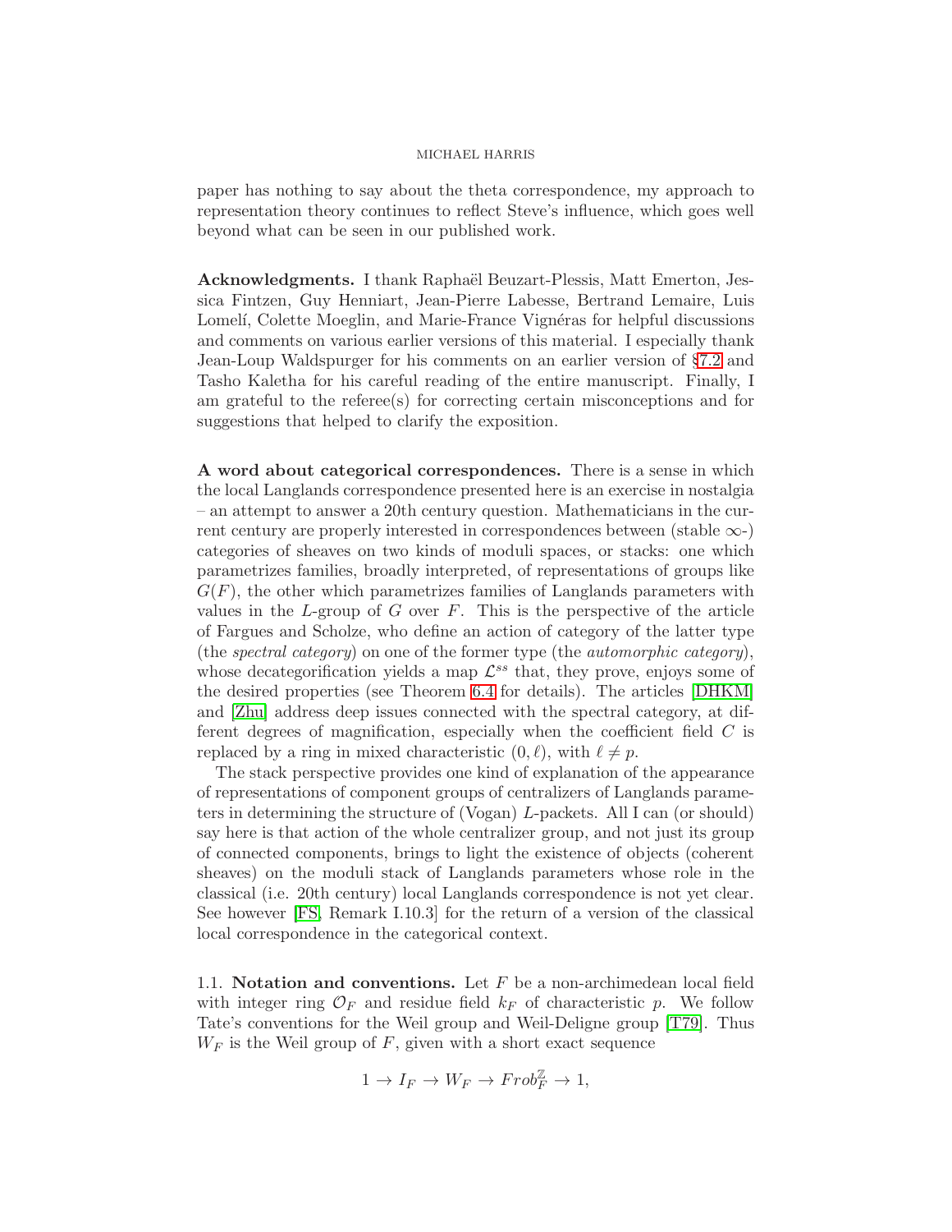paper has nothing to say about the theta correspondence, my approach to representation theory continues to reflect Steve's influence, which goes well beyond what can be seen in our published work.

**Acknowledgments.** I thank Raphaël Beuzart-Plessis, Matt Emerton, Jessica Fintzen, Guy Henniart, Jean-Pierre Labesse, Bertrand Lemaire, Luis Lomelí, Colette Moeglin, and Marie-France Vignéras for helpful discussions and comments on various earlier versions of this material. I especially thank Jean-Loup Waldspurger for his comments on an earlier version of §7.2 and Tasho Kaletha for his careful reading of the entire manuscript. Finally, I am grateful to the referee(s) for correcting certain misconceptions and for suggestions that helped to clarify the exposition.

**A word about categorical correspondences.** There is a sense in which the local Langlands correspondence presented here is an exercise in nostalgia – an attempt to answer a 20th century question. Mathematicians in the current century are properly interested in correspondences between (stable $\infty$-) categories of sheaves on two kinds of moduli spaces, or stacks: one which parametrizes families, broadly interpreted, of representations of groups like $G(F)$, the other which parametrizes families of Langlands parameters with values in the $L$-group of $G$ over $F$. This is the perspective of the article of Fargues and Scholze, who define an action of category of the latter type (the *spectral category*) on one of the former type (the *automorphic category*), whose decategorification yields a map $\mathcal{L}^{ss}$ that, they prove, enjoys some of the desired properties (see Theorem 6.4 for details). The articles [DHKM] and [Zhu] address deep issues connected with the spectral category, at different degrees of magnification, especially when the coefficient field $C$ is replaced by a ring in mixed characteristic $(0, \ell)$, with $\ell \neq p$.

The stack perspective provides one kind of explanation of the appearance of representations of component groups of centralizers of Langlands parameters in determining the structure of (Vogan) $L$-packets. All I can (or should) say here is that action of the whole centralizer group, and not just its group of connected components, brings to light the existence of objects (coherent sheaves) on the moduli stack of Langlands parameters whose role in the classical (i.e. 20th century) local Langlands correspondence is not yet clear. See however [FS, Remark I.10.3] for the return of a version of the classical local correspondence in the categorical context.

1.1. **Notation and conventions.** Let $F$ be a non-archimedean local field with integer ring $\mathcal{O}_F$ and residue field $k_F$ of characteristic $p$. We follow Tate's conventions for the Weil group and Weil-Deligne group [T79]. Thus $W_F$ is the Weil group of $F$, given with a short exact sequence

$$1 \to I_F \to W_F \to Frob_F^{\mathbb{Z}} \to 1,$$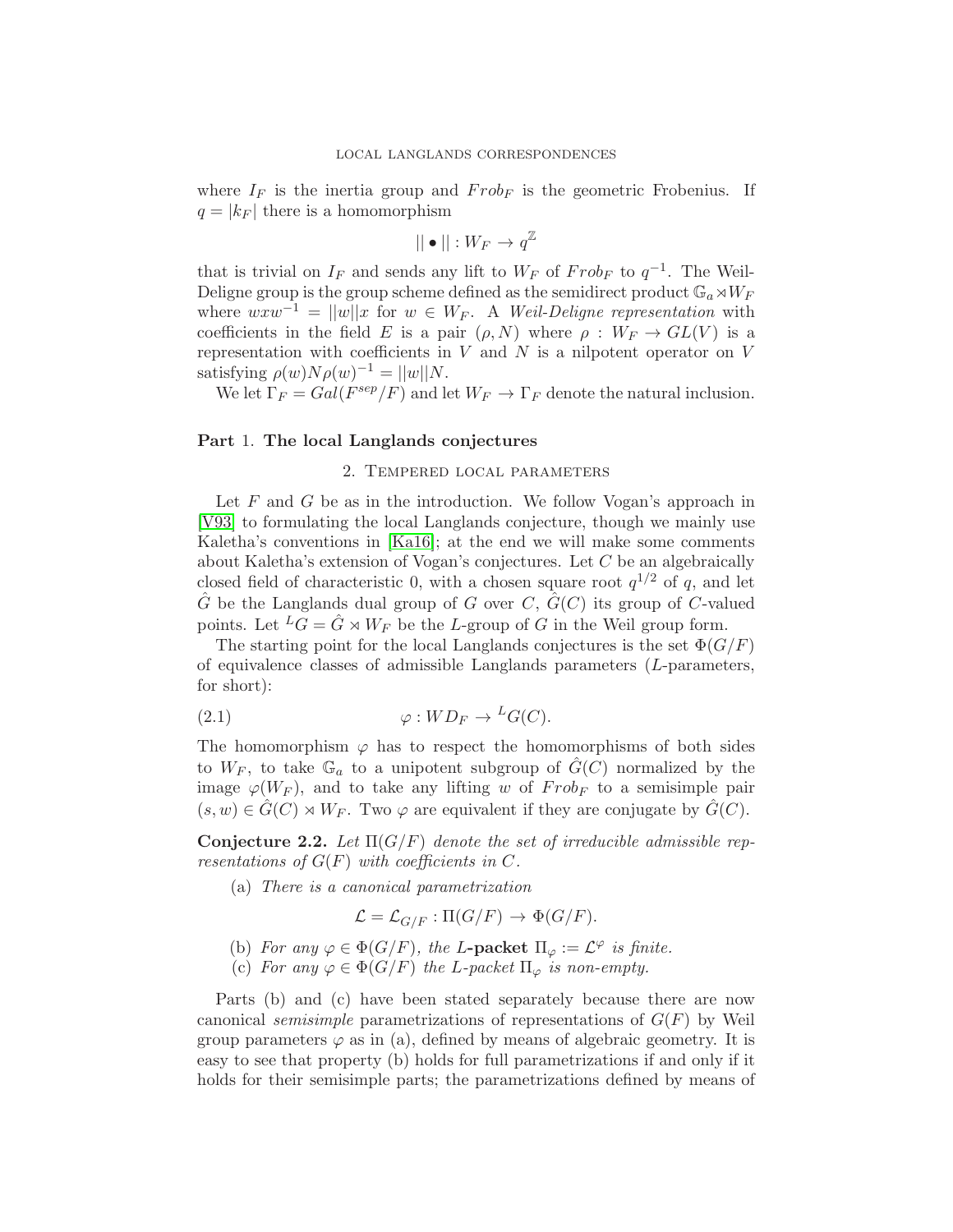where $I_F$ is the inertia group and $Frob_F$ is the geometric Frobenius. If $q = |k_F|$ there is a homomorphism

$$|| \bullet || : W_F \to q^{\mathbb{Z}}$$

that is trivial on $I_F$ and sends any lift to $W_F$ of $Frob_F$ to $q^{-1}$. The Weil-Deligne group is the group scheme defined as the semidirect product $\mathbb{G}_a \rtimes W_F$ where $wxw^{-1} = ||w||x$ for $w \in W_F$. A *Weil-Deligne representation* with coefficients in the field $E$ is a pair $(\rho, N)$ where $\rho : W_F \to GL(V)$ is a representation with coefficients in $V$ and $N$ is a nilpotent operator on $V$ satisfying $\rho(w)N\rho(w)^{-1} = ||w||N$.

We let $\Gamma_F = Gal(F^{sep}/F)$ and let $W_F \to \Gamma_F$ denote the natural inclusion.

# Part 1. The local Langlands conjectures

## 2. Tempered local parameters

Let $F$ and $G$ be as in the introduction. We follow Vogan's approach in [V93] to formulating the local Langlands conjecture, though we mainly use Kaletha's conventions in [Ka16]; at the end we will make some comments about Kaletha's extension of Vogan's conjectures. Let $C$ be an algebraically closed field of characteristic 0, with a chosen square root $q^{1/2}$ of $q$, and let $\hat{G}$ be the Langlands dual group of $G$ over $C$, $\hat{G}(C)$ its group of $C$-valued points. Let ${}^LG = \hat{G} \rtimes W_F$ be the $L$-group of $G$ in the Weil group form.

The starting point for the local Langlands conjectures is the set $\Phi(G/F)$ of equivalence classes of admissible Langlands parameters ($L$-parameters, for short):

$$\varphi : WD_F \to {}^LG(C). \tag{2.1}$$

The homomorphism $\varphi$ has to respect the homomorphisms of both sides to $W_F$, to take $\mathbb{G}_a$ to a unipotent subgroup of $\hat{G}(C)$ normalized by the image $\varphi(W_F)$, and to take any lifting $w$ of $Frob_F$ to a semisimple pair $(s, w) \in \hat{G}(C) \rtimes W_F$. Two $\varphi$ are equivalent if they are conjugate by $\hat{G}(C)$.

**Conjecture 2.2.** *Let $\Pi(G/F)$ denote the set of irreducible admissible representations of $G(F)$ with coefficients in $C$.*

(a) *There is a canonical parametrization*

$$\mathcal{L} = \mathcal{L}_{G/F} : \Pi(G/F) \to \Phi(G/F).$$

(b) *For any $\varphi \in \Phi(G/F)$, the* ***L*-packet** *$\Pi_\varphi := \mathcal{L}^\varphi$ is finite.*

(c) *For any $\varphi \in \Phi(G/F)$ the $L$-packet $\Pi_\varphi$ is non-empty.*

Parts (b) and (c) have been stated separately because there are now canonical *semisimple* parametrizations of representations of $G(F)$ by Weil group parameters $\varphi$ as in (a), defined by means of algebraic geometry. It is easy to see that property (b) holds for full parametrizations if and only if it holds for their semisimple parts; the parametrizations defined by means of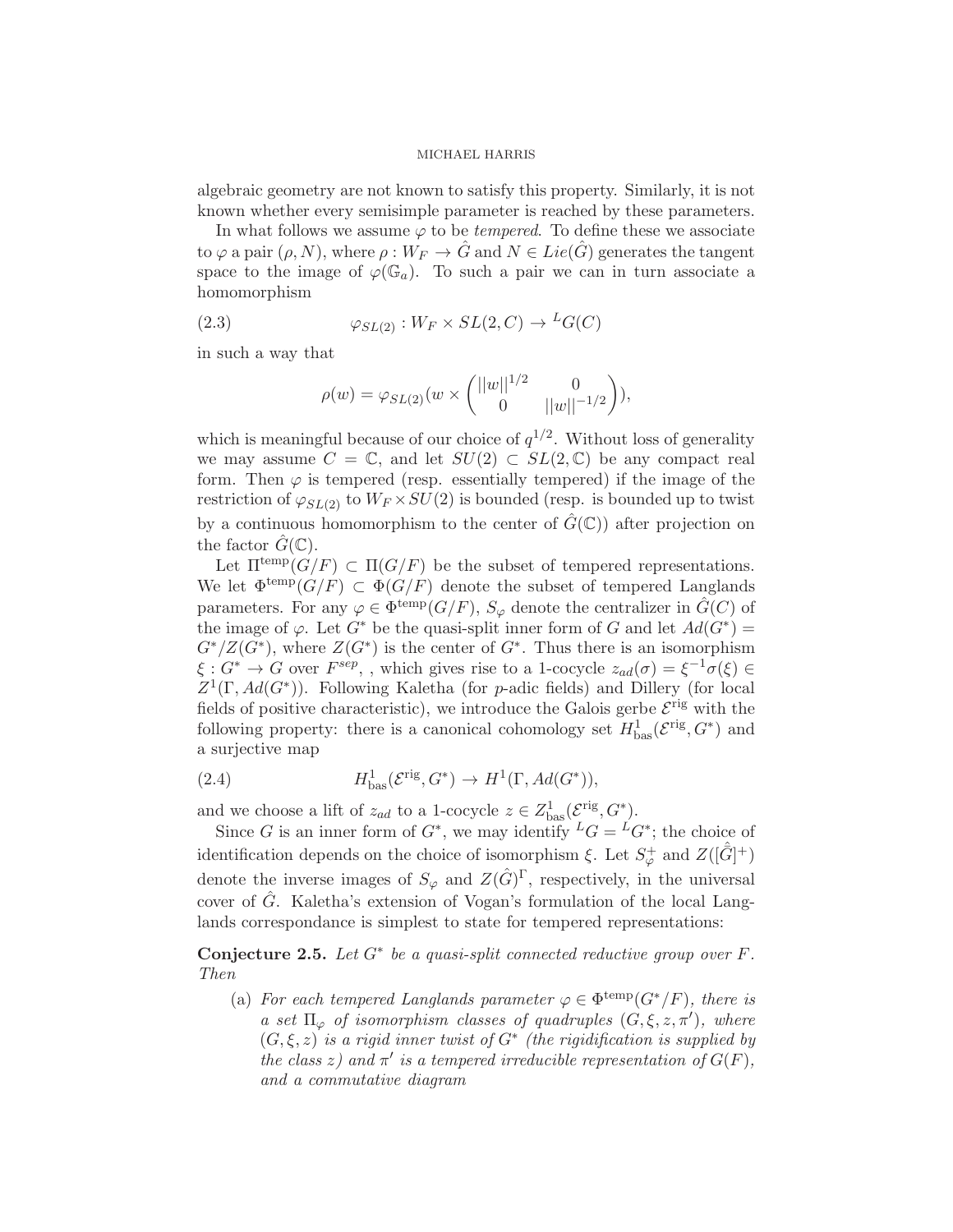algebraic geometry are not known to satisfy this property. Similarly, it is not known whether every semisimple parameter is reached by these parameters.

In what follows we assume $\varphi$ to be *tempered*. To define these we associate to $\varphi$ a pair $(\rho, N)$, where $\rho : W_F \to \hat{G}$ and $N \in Lie(\hat{G})$ generates the tangent space to the image of $\varphi(\mathbb{G}_a)$. To such a pair we can in turn associate a homomorphism

$$\varphi_{SL(2)} : W_F \times SL(2, C) \to {}^L G(C) \tag{2.3}$$

in such a way that

$$\rho(w) = \varphi_{SL(2)}(w \times \begin{pmatrix} ||w||^{1/2} & 0 \\ 0 & ||w||^{-1/2} \end{pmatrix}),$$

which is meaningful because of our choice of $q^{1/2}$. Without loss of generality we may assume $C = \mathbb{C}$, and let $SU(2) \subset SL(2, \mathbb{C})$ be any compact real form. Then $\varphi$ is tempered (resp. essentially tempered) if the image of the restriction of $\varphi_{SL(2)}$ to $W_F \times SU(2)$ is bounded (resp. is bounded up to twist by a continuous homomorphism to the center of $\hat{G}(\mathbb{C})$) after projection on the factor $\hat{G}(\mathbb{C})$.

Let $\Pi^{\text{temp}}(G/F) \subset \Pi(G/F)$ be the subset of tempered representations. We let $\Phi^{\text{temp}}(G/F) \subset \Phi(G/F)$ denote the subset of tempered Langlands parameters. For any $\varphi \in \Phi^{\text{temp}}(G/F)$, $S_\varphi$ denote the centralizer in $\hat{G}(C)$ of the image of $\varphi$. Let $G^*$ be the quasi-split inner form of $G$ and let $Ad(G^*) = G^*/Z(G^*)$, where $Z(G^*)$ is the center of $G^*$. Thus there is an isomorphism $\xi : G^* \to G$ over $F^{sep}$, , which gives rise to a 1-cocycle $z_{ad}(\sigma) = \xi^{-1}\sigma(\xi) \in Z^1(\Gamma, Ad(G^*))$. Following Kaletha (for $p$-adic fields) and Dillery (for local fields of positive characteristic), we introduce the Galois gerbe $\mathcal{E}^{\text{rig}}$ with the following property: there is a canonical cohomology set $H^1_{\text{bas}}(\mathcal{E}^{\text{rig}}, G^*)$ and a surjective map

$$H^1_{\text{bas}}(\mathcal{E}^{\text{rig}}, G^*) \to H^1(\Gamma, Ad(G^*)), \tag{2.4}$$

and we choose a lift of $z_{ad}$ to a 1-cocycle $z \in Z^1_{\text{bas}}(\mathcal{E}^{\text{rig}}, G^*)$.

Since $G$ is an inner form of $G^*$, we may identify ${}^L G = {}^L G^*$; the choice of identification depends on the choice of isomorphism $\xi$. Let $S^+_\varphi$ and $Z([\hat{\hat{G}}]^+)$ denote the inverse images of $S_\varphi$ and $Z(\hat{G})^\Gamma$, respectively, in the universal cover of $\hat{G}$. Kaletha's extension of Vogan's formulation of the local Langlands correspondance is simplest to state for tempered representations:

**Conjecture 2.5.** *Let $G^*$ be a quasi-split connected reductive group over $F$. Then*

(a) *For each tempered Langlands parameter $\varphi \in \Phi^{\text{temp}}(G^*/F)$, there is a set $\Pi_\varphi$ of isomorphism classes of quadruples $(G, \xi, z, \pi')$, where $(G, \xi, z)$ is a rigid inner twist of $G^*$ (the rigidification is supplied by the class $z$) and $\pi'$ is a tempered irreducible representation of $G(F)$, and a commutative diagram*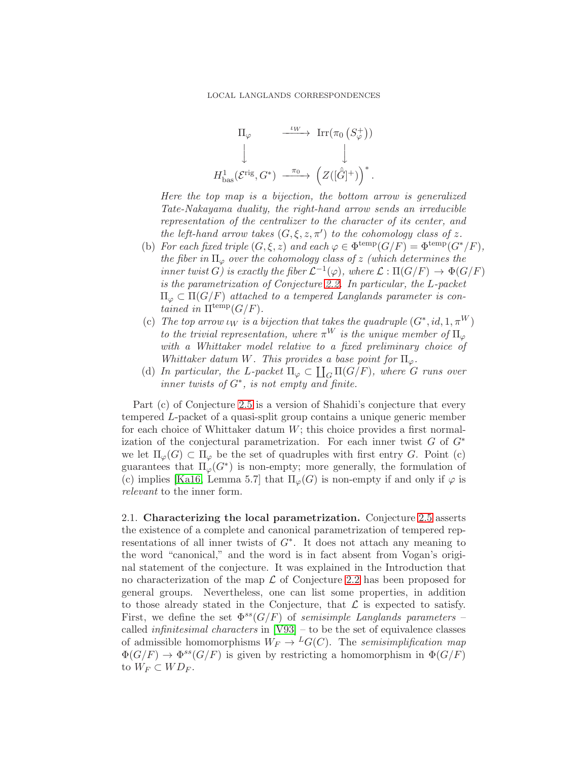$$\begin{array}{ccc}
\Pi_\varphi & \xrightarrow{\iota_W} & \mathrm{Irr}(\pi_0(S_\varphi^+)) \\
\downarrow & & \downarrow \\
H^1_{\mathrm{bas}}(\mathcal{E}^{\mathrm{rig}}, G^*) & \xrightarrow{\pi_0} & \left(Z([\hat{\bar{G}}]^+)\right)^*.
\end{array}$$

*Here the top map is a bijection, the bottom arrow is generalized Tate-Nakayama duality, the right-hand arrow sends an irreducible representation of the centralizer to the character of its center, and the left-hand arrow takes $(G, \xi, z, \pi')$ to the cohomology class of $z$.*

(b) *For each fixed triple $(G, \xi, z)$ and each $\varphi \in \Phi^{\mathrm{temp}}(G/F) = \Phi^{\mathrm{temp}}(G^*/F)$, the fiber in $\Pi_\varphi$ over the cohomology class of $z$ (which determines the inner twist $G$) is exactly the fiber $\mathcal{L}^{-1}(\varphi)$, where $\mathcal{L} : \Pi(G/F) \to \Phi(G/F)$ is the parametrization of Conjecture 2.2. In particular, the L-packet $\Pi_\varphi \subset \Pi(G/F)$ attached to a tempered Langlands parameter is contained in $\Pi^{\mathrm{temp}}(G/F)$.*

(c) *The top arrow $\iota_W$ is a bijection that takes the quadruple $(G^*, id, 1, \pi^W)$ to the trivial representation, where $\pi^W$ is the unique member of $\Pi_\varphi$ with a Whittaker model relative to a fixed preliminary choice of Whittaker datum $W$. This provides a base point for $\Pi_\varphi$.*

(d) *In particular, the L-packet $\Pi_\varphi \subset \coprod_G \Pi(G/F)$, where $G$ runs over inner twists of $G^*$, is not empty and finite.*

Part (c) of Conjecture 2.5 is a version of Shahidi's conjecture that every tempered $L$-packet of a quasi-split group contains a unique generic member for each choice of Whittaker datum $W$; this choice provides a first normalization of the conjectural parametrization. For each inner twist $G$ of $G^*$ we let $\Pi_\varphi(G) \subset \Pi_\varphi$ be the set of quadruples with first entry $G$. Point (c) guarantees that $\Pi_\varphi(G^*)$ is non-empty; more generally, the formulation of (c) implies [Ka16, Lemma 5.7] that $\Pi_\varphi(G)$ is non-empty if and only if $\varphi$ is *relevant* to the inner form.

## 2.1. Characterizing the local parametrization.

Conjecture 2.5 asserts the existence of a complete and canonical parametrization of tempered representations of all inner twists of $G^*$. It does not attach any meaning to the word "canonical," and the word is in fact absent from Vogan's original statement of the conjecture. It was explained in the Introduction that no characterization of the map $\mathcal{L}$ of Conjecture 2.2 has been proposed for general groups. Nevertheless, one can list some properties, in addition to those already stated in the Conjecture, that $\mathcal{L}$ is expected to satisfy. First, we define the set $\Phi^{ss}(G/F)$ of *semisimple Langlands parameters* – called *infinitesimal characters* in [V93] – to be the set of equivalence classes of admissible homomorphisms $W_F \to {}^LG(C)$. The *semisimplification map* $\Phi(G/F) \to \Phi^{ss}(G/F)$ is given by restricting a homomorphism in $\Phi(G/F)$ to $W_F \subset WD_F$.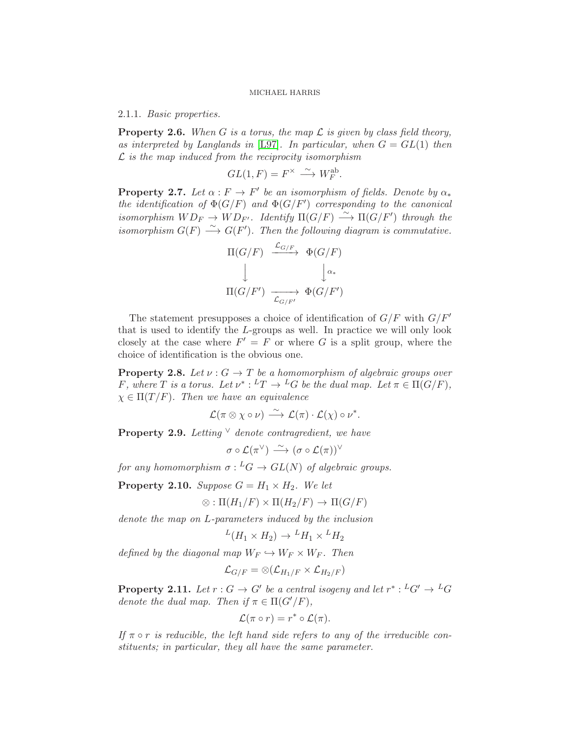2.1.1. *Basic properties.*

**Property 2.6.** *When $G$ is a torus, the map $\mathcal{L}$ is given by class field theory, as interpreted by Langlands in [L97]. In particular, when $G = GL(1)$ then $\mathcal{L}$ is the map induced from the reciprocity isomorphism*

$$GL(1, F) = F^\times \xrightarrow{\sim} W_F^{\mathrm{ab}}.$$

**Property 2.7.** *Let $\alpha : F \to F'$ be an isomorphism of fields. Denote by $\alpha_*$ the identification of $\Phi(G/F)$ and $\Phi(G/F')$ corresponding to the canonical isomorphism $WD_F \to WD_{F'}$. Identify $\Pi(G/F) \xrightarrow{\sim} \Pi(G/F')$ through the isomorphism $G(F) \xrightarrow{\sim} G(F')$. Then the following diagram is commutative.*

$$\begin{array}{ccc} \Pi(G/F) & \xrightarrow{\mathcal{L}_{G/F}} & \Phi(G/F) \\ \big\downarrow & & \big\downarrow{\scriptstyle \alpha_*} \\ \Pi(G/F') & \xrightarrow[\mathcal{L}_{G/F'}]{} & \Phi(G/F') \end{array}$$

The statement presupposes a choice of identification of $G/F$ with $G/F'$ that is used to identify the $L$-groups as well. In practice we will only look closely at the case where $F' = F$ or where $G$ is a split group, where the choice of identification is the obvious one.

**Property 2.8.** *Let $\nu : G \to T$ be a homomorphism of algebraic groups over $F$, where $T$ is a torus. Let $\nu^* : {}^LT \to {}^LG$ be the dual map. Let $\pi \in \Pi(G/F)$, $\chi \in \Pi(T/F)$. Then we have an equivalence*

$$\mathcal{L}(\pi \otimes \chi \circ \nu) \xrightarrow{\sim} \mathcal{L}(\pi) \cdot \mathcal{L}(\chi) \circ \nu^*.$$

**Property 2.9.** *Letting $^\vee$ denote contragredient, we have*

$$\sigma \circ \mathcal{L}(\pi^\vee) \xrightarrow{\sim} (\sigma \circ \mathcal{L}(\pi))^\vee$$

*for any homomorphism $\sigma : {}^LG \to GL(N)$ of algebraic groups.*

**Property 2.10.** *Suppose $G = H_1 \times H_2$. We let*

$$\otimes : \Pi(H_1/F) \times \Pi(H_2/F) \to \Pi(G/F)$$

*denote the map on $L$-parameters induced by the inclusion*

$${}^L(H_1 \times H_2) \to {}^LH_1 \times {}^LH_2$$

*defined by the diagonal map $W_F \hookrightarrow W_F \times W_F$. Then*

$$\mathcal{L}_{G/F} = \otimes(\mathcal{L}_{H_1/F} \times \mathcal{L}_{H_2/F})$$

**Property 2.11.** *Let $r : G \to G'$ be a central isogeny and let $r^* : {}^LG' \to {}^LG$ denote the dual map. Then if $\pi \in \Pi(G'/F)$,*

$$\mathcal{L}(\pi \circ r) = r^* \circ \mathcal{L}(\pi).$$

*If $\pi \circ r$ is reducible, the left hand side refers to any of the irreducible constituents; in particular, they all have the same parameter.*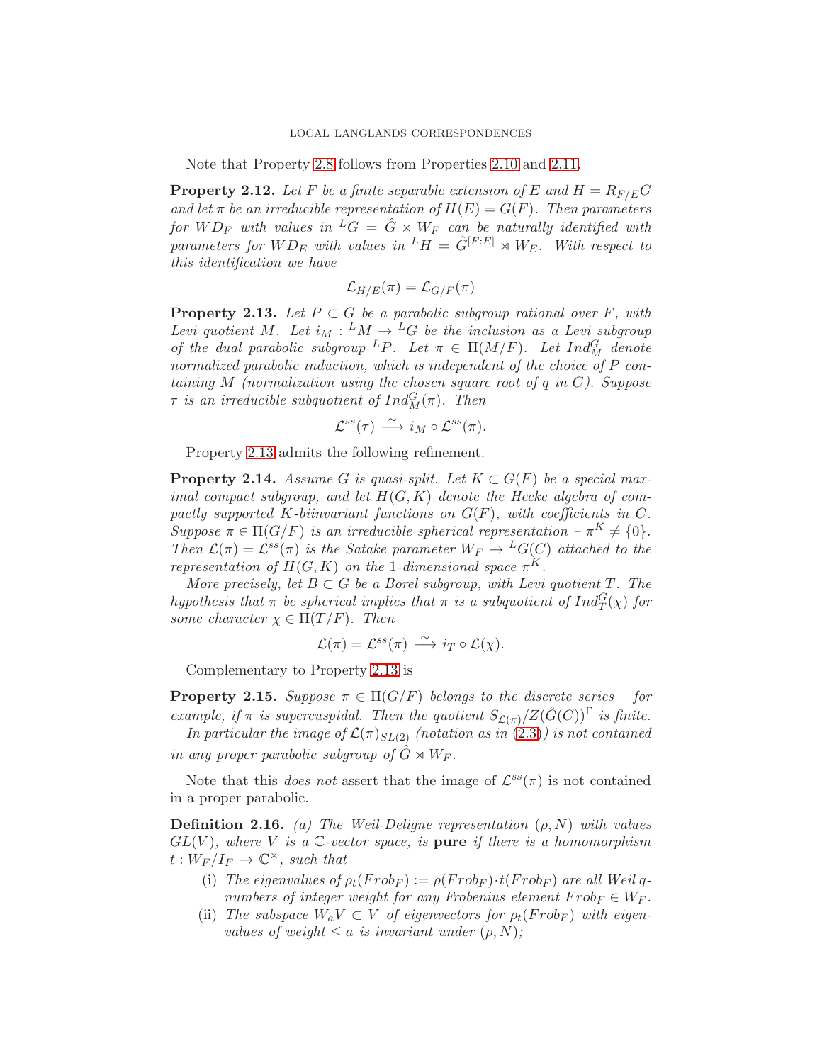Note that Property 2.8 follows from Properties 2.10 and 2.11.

**Property 2.12.** *Let $F$ be a finite separable extension of $E$ and $H = R_{F/E}G$ and let $\pi$ be an irreducible representation of $H(E) = G(F)$. Then parameters for $WD_F$ with values in ${}^LG = \hat{G} \rtimes W_F$ can be naturally identified with parameters for $WD_E$ with values in ${}^LH = \hat{G}^{[F:E]} \rtimes W_E$. With respect to this identification we have*

$$\mathcal{L}_{H/E}(\pi) = \mathcal{L}_{G/F}(\pi)$$

**Property 2.13.** *Let $P \subset G$ be a parabolic subgroup rational over $F$, with Levi quotient $M$. Let $i_M : {}^LM \to {}^LG$ be the inclusion as a Levi subgroup of the dual parabolic subgroup ${}^LP$. Let $\pi \in \Pi(M/F)$. Let $Ind_M^G$ denote normalized parabolic induction, which is independent of the choice of $P$ containing $M$ (normalization using the chosen square root of $q$ in $C$). Suppose $\tau$ is an irreducible subquotient of $Ind_M^G(\pi)$. Then*

$$\mathcal{L}^{ss}(\tau) \xrightarrow{\sim} i_M \circ \mathcal{L}^{ss}(\pi).$$

Property 2.13 admits the following refinement.

**Property 2.14.** *Assume $G$ is quasi-split. Let $K \subset G(F)$ be a special maximal compact subgroup, and let $H(G, K)$ denote the Hecke algebra of compactly supported $K$-biinvariant functions on $G(F)$, with coefficients in $C$. Suppose $\pi \in \Pi(G/F)$ is an irreducible spherical representation – $\pi^K \neq \{0\}$. Then $\mathcal{L}(\pi) = \mathcal{L}^{ss}(\pi)$ is the Satake parameter $W_F \to {}^LG(C)$ attached to the representation of $H(G, K)$ on the 1-dimensional space $\pi^K$.*

*More precisely, let $B \subset G$ be a Borel subgroup, with Levi quotient $T$. The hypothesis that $\pi$ be spherical implies that $\pi$ is a subquotient of $Ind_T^G(\chi)$ for some character $\chi \in \Pi(T/F)$. Then*

$$\mathcal{L}(\pi) = \mathcal{L}^{ss}(\pi) \xrightarrow{\sim} i_T \circ \mathcal{L}(\chi).$$

Complementary to Property 2.13 is

**Property 2.15.** *Suppose $\pi \in \Pi(G/F)$ belongs to the discrete series – for example, if $\pi$ is supercuspidal. Then the quotient $S_{\mathcal{L}(\pi)}/Z(\hat{G}(C))^{\Gamma}$ is finite.*

*In particular the image of $\mathcal{L}(\pi)_{SL(2)}$ (notation as in (2.3)) is not contained in any proper parabolic subgroup of $\hat{G} \rtimes W_F$.*

Note that this *does not* assert that the image of $\mathcal{L}^{ss}(\pi)$ is not contained in a proper parabolic.

**Definition 2.16.** *(a) The Weil-Deligne representation $(\rho, N)$ with values $GL(V)$, where $V$ is a $\mathbb{C}$-vector space, is* **pure** *if there is a homomorphism $t : W_F/I_F \to \mathbb{C}^{\times}$, such that*

- (i) *The eigenvalues of $\rho_t(Frob_F) := \rho(Frob_F) \cdot t(Frob_F)$ are all Weil $q$-numbers of integer weight for any Frobenius element $Frob_F \in W_F$.*
- (ii) *The subspace $W_aV \subset V$ of eigenvectors for $\rho_t(Frob_F)$ with eigenvalues of weight $\leq a$ is invariant under $(\rho, N)$;*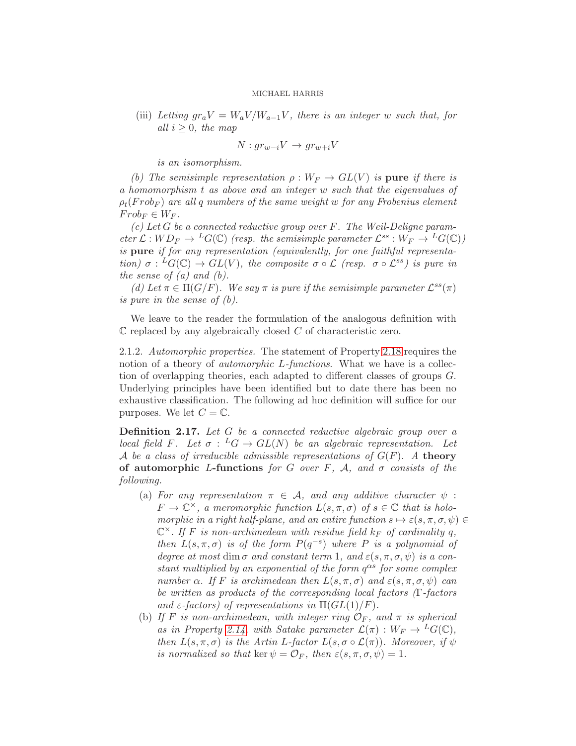(iii) *Letting* $gr_a V = W_a V / W_{a-1} V$*, there is an integer* $w$ *such that, for all* $i \geq 0$*, the map*

$$N : gr_{w-i} V \to gr_{w+i} V$$

*is an isomorphism.*

*(b) The semisimple representation* $\rho : W_F \to GL(V)$ *is* **pure** *if there is a homomorphism* $t$ *as above and an integer* $w$ *such that the eigenvalues of* $\rho_t(Frob_F)$ *are all* $q$ *numbers of the same weight* $w$ *for any Frobenius element* $Frob_F \in W_F$*.*

*(c) Let* $G$ *be a connected reductive group over* $F$*. The Weil-Deligne parameter* $\mathcal{L} : WD_F \to {}^L G(\mathbb{C})$ *(resp. the semisimple parameter* $\mathcal{L}^{ss} : W_F \to {}^L G(\mathbb{C})$*) is* **pure** *if for any representation (equivalently, for one faithful representation)* $\sigma : {}^L G(\mathbb{C}) \to GL(V)$*, the composite* $\sigma \circ \mathcal{L}$ *(resp.* $\sigma \circ \mathcal{L}^{ss}$*) is pure in the sense of (a) and (b).*

*(d) Let* $\pi \in \Pi(G/F)$*. We say* $\pi$ *is pure if the semisimple parameter* $\mathcal{L}^{ss}(\pi)$ *is pure in the sense of (b).*

We leave to the reader the formulation of the analogous definition with $\mathbb{C}$ replaced by any algebraically closed $C$ of characteristic zero.

2.1.2. *Automorphic properties.* The statement of Property 2.18 requires the notion of a theory of *automorphic L-functions*. What we have is a collection of overlapping theories, each adapted to different classes of groups $G$. Underlying principles have been identified but to date there has been no exhaustive classification. The following ad hoc definition will suffice for our purposes. We let $C = \mathbb{C}$.

**Definition 2.17.** *Let* $G$ *be a connected reductive algebraic group over a local field* $F$*. Let* $\sigma : {}^L G \to GL(N)$ *be an algebraic representation. Let* $\mathcal{A}$ *be a class of irreducible admissible representations of* $G(F)$*. A* **theory of automorphic** $L$**-functions** *for* $G$ *over* $F$*,* $\mathcal{A}$*, and* $\sigma$ *consists of the following.*

(a) *For any representation* $\pi \in \mathcal{A}$*, and any additive character* $\psi : F \to \mathbb{C}^\times$*, a meromorphic function* $L(s, \pi, \sigma)$ *of* $s \in \mathbb{C}$ *that is holomorphic in a right half-plane, and an entire function* $s \mapsto \varepsilon(s, \pi, \sigma, \psi) \in \mathbb{C}^\times$*. If* $F$ *is non-archimedean with residue field* $k_F$ *of cardinality* $q$*, then* $L(s, \pi, \sigma)$ *is of the form* $P(q^{-s})$ *where* $P$ *is a polynomial of degree at most* $\dim \sigma$ *and constant term* $1$*, and* $\varepsilon(s, \pi, \sigma, \psi)$ *is a constant multiplied by an exponential of the form* $q^{\alpha s}$ *for some complex number* $\alpha$*. If* $F$ *is archimedean then* $L(s, \pi, \sigma)$ *and* $\varepsilon(s, \pi, \sigma, \psi)$ *can be written as products of the corresponding local factors (*$\Gamma$*-factors and* $\varepsilon$*-factors) of representations in* $\Pi(GL(1)/F)$*.*

(b) *If* $F$ *is non-archimedean, with integer ring* $\mathcal{O}_F$*, and* $\pi$ *is spherical as in Property 2.14, with Satake parameter* $\mathcal{L}(\pi) : W_F \to {}^L G(\mathbb{C})$*, then* $L(s, \pi, \sigma)$ *is the Artin L-factor* $L(s, \sigma \circ \mathcal{L}(\pi))$*. Moreover, if* $\psi$ *is normalized so that* $\ker \psi = \mathcal{O}_F$*, then* $\varepsilon(s, \pi, \sigma, \psi) = 1$*.*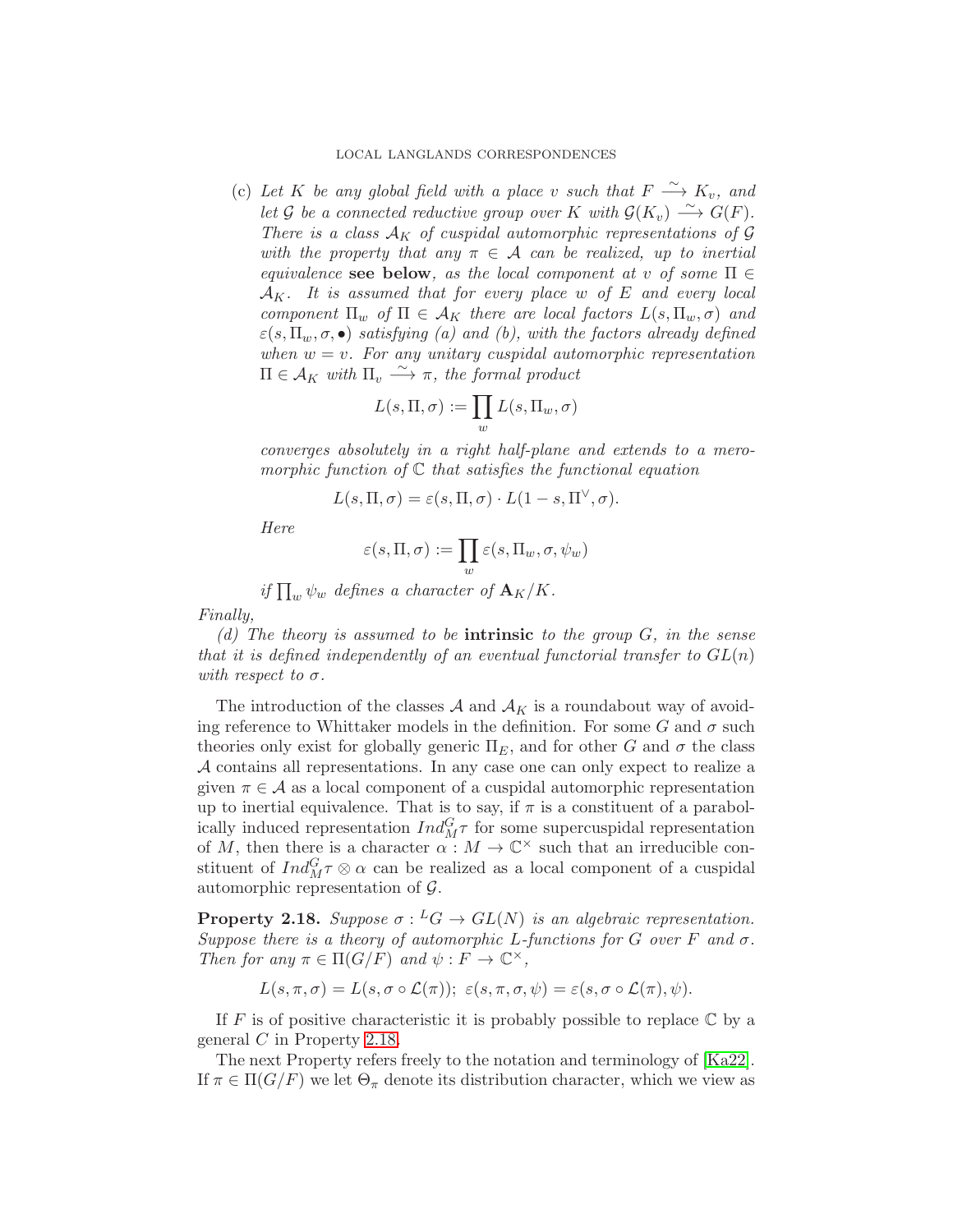(c) *Let $K$ be any global field with a place $v$ such that $F \xrightarrow{\sim} K_v$, and let $\mathcal{G}$ be a connected reductive group over $K$ with $\mathcal{G}(K_v) \xrightarrow{\sim} G(F)$. There is a class $\mathcal{A}_K$ of cuspidal automorphic representations of $\mathcal{G}$ with the property that any $\pi \in \mathcal{A}$ can be realized, up to inertial equivalence* **see below***, as the local component at $v$ of some $\Pi \in \mathcal{A}_K$. It is assumed that for every place $w$ of $E$ and every local component $\Pi_w$ of $\Pi \in \mathcal{A}_K$ there are local factors $L(s, \Pi_w, \sigma)$ and $\varepsilon(s, \Pi_w, \sigma, \bullet)$ satisfying (a) and (b), with the factors already defined when $w = v$. For any unitary cuspidal automorphic representation $\Pi \in \mathcal{A}_K$ with $\Pi_v \xrightarrow{\sim} \pi$, the formal product*

$$L(s, \Pi, \sigma) := \prod_w L(s, \Pi_w, \sigma)$$

*converges absolutely in a right half-plane and extends to a meromorphic function of $\mathbb{C}$ that satisfies the functional equation*

$$L(s, \Pi, \sigma) = \varepsilon(s, \Pi, \sigma) \cdot L(1 - s, \Pi^\vee, \sigma).$$

*Here*

$$\varepsilon(s, \Pi, \sigma) := \prod_w \varepsilon(s, \Pi_w, \sigma, \psi_w)$$

*if $\prod_w \psi_w$ defines a character of $\mathbf{A}_K/K$.*

*Finally,*

*(d) The theory is assumed to be* **intrinsic** *to the group $G$, in the sense that it is defined independently of an eventual functorial transfer to $GL(n)$ with respect to $\sigma$.*

The introduction of the classes $\mathcal{A}$ and $\mathcal{A}_K$ is a roundabout way of avoiding reference to Whittaker models in the definition. For some $G$ and $\sigma$ such theories only exist for globally generic $\Pi_E$, and for other $G$ and $\sigma$ the class $\mathcal{A}$ contains all representations. In any case one can only expect to realize a given $\pi \in \mathcal{A}$ as a local component of a cuspidal automorphic representation up to inertial equivalence. That is to say, if $\pi$ is a constituent of a parabolically induced representation $Ind_M^G \tau$ for some supercuspidal representation of $M$, then there is a character $\alpha : M \to \mathbb{C}^\times$ such that an irreducible constituent of $Ind_M^G \tau \otimes \alpha$ can be realized as a local component of a cuspidal automorphic representation of $\mathcal{G}$.

**Property 2.18.** *Suppose $\sigma : {}^LG \to GL(N)$ is an algebraic representation. Suppose there is a theory of automorphic $L$-functions for $G$ over $F$ and $\sigma$. Then for any $\pi \in \Pi(G/F)$ and $\psi : F \to \mathbb{C}^\times$,*

$$L(s, \pi, \sigma) = L(s, \sigma \circ \mathcal{L}(\pi)); \; \varepsilon(s, \pi, \sigma, \psi) = \varepsilon(s, \sigma \circ \mathcal{L}(\pi), \psi).$$

If $F$ is of positive characteristic it is probably possible to replace $\mathbb{C}$ by a general $C$ in Property 2.18.

The next Property refers freely to the notation and terminology of [Ka22]. If $\pi \in \Pi(G/F)$ we let $\Theta_\pi$ denote its distribution character, which we view as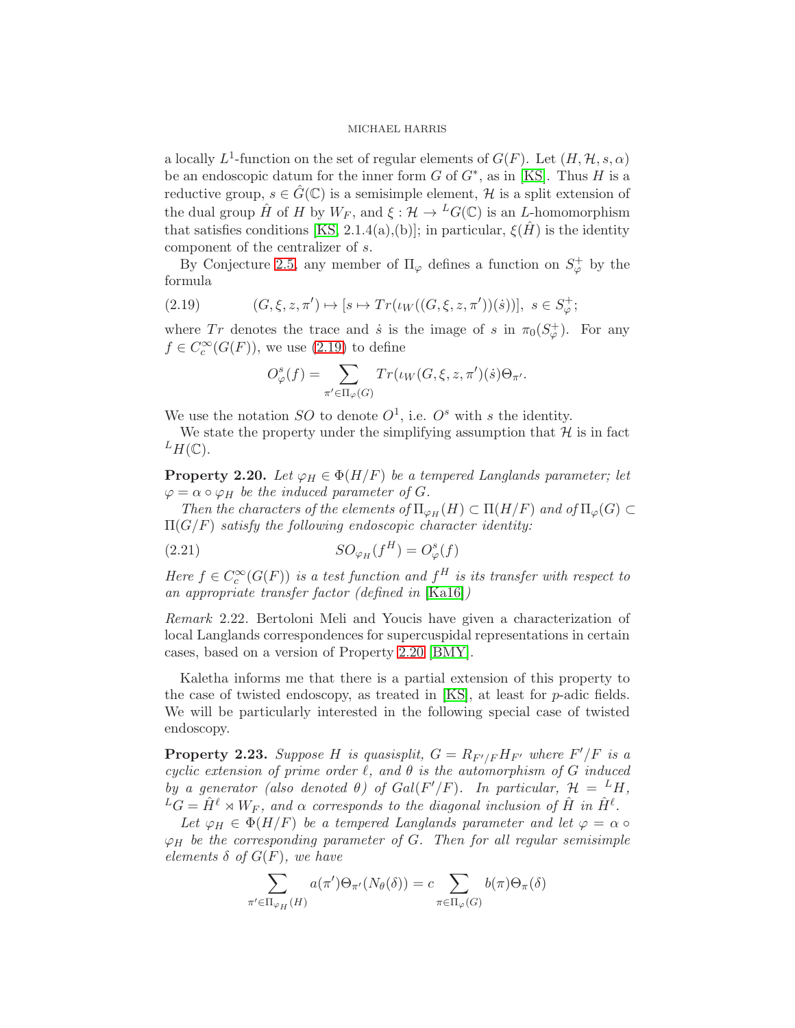a locally $L^1$-function on the set of regular elements of $G(F)$. Let $(H, \mathcal{H}, s, \alpha)$ be an endoscopic datum for the inner form $G$ of $G^*$, as in [KS]. Thus $H$ is a reductive group, $s \in \hat{G}(\mathbb{C})$ is a semisimple element, $\mathcal{H}$ is a split extension of the dual group $\hat{H}$ of $H$ by $W_F$, and $\xi : \mathcal{H} \to {}^L G(\mathbb{C})$ is an $L$-homomorphism that satisfies conditions [KS, 2.1.4(a),(b)]; in particular, $\xi(\hat{H})$ is the identity component of the centralizer of $s$.

By Conjecture 2.5, any member of $\Pi_\varphi$ defines a function on $S_\varphi^+$ by the formula

$$(G, \xi, z, \pi') \mapsto [s \mapsto Tr(\iota_W((G, \xi, z, \pi'))(\dot{s}))], \;\; s \in S_\varphi^+; \tag{2.19}$$

where $Tr$ denotes the trace and $\dot{s}$ is the image of $s$ in $\pi_0(S_\varphi^+)$. For any $f \in C_c^\infty(G(F))$, we use (2.19) to define

$$O_\varphi^s(f) = \sum_{\pi' \in \Pi_\varphi(G)} Tr(\iota_W(G, \xi, z, \pi')(\dot{s})\Theta_{\pi'}.$$

We use the notation $SO$ to denote $O^1$, i.e. $O^s$ with $s$ the identity.

We state the property under the simplifying assumption that $\mathcal{H}$ is in fact ${}^L H(\mathbb{C})$.

**Property 2.20.** *Let $\varphi_H \in \Phi(H/F)$ be a tempered Langlands parameter; let $\varphi = \alpha \circ \varphi_H$ be the induced parameter of $G$.*

*Then the characters of the elements of $\Pi_{\varphi_H}(H) \subset \Pi(H/F)$ and of $\Pi_\varphi(G) \subset \Pi(G/F)$ satisfy the following endoscopic character identity:*

$$SO_{\varphi_H}(f^H) = O_\varphi^s(f) \tag{2.21}$$

*Here $f \in C_c^\infty(G(F))$ is a test function and $f^H$ is its transfer with respect to an appropriate transfer factor (defined in [Ka16])*

*Remark* 2.22. Bertoloni Meli and Youcis have given a characterization of local Langlands correspondences for supercuspidal representations in certain cases, based on a version of Property 2.20 [BMY].

Kaletha informs me that there is a partial extension of this property to the case of twisted endoscopy, as treated in [KS], at least for $p$-adic fields. We will be particularly interested in the following special case of twisted endoscopy.

**Property 2.23.** *Suppose $H$ is quasisplit, $G = R_{F'/F} H_{F'}$ where $F'/F$ is a cyclic extension of prime order $\ell$, and $\theta$ is the automorphism of $G$ induced by a generator (also denoted $\theta$) of $Gal(F'/F)$. In particular, $\mathcal{H} = {}^L H$, ${}^L G = \hat{H}^\ell \rtimes W_F$, and $\alpha$ corresponds to the diagonal inclusion of $\hat{H}$ in $\hat{H}^\ell$.*

*Let $\varphi_H \in \Phi(H/F)$ be a tempered Langlands parameter and let $\varphi = \alpha \circ \varphi_H$ be the corresponding parameter of $G$. Then for all regular semisimple elements $\delta$ of $G(F)$, we have*

$$\sum_{\pi' \in \Pi_{\varphi_H}(H)} a(\pi')\Theta_{\pi'}(N_\theta(\delta)) = c \sum_{\pi \in \Pi_\varphi(G)} b(\pi)\Theta_\pi(\delta)$$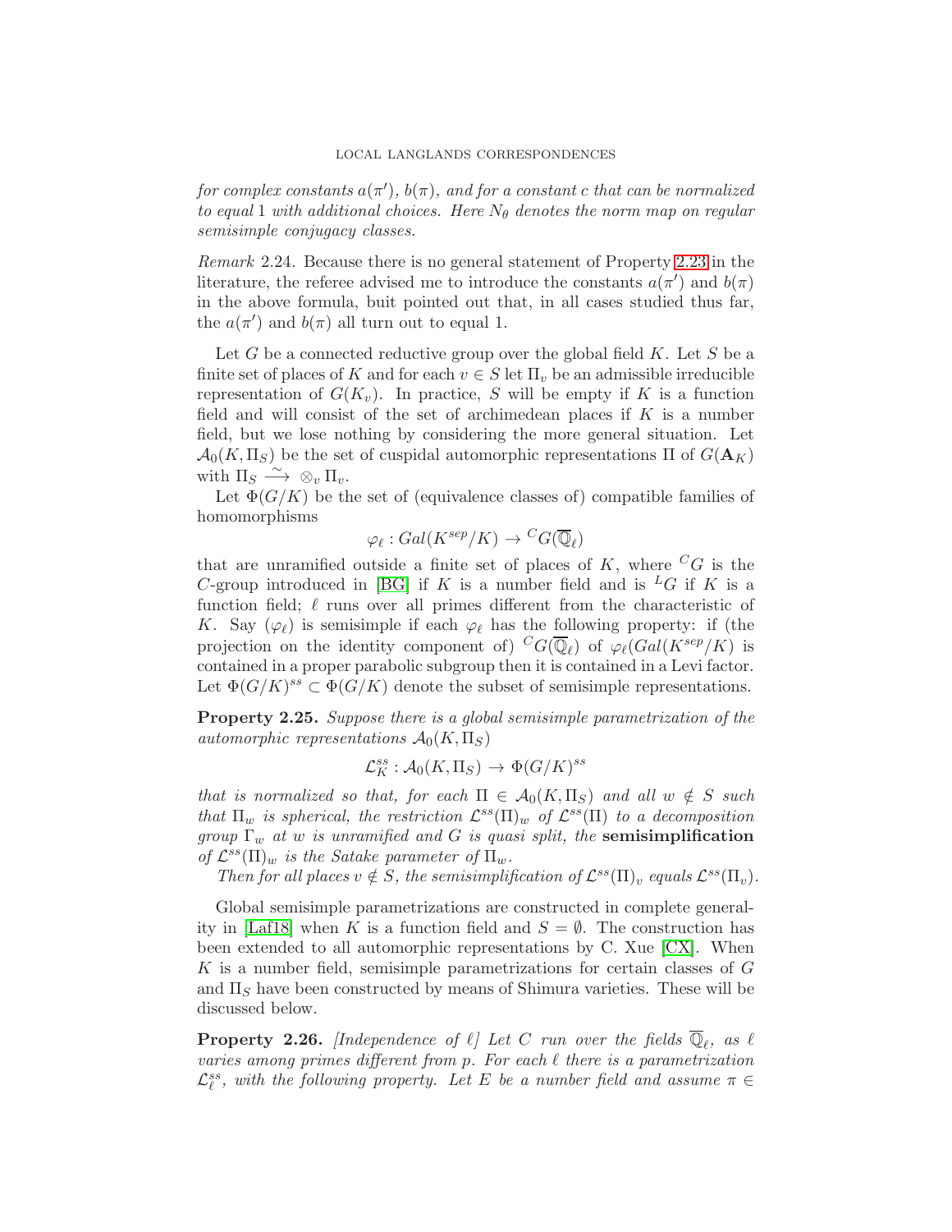*for complex constants $a(\pi')$, $b(\pi)$, and for a constant $c$ that can be normalized to equal 1 with additional choices. Here $N_\theta$ denotes the norm map on regular semisimple conjugacy classes.*

*Remark* 2.24. Because there is no general statement of Property 2.23 in the literature, the referee advised me to introduce the constants $a(\pi')$ and $b(\pi)$ in the above formula, buit pointed out that, in all cases studied thus far, the $a(\pi')$ and $b(\pi)$ all turn out to equal 1.

Let $G$ be a connected reductive group over the global field $K$. Let $S$ be a finite set of places of $K$ and for each $v \in S$ let $\Pi_v$ be an admissible irreducible representation of $G(K_v)$. In practice, $S$ will be empty if $K$ is a function field and will consist of the set of archimedean places if $K$ is a number field, but we lose nothing by considering the more general situation. Let $\mathcal{A}_0(K, \Pi_S)$ be the set of cuspidal automorphic representations $\Pi$ of $G(\mathbf{A}_K)$ with $\Pi_S \xrightarrow{\sim} \otimes_v \Pi_v$.

Let $\Phi(G/K)$ be the set of (equivalence classes of) compatible families of homomorphisms

$$\varphi_\ell : Gal(K^{sep}/K) \to {}^C G(\overline{\mathbb{Q}}_\ell)$$

that are unramified outside a finite set of places of $K$, where ${}^C G$ is the $C$-group introduced in [BG] if $K$ is a number field and is ${}^L G$ if $K$ is a function field; $\ell$ runs over all primes different from the characteristic of $K$. Say $(\varphi_\ell)$ is semisimple if each $\varphi_\ell$ has the following property: if (the projection on the identity component of) ${}^C G(\overline{\mathbb{Q}}_\ell)$ of $\varphi_\ell(Gal(K^{sep}/K)$ is contained in a proper parabolic subgroup then it is contained in a Levi factor. Let $\Phi(G/K)^{ss} \subset \Phi(G/K)$ denote the subset of semisimple representations.

**Property 2.25.** *Suppose there is a global semisimple parametrization of the automorphic representations $\mathcal{A}_0(K, \Pi_S)$*

$$\mathcal{L}^{ss}_K : \mathcal{A}_0(K, \Pi_S) \to \Phi(G/K)^{ss}$$

*that is normalized so that, for each $\Pi \in \mathcal{A}_0(K, \Pi_S)$ and all $w \notin S$ such that $\Pi_w$ is spherical, the restriction $\mathcal{L}^{ss}(\Pi)_w$ of $\mathcal{L}^{ss}(\Pi)$ to a decomposition group $\Gamma_w$ at $w$ is unramified and $G$ is quasi split, the* **semisimplification** *of $\mathcal{L}^{ss}(\Pi)_w$ is the Satake parameter of $\Pi_w$.*

*Then for all places $v \notin S$, the semisimplification of $\mathcal{L}^{ss}(\Pi)_v$ equals $\mathcal{L}^{ss}(\Pi_v)$.*

Global semisimple parametrizations are constructed in complete generality in [Laf18] when $K$ is a function field and $S = \emptyset$. The construction has been extended to all automorphic representations by C. Xue [CX]. When $K$ is a number field, semisimple parametrizations for certain classes of $G$ and $\Pi_S$ have been constructed by means of Shimura varieties. These will be discussed below.

**Property 2.26.** *[Independence of $\ell$] Let $C$ run over the fields $\overline{\mathbb{Q}}_\ell$, as $\ell$ varies among primes different from $p$. For each $\ell$ there is a parametrization $\mathcal{L}^{ss}_\ell$, with the following property. Let $E$ be a number field and assume $\pi \in$*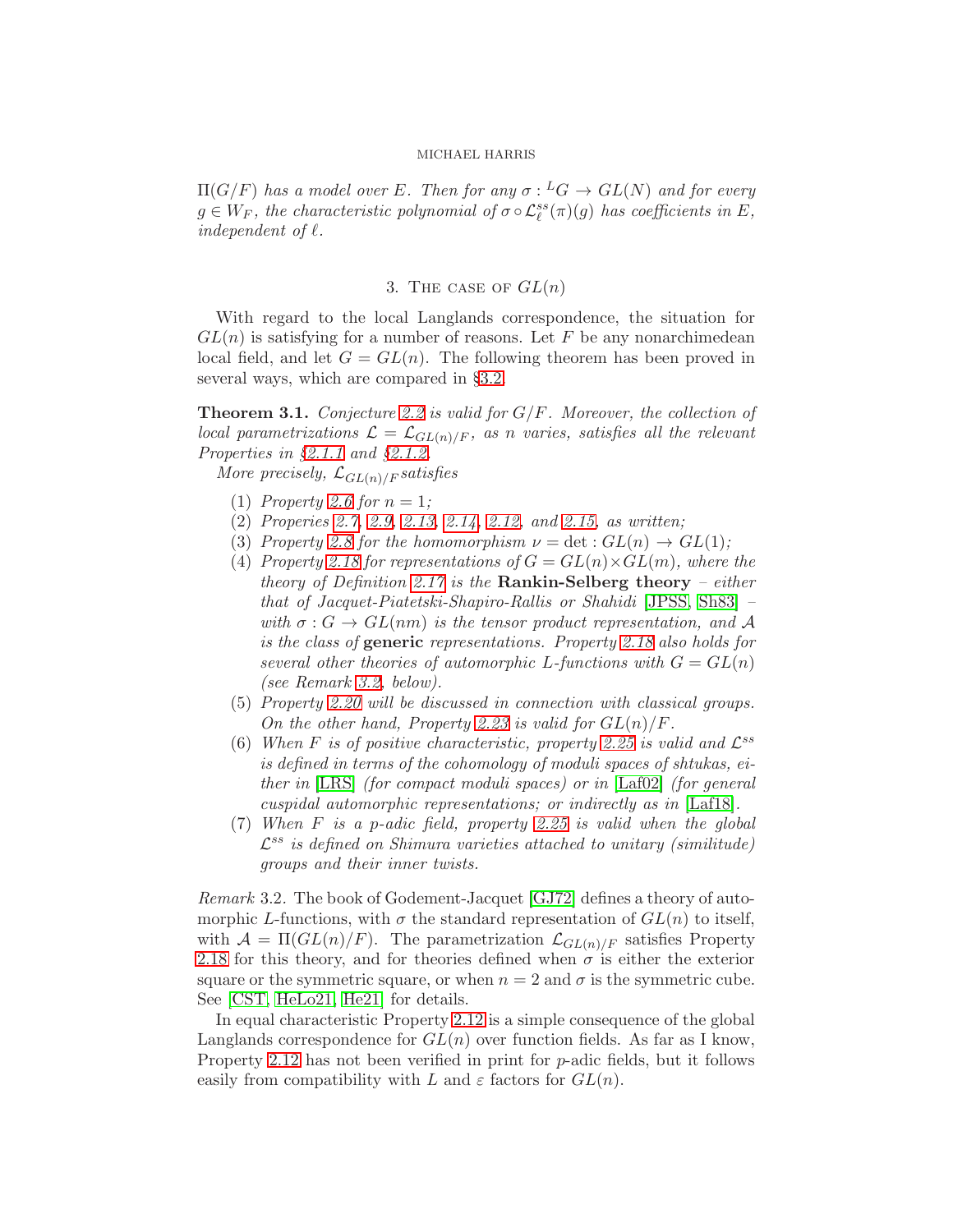*$\Pi(G/F)$ has a model over $E$. Then for any $\sigma : {}^LG \to GL(N)$ and for every $g \in W_F$, the characteristic polynomial of $\sigma \circ \mathcal{L}^{ss}_\ell(\pi)(g)$ has coefficients in $E$, independent of $\ell$.*

## 3. The case of $GL(n)$

With regard to the local Langlands correspondence, the situation for $GL(n)$ is satisfying for a number of reasons. Let $F$ be any nonarchimedean local field, and let $G = GL(n)$. The following theorem has been proved in several ways, which are compared in §3.2.

**Theorem 3.1.** *Conjecture 2.2 is valid for $G/F$. Moreover, the collection of local parametrizations $\mathcal{L} = \mathcal{L}_{GL(n)/F}$, as $n$ varies, satisfies all the relevant Properties in §2.1.1 and §2.1.2.*

*More precisely, $\mathcal{L}_{GL(n)/F}$ satisfies*

1. *Property 2.6 for $n = 1$;*
2. *Properies 2.7, 2.9, 2.13, 2.14, 2.12, and 2.15, as written;*
3. *Property 2.8 for the homomorphism $\nu = \det : GL(n) \to GL(1)$;*
4. *Property 2.18 for representations of $G = GL(n) \times GL(m)$, where the theory of Definition 2.17 is the* **Rankin-Selberg theory** *– either that of Jacquet-Piatetski-Shapiro-Rallis or Shahidi [JPSS, Sh83] – with $\sigma : G \to GL(nm)$ is the tensor product representation, and $\mathcal{A}$ is the class of* **generic** *representations. Property 2.18 also holds for several other theories of automorphic $L$-functions with $G = GL(n)$ (see Remark 3.2, below).*
5. *Property 2.20 will be discussed in connection with classical groups. On the other hand, Property 2.23 is valid for $GL(n)/F$.*
6. *When $F$ is of positive characteristic, property 2.25 is valid and $\mathcal{L}^{ss}$ is defined in terms of the cohomology of moduli spaces of shtukas, either in [LRS] (for compact moduli spaces) or in [Laf02] (for general cuspidal automorphic representations; or indirectly as in [Laf18].*
7. *When $F$ is a $p$-adic field, property 2.25 is valid when the global $\mathcal{L}^{ss}$ is defined on Shimura varieties attached to unitary (similitude) groups and their inner twists.*

*Remark* 3.2. The book of Godement-Jacquet [GJ72] defines a theory of automorphic $L$-functions, with $\sigma$ the standard representation of $GL(n)$ to itself, with $\mathcal{A} = \Pi(GL(n)/F)$. The parametrization $\mathcal{L}_{GL(n)/F}$ satisfies Property 2.18 for this theory, and for theories defined when $\sigma$ is either the exterior square or the symmetric square, or when $n = 2$ and $\sigma$ is the symmetric cube. See [CST, HeLo21, He21] for details.

In equal characteristic Property 2.12 is a simple consequence of the global Langlands correspondence for $GL(n)$ over function fields. As far as I know, Property 2.12 has not been verified in print for $p$-adic fields, but it follows easily from compatibility with $L$ and $\varepsilon$ factors for $GL(n)$.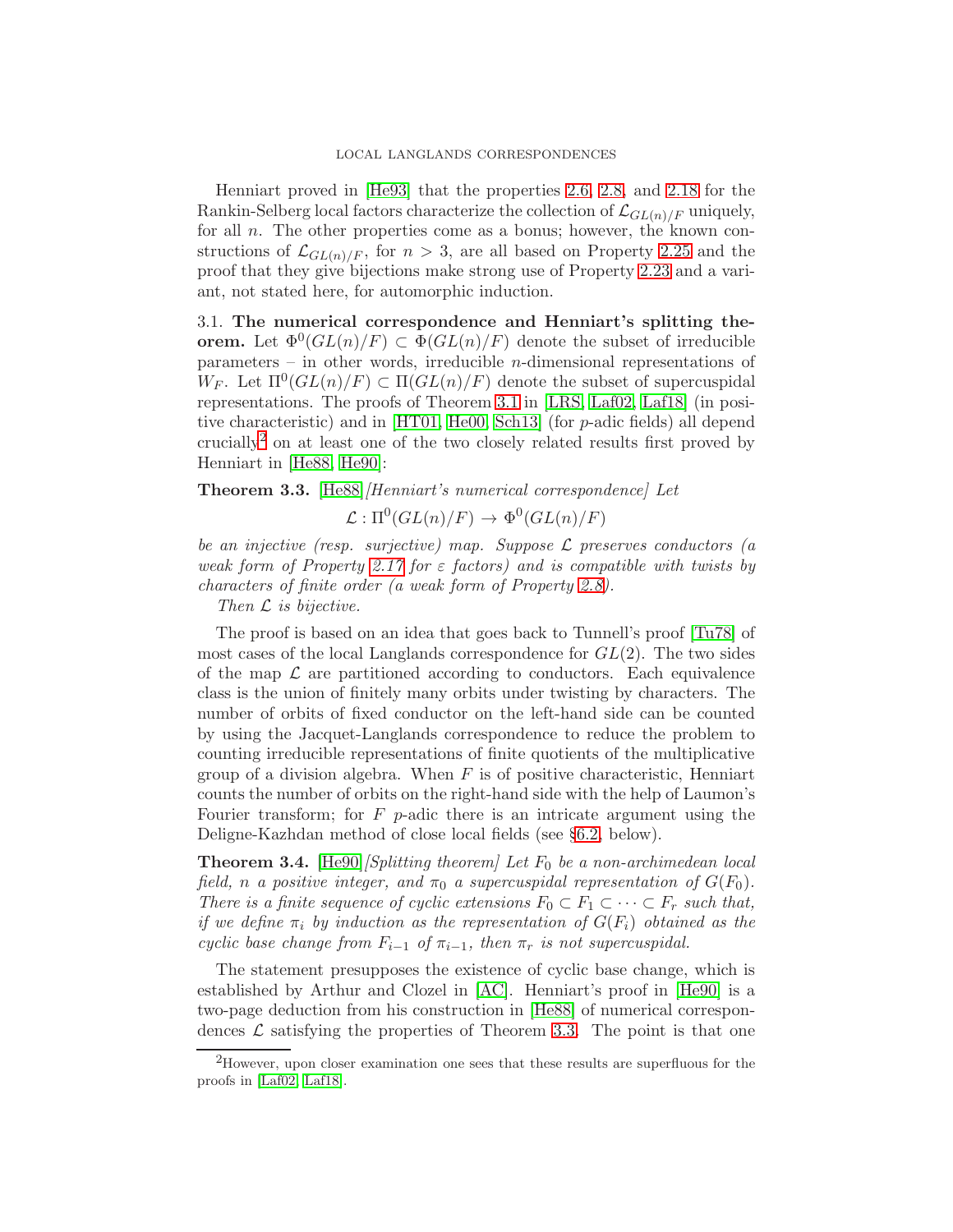Henniart proved in [He93] that the properties 2.6, 2.8, and 2.18 for the Rankin-Selberg local factors characterize the collection of $\mathcal{L}_{GL(n)/F}$ uniquely, for all $n$. The other properties come as a bonus; however, the known constructions of $\mathcal{L}_{GL(n)/F}$, for $n > 3$, are all based on Property 2.25 and the proof that they give bijections make strong use of Property 2.23 and a variant, not stated here, for automorphic induction.

### 3.1. The numerical correspondence and Henniart's splitting theorem.

Let $\Phi^0(GL(n)/F) \subset \Phi(GL(n)/F)$ denote the subset of irreducible parameters – in other words, irreducible $n$-dimensional representations of $W_F$. Let $\Pi^0(GL(n)/F) \subset \Pi(GL(n)/F)$ denote the subset of supercuspidal representations. The proofs of Theorem 3.1 in [LRS, Laf02, Laf18] (in positive characteristic) and in [HT01, He00, Sch13] (for $p$-adic fields) all depend crucially[2] on at least one of the two closely related results first proved by Henniart in [He88, He90]:

**Theorem 3.3.** [He88] *[Henniart's numerical correspondence] Let*

$$\mathcal{L} : \Pi^0(GL(n)/F) \to \Phi^0(GL(n)/F)$$

*be an injective (resp. surjective) map. Suppose $\mathcal{L}$ preserves conductors (a weak form of Property 2.17 for $\varepsilon$ factors) and is compatible with twists by characters of finite order (a weak form of Property 2.8).*

*Then $\mathcal{L}$ is bijective.*

The proof is based on an idea that goes back to Tunnell's proof [Tu78] of most cases of the local Langlands correspondence for $GL(2)$. The two sides of the map $\mathcal{L}$ are partitioned according to conductors. Each equivalence class is the union of finitely many orbits under twisting by characters. The number of orbits of fixed conductor on the left-hand side can be counted by using the Jacquet-Langlands correspondence to reduce the problem to counting irreducible representations of finite quotients of the multiplicative group of a division algebra. When $F$ is of positive characteristic, Henniart counts the number of orbits on the right-hand side with the help of Laumon's Fourier transform; for $F$ $p$-adic there is an intricate argument using the Deligne-Kazhdan method of close local fields (see §6.2, below).

**Theorem 3.4.** [He90] *[Splitting theorem] Let $F_0$ be a non-archimedean local field, $n$ a positive integer, and $\pi_0$ a supercuspidal representation of $G(F_0)$. There is a finite sequence of cyclic extensions $F_0 \subset F_1 \subset \cdots \subset F_r$ such that, if we define $\pi_i$ by induction as the representation of $G(F_i)$ obtained as the cyclic base change from $F_{i-1}$ of $\pi_{i-1}$, then $\pi_r$ is not supercuspidal.*

The statement presupposes the existence of cyclic base change, which is established by Arthur and Clozel in [AC]. Henniart's proof in [He90] is a two-page deduction from his construction in [He88] of numerical correspondences $\mathcal{L}$ satisfying the properties of Theorem 3.3. The point is that one

[2] However, upon closer examination one sees that these results are superfluous for the proofs in [Laf02, Laf18].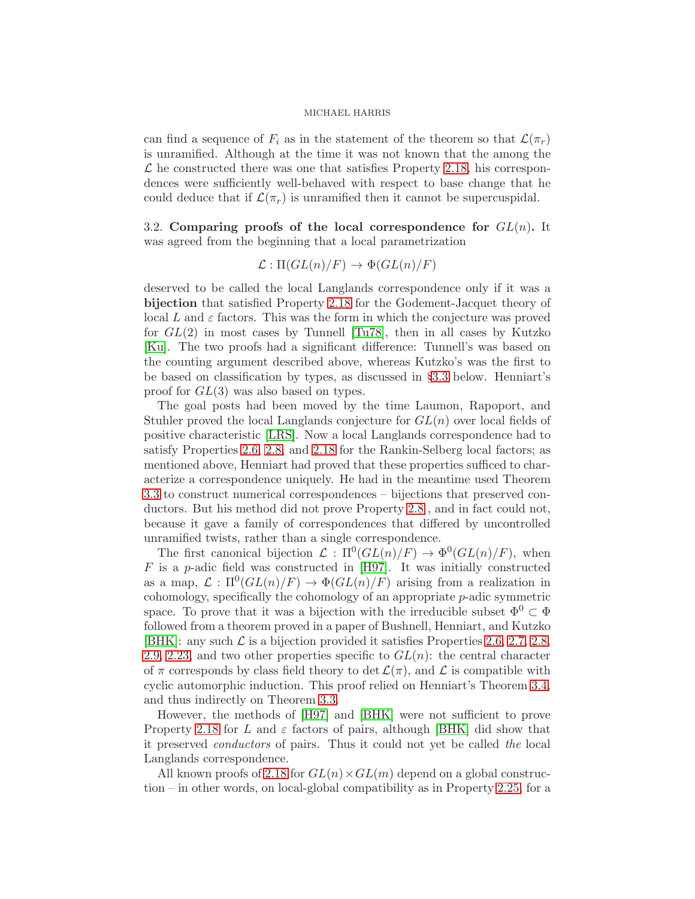can find a sequence of $F_i$ as in the statement of the theorem so that $\mathcal{L}(\pi_r)$ is unramified. Although at the time it was not known that the among the $\mathcal{L}$ he constructed there was one that satisfies Property 2.18, his correspondences were sufficiently well-behaved with respect to base change that he could deduce that if $\mathcal{L}(\pi_r)$ is unramified then it cannot be supercuspidal.

3.2. **Comparing proofs of the local correspondence for $GL(n)$.** It was agreed from the beginning that a local parametrization

$$\mathcal{L} : \Pi(GL(n)/F) \to \Phi(GL(n)/F)$$

deserved to be called the local Langlands correspondence only if it was a **bijection** that satisfied Property 2.18 for the Godement-Jacquet theory of local $L$ and $\varepsilon$ factors. This was the form in which the conjecture was proved for $GL(2)$ in most cases by Tunnell [Tu78], then in all cases by Kutzko [Ku]. The two proofs had a significant difference: Tunnell's was based on the counting argument described above, whereas Kutzko's was the first to be based on classification by types, as discussed in §3.3 below. Henniart's proof for $GL(3)$ was also based on types.

The goal posts had been moved by the time Laumon, Rapoport, and Stuhler proved the local Langlands conjecture for $GL(n)$ over local fields of positive characteristic [LRS]. Now a local Langlands correspondence had to satisfy Properties 2.6, 2.8, and 2.18 for the Rankin-Selberg local factors; as mentioned above, Henniart had proved that these properties sufficed to characterize a correspondence uniquely. He had in the meantime used Theorem 3.3 to construct numerical correspondences – bijections that preserved conductors. But his method did not prove Property 2.8, and in fact could not, because it gave a family of correspondences that differed by uncontrolled unramified twists, rather than a single correspondence.

The first canonical bijection $\mathcal{L} : \Pi^0(GL(n)/F) \to \Phi^0(GL(n)/F)$, when $F$ is a $p$-adic field was constructed in [H97]. It was initially constructed as a map, $\mathcal{L} : \Pi^0(GL(n)/F) \to \Phi(GL(n)/F)$ arising from a realization in cohomology, specifically the cohomology of an appropriate $p$-adic symmetric space. To prove that it was a bijection with the irreducible subset $\Phi^0 \subset \Phi$ followed from a theorem proved in a paper of Bushnell, Henniart, and Kutzko [BHK]: any such $\mathcal{L}$ is a bijection provided it satisfies Properties 2.6, 2.7, 2.8, 2.9, 2.23, and two other properties specific to $GL(n)$: the central character of $\pi$ corresponds by class field theory to $\det \mathcal{L}(\pi)$, and $\mathcal{L}$ is compatible with cyclic automorphic induction. This proof relied on Henniart's Theorem 3.4, and thus indirectly on Theorem 3.3.

However, the methods of [H97] and [BHK] were not sufficient to prove Property 2.18 for $L$ and $\varepsilon$ factors of pairs, although [BHK] did show that it preserved *conductors* of pairs. Thus it could not yet be called *the* local Langlands correspondence.

All known proofs of 2.18 for $GL(n) \times GL(m)$ depend on a global construction – in other words, on local-global compatibility as in Property 2.25, for a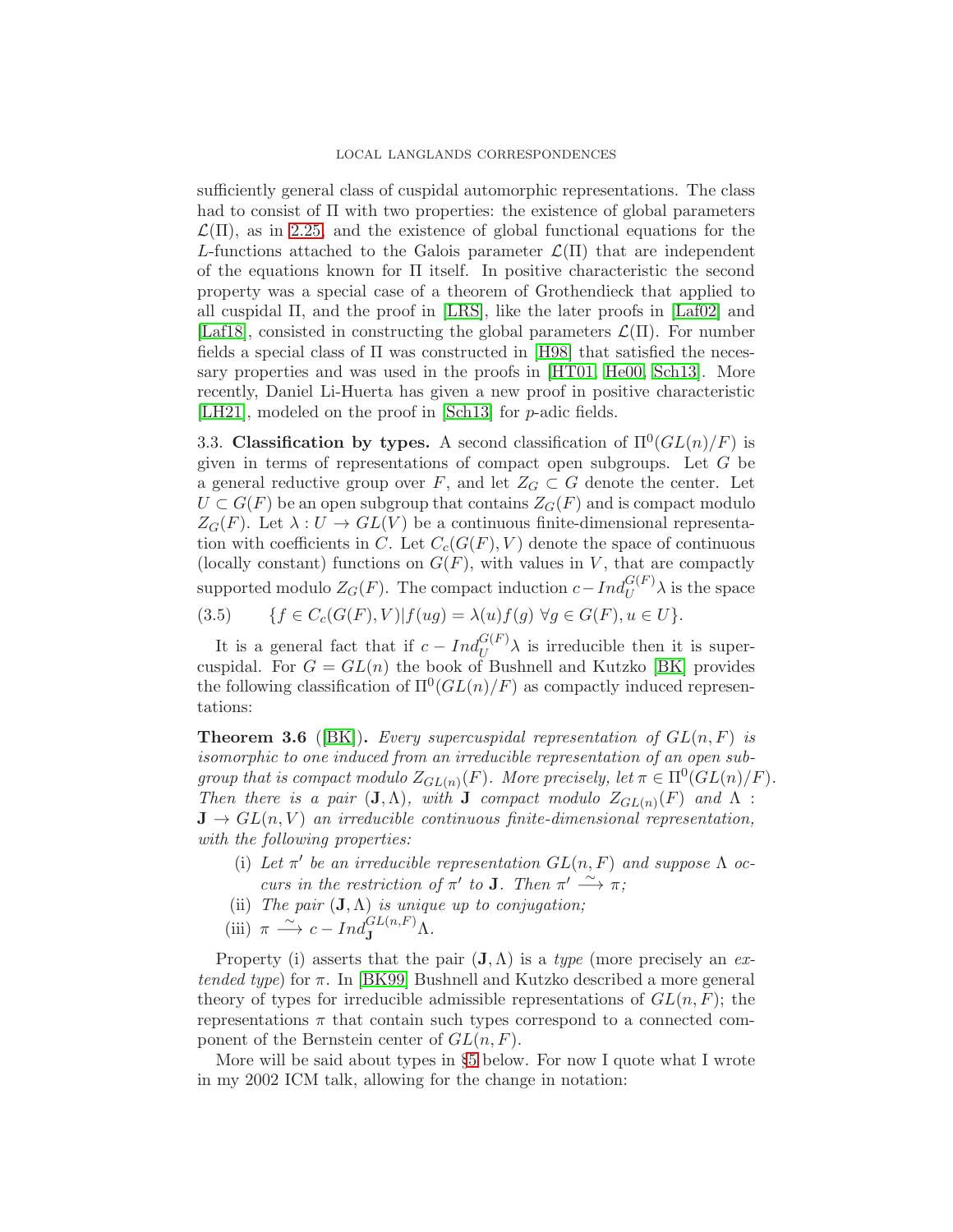sufficiently general class of cuspidal automorphic representations. The class had to consist of $\Pi$ with two properties: the existence of global parameters $\mathcal{L}(\Pi)$, as in 2.25, and the existence of global functional equations for the $L$-functions attached to the Galois parameter $\mathcal{L}(\Pi)$ that are independent of the equations known for $\Pi$ itself. In positive characteristic the second property was a special case of a theorem of Grothendieck that applied to all cuspidal $\Pi$, and the proof in [LRS], like the later proofs in [Laf02] and [Laf18], consisted in constructing the global parameters $\mathcal{L}(\Pi)$. For number fields a special class of $\Pi$ was constructed in [H98] that satisfied the necessary properties and was used in the proofs in [HT01, He00, Sch13]. More recently, Daniel Li-Huerta has given a new proof in positive characteristic [LH21], modeled on the proof in [Sch13] for $p$-adic fields.

3.3. **Classification by types.** A second classification of $\Pi^0(GL(n)/F)$ is given in terms of representations of compact open subgroups. Let $G$ be a general reductive group over $F$, and let $Z_G \subset G$ denote the center. Let $U \subset G(F)$ be an open subgroup that contains $Z_G(F)$ and is compact modulo $Z_G(F)$. Let $\lambda : U \to GL(V)$ be a continuous finite-dimensional representation with coefficients in $C$. Let $C_c(G(F), V)$ denote the space of continuous (locally constant) functions on $G(F)$, with values in $V$, that are compactly supported modulo $Z_G(F)$. The compact induction $c-Ind_U^{G(F)}\lambda$ is the space

$$\{f \in C_c(G(F), V) | f(ug) = \lambda(u)f(g) \ \forall g \in G(F), u \in U\}. \tag{3.5}$$

It is a general fact that if $c - Ind_U^{G(F)}\lambda$ is irreducible then it is supercuspidal. For $G = GL(n)$ the book of Bushnell and Kutzko [BK] provides the following classification of $\Pi^0(GL(n)/F)$ as compactly induced representations:

**Theorem 3.6** ([BK]). *Every supercuspidal representation of $GL(n, F)$ is isomorphic to one induced from an irreducible representation of an open subgroup that is compact modulo $Z_{GL(n)}(F)$. More precisely, let $\pi \in \Pi^0(GL(n)/F)$. Then there is a pair $(\mathbf{J}, \Lambda)$, with $\mathbf{J}$ compact modulo $Z_{GL(n)}(F)$ and $\Lambda : \mathbf{J} \to GL(n, V)$ an irreducible continuous finite-dimensional representation, with the following properties:*

- (i) *Let $\pi'$ be an irreducible representation $GL(n, F)$ and suppose $\Lambda$ occurs in the restriction of $\pi'$ to $\mathbf{J}$. Then $\pi' \xrightarrow{\sim} \pi$;*
- (ii) *The pair $(\mathbf{J}, \Lambda)$ is unique up to conjugation;*
- (iii) $\pi \xrightarrow{\sim} c - Ind_{\mathbf{J}}^{GL(n,F)}\Lambda$.

Property (i) asserts that the pair $(\mathbf{J}, \Lambda)$ is a *type* (more precisely an *extended type*) for $\pi$. In [BK99] Bushnell and Kutzko described a more general theory of types for irreducible admissible representations of $GL(n, F)$; the representations $\pi$ that contain such types correspond to a connected component of the Bernstein center of $GL(n, F)$.

More will be said about types in §5 below. For now I quote what I wrote in my 2002 ICM talk, allowing for the change in notation: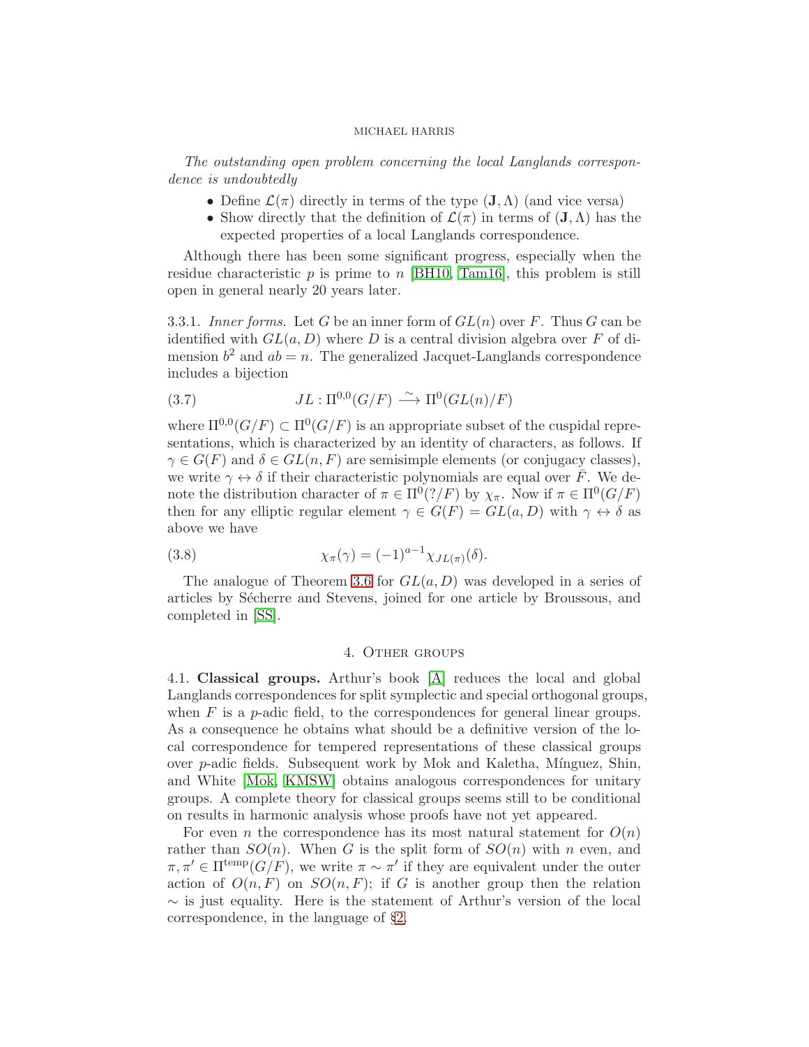*The outstanding open problem concerning the local Langlands correspondence is undoubtedly*

- Define $\mathcal{L}(\pi)$ directly in terms of the type $(\mathbf{J}, \Lambda)$ (and vice versa)
- Show directly that the definition of $\mathcal{L}(\pi)$ in terms of $(\mathbf{J}, \Lambda)$ has the expected properties of a local Langlands correspondence.

Although there has been some significant progress, especially when the residue characteristic $p$ is prime to $n$ [BH10, Tam16], this problem is still open in general nearly 20 years later.

3.3.1. *Inner forms.* Let $G$ be an inner form of $GL(n)$ over $F$. Thus $G$ can be identified with $GL(a, D)$ where $D$ is a central division algebra over $F$ of dimension $b^2$ and $ab = n$. The generalized Jacquet-Langlands correspondence includes a bijection

$$JL : \Pi^{0,0}(G/F) \xrightarrow{\sim} \Pi^0(GL(n)/F) \tag{3.7}$$

where $\Pi^{0,0}(G/F) \subset \Pi^0(G/F)$ is an appropriate subset of the cuspidal representations, which is characterized by an identity of characters, as follows. If $\gamma \in G(F)$ and $\delta \in GL(n, F)$ are semisimple elements (or conjugacy classes), we write $\gamma \leftrightarrow \delta$ if their characteristic polynomials are equal over $\bar{F}$. We denote the distribution character of $\pi \in \Pi^0(?/F)$ by $\chi_\pi$. Now if $\pi \in \Pi^0(G/F)$ then for any elliptic regular element $\gamma \in G(F) = GL(a, D)$ with $\gamma \leftrightarrow \delta$ as above we have

$$\chi_\pi(\gamma) = (-1)^{a-1}\chi_{JL(\pi)}(\delta). \tag{3.8}$$

The analogue of Theorem 3.6 for $GL(a, D)$ was developed in a series of articles by Sécherre and Stevens, joined for one article by Broussous, and completed in [SS].

## 4. Other groups

4.1. **Classical groups.** Arthur's book [A] reduces the local and global Langlands correspondences for split symplectic and special orthogonal groups, when $F$ is a $p$-adic field, to the correspondences for general linear groups. As a consequence he obtains what should be a definitive version of the local correspondence for tempered representations of these classical groups over $p$-adic fields. Subsequent work by Mok and Kaletha, Mínguez, Shin, and White [Mok, KMSW] obtains analogous correspondences for unitary groups. A complete theory for classical groups seems still to be conditional on results in harmonic analysis whose proofs have not yet appeared.

For even $n$ the correspondence has its most natural statement for $O(n)$ rather than $SO(n)$. When $G$ is the split form of $SO(n)$ with $n$ even, and $\pi, \pi' \in \Pi^{\mathrm{temp}}(G/F)$, we write $\pi \sim \pi'$ if they are equivalent under the outer action of $O(n, F)$ on $SO(n, F)$; if $G$ is another group then the relation $\sim$ is just equality. Here is the statement of Arthur's version of the local correspondence, in the language of §2.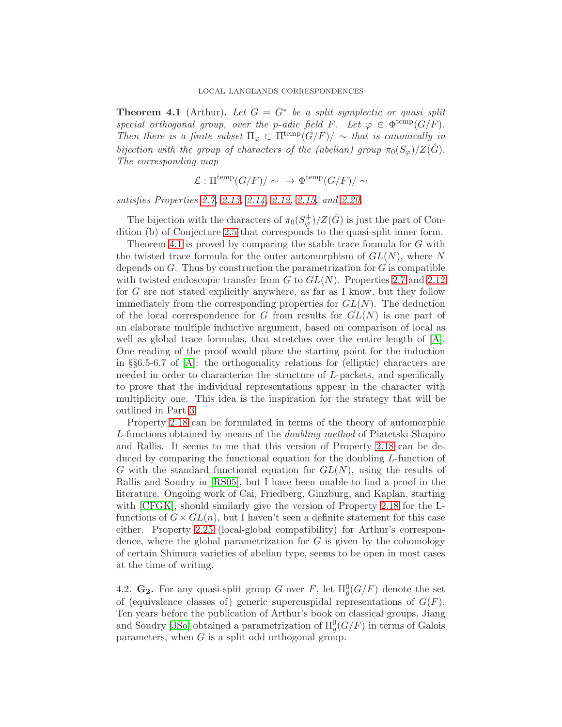**Theorem 4.1** (Arthur)**.** *Let $G = G^*$ be a split symplectic or quasi split special orthogonal group, over the p-adic field $F$. Let $\varphi \in \Phi^{\mathrm{temp}}(G/F)$. Then there is a finite subset $\Pi_\varphi \subset \Pi^{\mathrm{temp}}(G/F)/\sim$ that is canonically in bijection with the group of characters of the (abelian) group $\pi_0(S_\varphi)/Z(\hat{G})$. The corresponding map*

$$\mathcal{L} : \Pi^{\mathrm{temp}}(G/F)/\sim \ \rightarrow \Phi^{\mathrm{temp}}(G/F)/\sim$$

*satisfies Properties 2.7, 2.13, 2.14, 2.12, 2.15, and 2.20.*

The bijection with the characters of $\pi_0(S^+_\varphi)/Z(\hat{G})$ is just the part of Condition (b) of Conjecture 2.5 that corresponds to the quasi-split inner form.

Theorem 4.1 is proved by comparing the stable trace formula for $G$ with the twisted trace formula for the outer automorphism of $GL(N)$, where $N$ depends on $G$. Thus by construction the parametrization for $G$ is compatible with twisted endoscopic transfer from $G$ to $GL(N)$. Properties 2.7 and 2.12 for $G$ are not stated explicitly anywhere, as far as I know, but they follow immediately from the corresponding properties for $GL(N)$. The deduction of the local correspondence for $G$ from results for $GL(N)$ is one part of an elaborate multiple inductive argument, based on comparison of local as well as global trace formulas, that stretches over the entire length of [A]. One reading of the proof would place the starting point for the induction in §§6.5-6.7 of [A]: the orthogonality relations for (elliptic) characters are needed in order to characterize the structure of $L$-packets, and specifically to prove that the individual representations appear in the character with multiplicity one. This idea is the inspiration for the strategy that will be outlined in Part 3.

Property 2.18 can be formulated in terms of the theory of automorphic $L$-functions obtained by means of the *doubling method* of Piatetski-Shapiro and Rallis. It seems to me that this version of Property 2.18 can be deduced by comparing the functional equation for the doubling $L$-function of $G$ with the standard functional equation for $GL(N)$, using the results of Rallis and Soudry in [RS05], but I have been unable to find a proof in the literature. Ongoing work of Cai, Friedberg, Ginzburg, and Kaplan, starting with [CFGK], should similarly give the version of Property 2.18 for the L-functions of $G \times GL(n)$, but I haven't seen a definite statement for this case either. Property 2.25 (local-global compatibility) for Arthur's correspondence, where the global parametrization for $G$ is given by the cohomology of certain Shimura varieties of abelian type, seems to be open in most cases at the time of writing.

4.2. $\mathbf{G_2}$**.** For any quasi-split group $G$ over $F$, let $\Pi^0_g(G/F)$ denote the set of (equivalence classes of) generic supercuspidal representations of $G(F)$. Ten years before the publication of Arthur's book on classical groups, Jiang and Soudry [JSo] obtained a parametrization of $\Pi^0_g(G/F)$ in terms of Galois parameters, when $G$ is a split odd orthogonal group.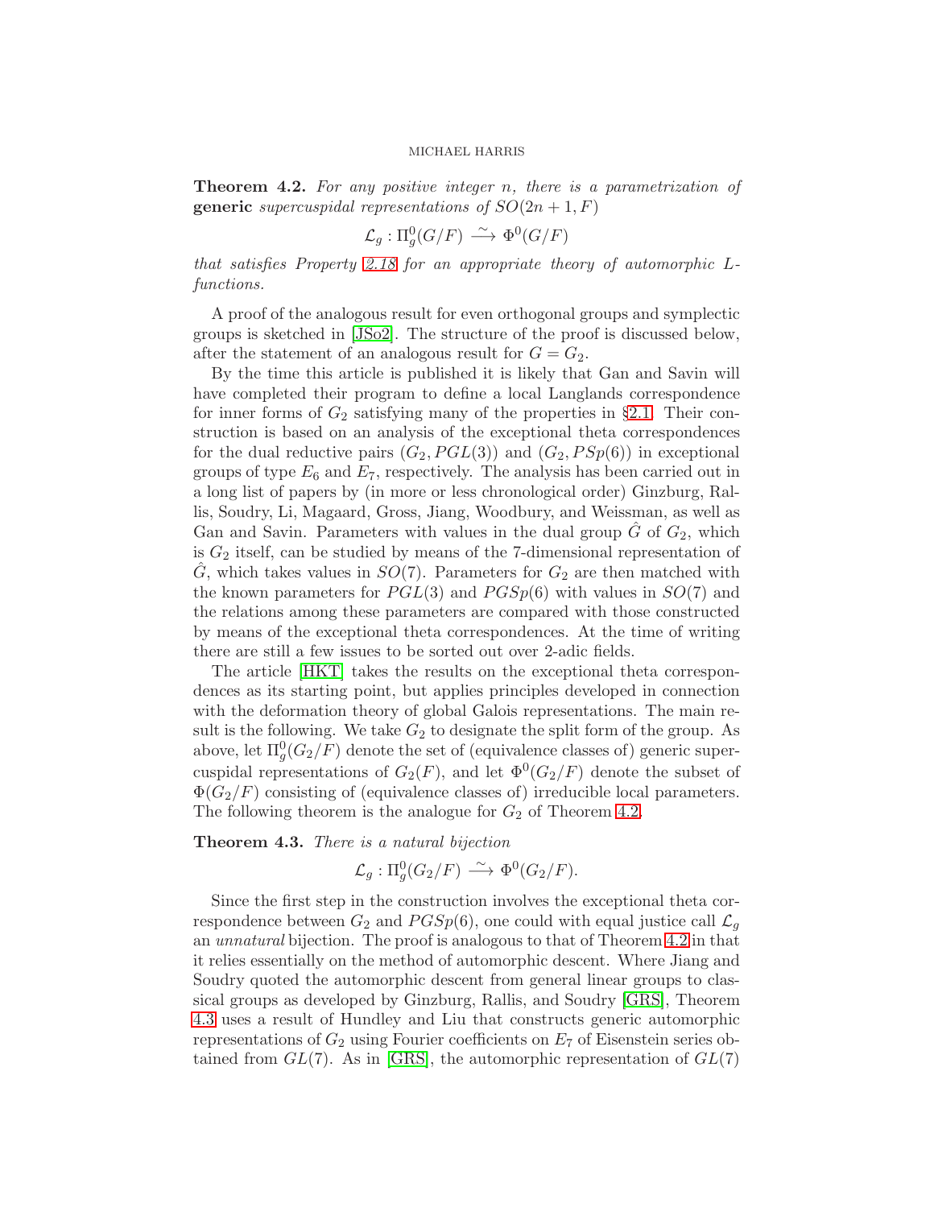**Theorem 4.2.** *For any positive integer $n$, there is a parametrization of* **generic** *supercuspidal representations of $SO(2n+1,F)$*

$$\mathcal{L}_g : \Pi_g^0(G/F) \xrightarrow{\sim} \Phi^0(G/F)$$

*that satisfies Property 2.18 for an appropriate theory of automorphic $L$-functions.*

A proof of the analogous result for even orthogonal groups and symplectic groups is sketched in [JSo2]. The structure of the proof is discussed below, after the statement of an analogous result for $G = G_2$.

By the time this article is published it is likely that Gan and Savin will have completed their program to define a local Langlands correspondence for inner forms of $G_2$ satisfying many of the properties in §2.1. Their construction is based on an analysis of the exceptional theta correspondences for the dual reductive pairs $(G_2, PGL(3))$ and $(G_2, PSp(6))$ in exceptional groups of type $E_6$ and $E_7$, respectively. The analysis has been carried out in a long list of papers by (in more or less chronological order) Ginzburg, Rallis, Soudry, Li, Magaard, Gross, Jiang, Woodbury, and Weissman, as well as Gan and Savin. Parameters with values in the dual group $\hat{G}$ of $G_2$, which is $G_2$ itself, can be studied by means of the 7-dimensional representation of $\hat{G}$, which takes values in $SO(7)$. Parameters for $G_2$ are then matched with the known parameters for $PGL(3)$ and $PGSp(6)$ with values in $SO(7)$ and the relations among these parameters are compared with those constructed by means of the exceptional theta correspondences. At the time of writing there are still a few issues to be sorted out over 2-adic fields.

The article [HKT] takes the results on the exceptional theta correspondences as its starting point, but applies principles developed in connection with the deformation theory of global Galois representations. The main result is the following. We take $G_2$ to designate the split form of the group. As above, let $\Pi_g^0(G_2/F)$ denote the set of (equivalence classes of) generic supercuspidal representations of $G_2(F)$, and let $\Phi^0(G_2/F)$ denote the subset of $\Phi(G_2/F)$ consisting of (equivalence classes of) irreducible local parameters. The following theorem is the analogue for $G_2$ of Theorem 4.2.

**Theorem 4.3.** *There is a natural bijection*

$$\mathcal{L}_g : \Pi_g^0(G_2/F) \xrightarrow{\sim} \Phi^0(G_2/F).$$

Since the first step in the construction involves the exceptional theta correspondence between $G_2$ and $PGSp(6)$, one could with equal justice call $\mathcal{L}_g$ an *unnatural* bijection. The proof is analogous to that of Theorem 4.2 in that it relies essentially on the method of automorphic descent. Where Jiang and Soudry quoted the automorphic descent from general linear groups to classical groups as developed by Ginzburg, Rallis, and Soudry [GRS], Theorem 4.3 uses a result of Hundley and Liu that constructs generic automorphic representations of $G_2$ using Fourier coefficients on $E_7$ of Eisenstein series obtained from $GL(7)$. As in [GRS], the automorphic representation of $GL(7)$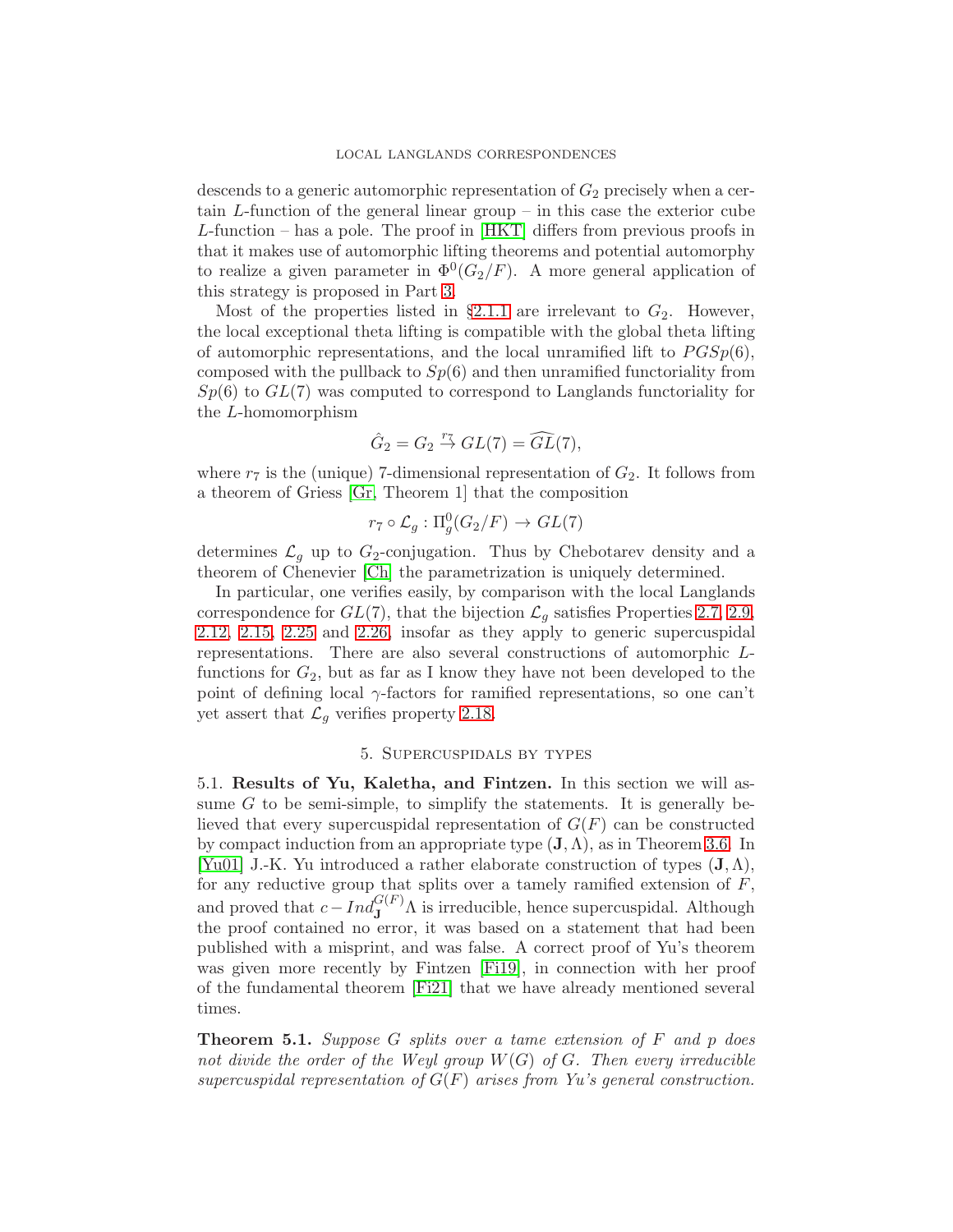descends to a generic automorphic representation of $G_2$ precisely when a certain $L$-function of the general linear group – in this case the exterior cube $L$-function – has a pole. The proof in [HKT] differs from previous proofs in that it makes use of automorphic lifting theorems and potential automorphy to realize a given parameter in $\Phi^0(G_2/F)$. A more general application of this strategy is proposed in Part 3.

Most of the properties listed in §2.1.1 are irrelevant to $G_2$. However, the local exceptional theta lifting is compatible with the global theta lifting of automorphic representations, and the local unramified lift to $PGSp(6)$, composed with the pullback to $Sp(6)$ and then unramified functoriality from $Sp(6)$ to $GL(7)$ was computed to correspond to Langlands functoriality for the $L$-homomorphism

$$\hat{G}_2 = G_2 \overset{r_7}{\to} GL(7) = \widehat{GL}(7),$$

where $r_7$ is the (unique) 7-dimensional representation of $G_2$. It follows from a theorem of Griess [Gr, Theorem 1] that the composition

$$r_7 \circ \mathcal{L}_g : \Pi_g^0(G_2/F) \to GL(7)$$

determines $\mathcal{L}_g$ up to $G_2$-conjugation. Thus by Chebotarev density and a theorem of Chenevier [Ch] the parametrization is uniquely determined.

In particular, one verifies easily, by comparison with the local Langlands correspondence for $GL(7)$, that the bijection $\mathcal{L}_g$ satisfies Properties 2.7, 2.9, 2.12, 2.15, 2.25 and 2.26, insofar as they apply to generic supercuspidal representations. There are also several constructions of automorphic $L$-functions for $G_2$, but as far as I know they have not been developed to the point of defining local $\gamma$-factors for ramified representations, so one can't yet assert that $\mathcal{L}_g$ verifies property 2.18.

## 5. Supercuspidals by types

**5.1. Results of Yu, Kaletha, and Fintzen.** In this section we will assume $G$ to be semi-simple, to simplify the statements. It is generally believed that every supercuspidal representation of $G(F)$ can be constructed by compact induction from an appropriate type $(\mathbf{J}, \Lambda)$, as in Theorem 3.6. In [Yu01] J.-K. Yu introduced a rather elaborate construction of types $(\mathbf{J}, \Lambda)$, for any reductive group that splits over a tamely ramified extension of $F$, and proved that $c - Ind_{\mathbf{J}}^{G(F)}\Lambda$ is irreducible, hence supercuspidal. Although the proof contained no error, it was based on a statement that had been published with a misprint, and was false. A correct proof of Yu's theorem was given more recently by Fintzen [Fi19], in connection with her proof of the fundamental theorem [Fi21] that we have already mentioned several times.

**Theorem 5.1.** *Suppose $G$ splits over a tame extension of $F$ and $p$ does not divide the order of the Weyl group $W(G)$ of $G$. Then every irreducible supercuspidal representation of $G(F)$ arises from Yu's general construction.*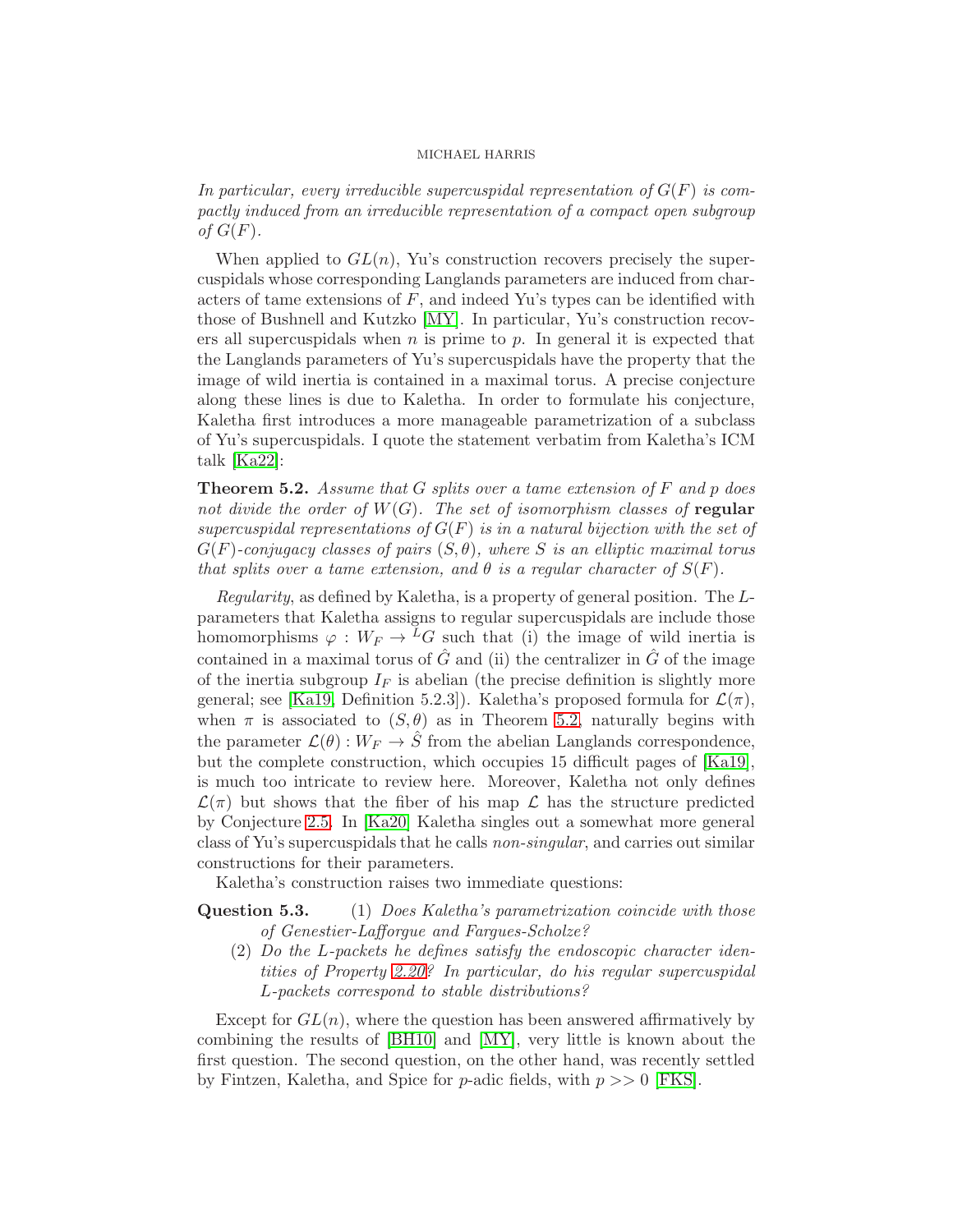*In particular, every irreducible supercuspidal representation of $G(F)$ is compactly induced from an irreducible representation of a compact open subgroup of $G(F)$.*

When applied to $GL(n)$, Yu's construction recovers precisely the supercuspidals whose corresponding Langlands parameters are induced from characters of tame extensions of $F$, and indeed Yu's types can be identified with those of Bushnell and Kutzko [MY]. In particular, Yu's construction recovers all supercuspidals when $n$ is prime to $p$. In general it is expected that the Langlands parameters of Yu's supercuspidals have the property that the image of wild inertia is contained in a maximal torus. A precise conjecture along these lines is due to Kaletha. In order to formulate his conjecture, Kaletha first introduces a more manageable parametrization of a subclass of Yu's supercuspidals. I quote the statement verbatim from Kaletha's ICM talk [Ka22]:

**Theorem 5.2.** *Assume that $G$ splits over a tame extension of $F$ and $p$ does not divide the order of $W(G)$. The set of isomorphism classes of* **regular** *supercuspidal representations of $G(F)$ is in a natural bijection with the set of $G(F)$-conjugacy classes of pairs $(S, \theta)$, where $S$ is an elliptic maximal torus that splits over a tame extension, and $\theta$ is a regular character of $S(F)$.*

*Regularity*, as defined by Kaletha, is a property of general position. The $L$-parameters that Kaletha assigns to regular supercuspidals are include those homomorphisms $\varphi : W_F \to {}^LG$ such that (i) the image of wild inertia is contained in a maximal torus of $\hat{G}$ and (ii) the centralizer in $\hat{G}$ of the image of the inertia subgroup $I_F$ is abelian (the precise definition is slightly more general; see [Ka19, Definition 5.2.3]). Kaletha's proposed formula for $\mathcal{L}(\pi)$, when $\pi$ is associated to $(S, \theta)$ as in Theorem 5.2, naturally begins with the parameter $\mathcal{L}(\theta) : W_F \to \hat{S}$ from the abelian Langlands correspondence, but the complete construction, which occupies 15 difficult pages of [Ka19], is much too intricate to review here. Moreover, Kaletha not only defines $\mathcal{L}(\pi)$ but shows that the fiber of his map $\mathcal{L}$ has the structure predicted by Conjecture 2.5. In [Ka20] Kaletha singles out a somewhat more general class of Yu's supercuspidals that he calls *non-singular*, and carries out similar constructions for their parameters.

Kaletha's construction raises two immediate questions:

**Question 5.3.**
1. *Does Kaletha's parametrization coincide with those of Genestier-Lafforgue and Fargues-Scholze?*
2. *Do the $L$-packets he defines satisfy the endoscopic character identities of Property 2.20? In particular, do his regular supercuspidal $L$-packets correspond to stable distributions?*

Except for $GL(n)$, where the question has been answered affirmatively by combining the results of [BH10] and [MY], very little is known about the first question. The second question, on the other hand, was recently settled by Fintzen, Kaletha, and Spice for $p$-adic fields, with $p >> 0$ [FKS].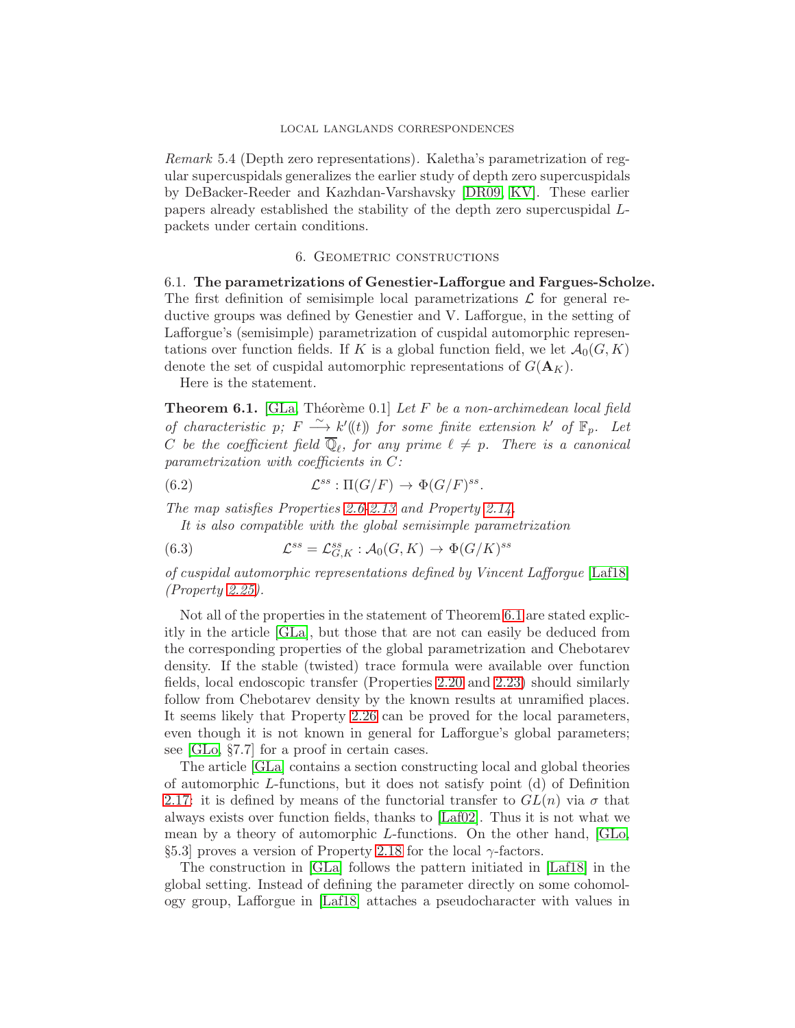*Remark* 5.4 (Depth zero representations). Kaletha's parametrization of regular supercuspidals generalizes the earlier study of depth zero supercuspidals by DeBacker-Reeder and Kazhdan-Varshavsky [DR09, KV]. These earlier papers already established the stability of the depth zero supercuspidal $L$-packets under certain conditions.

## 6. Geometric constructions

**6.1. The parametrizations of Genestier-Lafforgue and Fargues-Scholze.** The first definition of semisimple local parametrizations $\mathcal{L}$ for general reductive groups was defined by Genestier and V. Lafforgue, in the setting of Lafforgue's (semisimple) parametrization of cuspidal automorphic representations over function fields. If $K$ is a global function field, we let $\mathcal{A}_0(G,K)$ denote the set of cuspidal automorphic representations of $G(\mathbf{A}_K)$.

Here is the statement.

**Theorem 6.1.** [GLa, Théorème 0.1] *Let $F$ be a non-archimedean local field of characteristic $p$; $F \xrightarrow{\sim} k'((t))$ for some finite extension $k'$ of $\mathbb{F}_p$. Let $C$ be the coefficient field $\overline{\mathbb{Q}}_\ell$, for any prime $\ell \neq p$. There is a canonical parametrization with coefficients in $C$:*

$$\mathcal{L}^{ss} : \Pi(G/F) \to \Phi(G/F)^{ss}. \tag{6.2}$$

*The map satisfies Properties 2.6-2.13 and Property 2.14.*

*It is also compatible with the global semisimple parametrization*

$$\mathcal{L}^{ss} = \mathcal{L}^{ss}_{G,K} : \mathcal{A}_0(G,K) \to \Phi(G/K)^{ss} \tag{6.3}$$

*of cuspidal automorphic representations defined by Vincent Lafforgue [Laf18] (Property 2.25).*

Not all of the properties in the statement of Theorem 6.1 are stated explicitly in the article [GLa], but those that are not can easily be deduced from the corresponding properties of the global parametrization and Chebotarev density. If the stable (twisted) trace formula were available over function fields, local endoscopic transfer (Properties 2.20 and 2.23) should similarly follow from Chebotarev density by the known results at unramified places. It seems likely that Property 2.26 can be proved for the local parameters, even though it is not known in general for Lafforgue's global parameters; see [GLo, §7.7] for a proof in certain cases.

The article [GLa] contains a section constructing local and global theories of automorphic $L$-functions, but it does not satisfy point (d) of Definition 2.17: it is defined by means of the functorial transfer to $GL(n)$ via $\sigma$ that always exists over function fields, thanks to [Laf02]. Thus it is not what we mean by a theory of automorphic $L$-functions. On the other hand, [GLo, §5.3] proves a version of Property 2.18 for the local $\gamma$-factors.

The construction in [GLa] follows the pattern initiated in [Laf18] in the global setting. Instead of defining the parameter directly on some cohomology group, Lafforgue in [Laf18] attaches a pseudocharacter with values in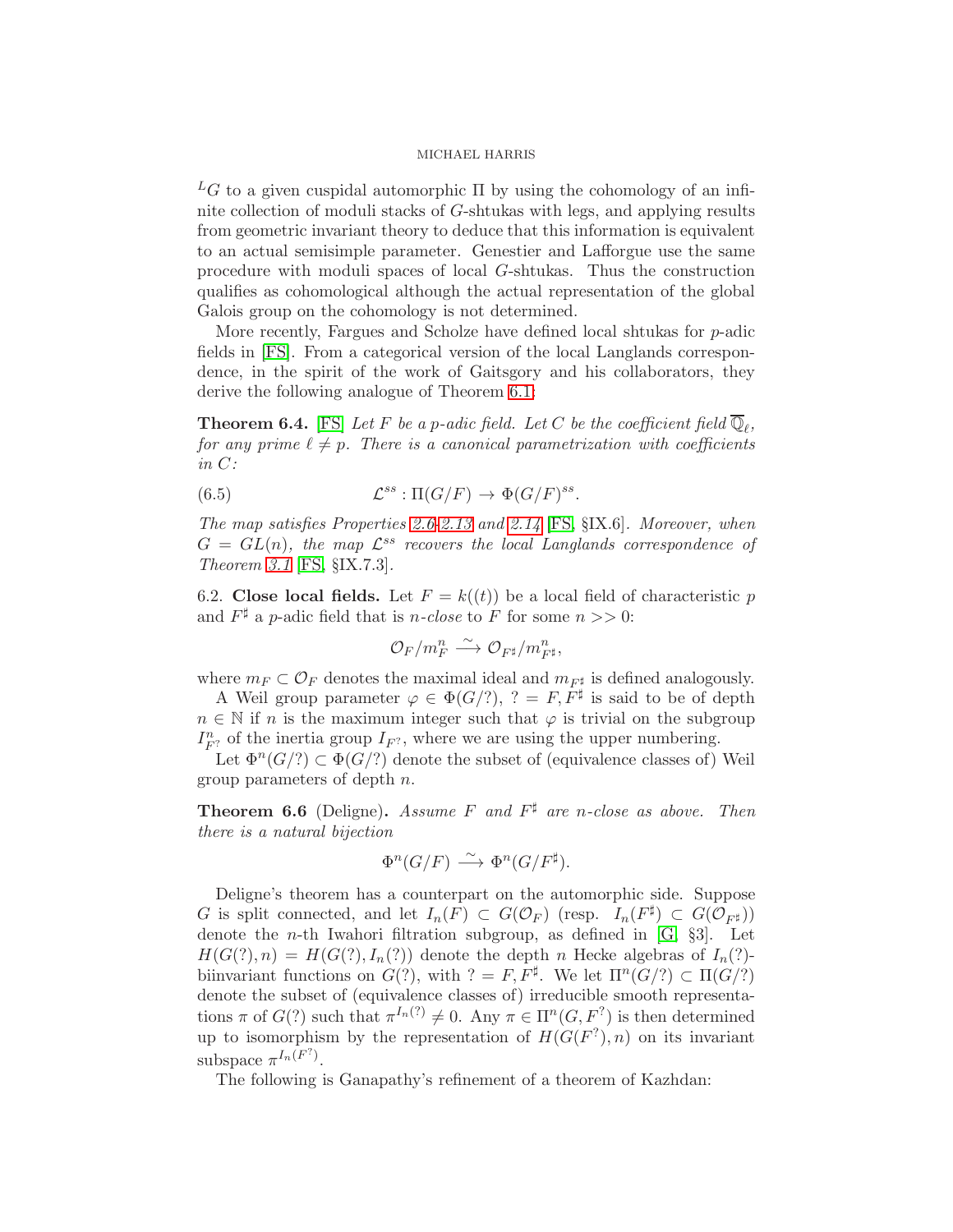${}^LG$ to a given cuspidal automorphic $\Pi$ by using the cohomology of an infinite collection of moduli stacks of $G$-shtukas with legs, and applying results from geometric invariant theory to deduce that this information is equivalent to an actual semisimple parameter. Genestier and Lafforgue use the same procedure with moduli spaces of local $G$-shtukas. Thus the construction qualifies as cohomological although the actual representation of the global Galois group on the cohomology is not determined.

More recently, Fargues and Scholze have defined local shtukas for $p$-adic fields in [FS]. From a categorical version of the local Langlands correspondence, in the spirit of the work of Gaitsgory and his collaborators, they derive the following analogue of Theorem 6.1:

**Theorem 6.4.** [FS] *Let $F$ be a $p$-adic field. Let $C$ be the coefficient field $\overline{\mathbb{Q}}_\ell$, for any prime $\ell \neq p$. There is a canonical parametrization with coefficients in $C$:*

$$\mathcal{L}^{ss} : \Pi(G/F) \to \Phi(G/F)^{ss}. \tag{6.5}$$

*The map satisfies Properties 2.6-2.13 and 2.14* [FS, §IX.6]. *Moreover, when $G = GL(n)$, the map $\mathcal{L}^{ss}$ recovers the local Langlands correspondence of Theorem 3.1* [FS, §IX.7.3].

6.2. **Close local fields.** Let $F = k((t))$ be a local field of characteristic $p$ and $F^\sharp$ a $p$-adic field that is *$n$-close* to $F$ for some $n >> 0$:

$$\mathcal{O}_F/m_F^n \xrightarrow{\sim} \mathcal{O}_{F^\sharp}/m_{F^\sharp}^n,$$

where $m_F \subset \mathcal{O}_F$ denotes the maximal ideal and $m_{F^\sharp}$ is defined analogously.

A Weil group parameter $\varphi \in \Phi(G/?)$, $? = F, F^\sharp$ is said to be of depth $n \in \mathbb{N}$ if $n$ is the maximum integer such that $\varphi$ is trivial on the subgroup $I_{F^?}^n$ of the inertia group $I_{F^?}$, where we are using the upper numbering.

Let $\Phi^n(G/?) \subset \Phi(G/?)$ denote the subset of (equivalence classes of) Weil group parameters of depth $n$.

**Theorem 6.6** (Deligne)**.** *Assume $F$ and $F^\sharp$ are $n$-close as above. Then there is a natural bijection*

$$\Phi^n(G/F) \xrightarrow{\sim} \Phi^n(G/F^\sharp).$$

Deligne's theorem has a counterpart on the automorphic side. Suppose $G$ is split connected, and let $I_n(F) \subset G(\mathcal{O}_F)$ (resp. $I_n(F^\sharp) \subset G(\mathcal{O}_{F^\sharp})$) denote the $n$-th Iwahori filtration subgroup, as defined in [G, §3]. Let $H(G(?), n) = H(G(?), I_n(?))$ denote the depth $n$ Hecke algebras of $I_n(?)$-biinvariant functions on $G(?)$, with $? = F, F^\sharp$. We let $\Pi^n(G/?) \subset \Pi(G/?)$ denote the subset of (equivalence classes of) irreducible smooth representations $\pi$ of $G(?)$ such that $\pi^{I_n(?)} \neq 0$. Any $\pi \in \Pi^n(G, F^?)$ is then determined up to isomorphism by the representation of $H(G(F^?), n)$ on its invariant subspace $\pi^{I_n(F^?)}$.

The following is Ganapathy's refinement of a theorem of Kazhdan: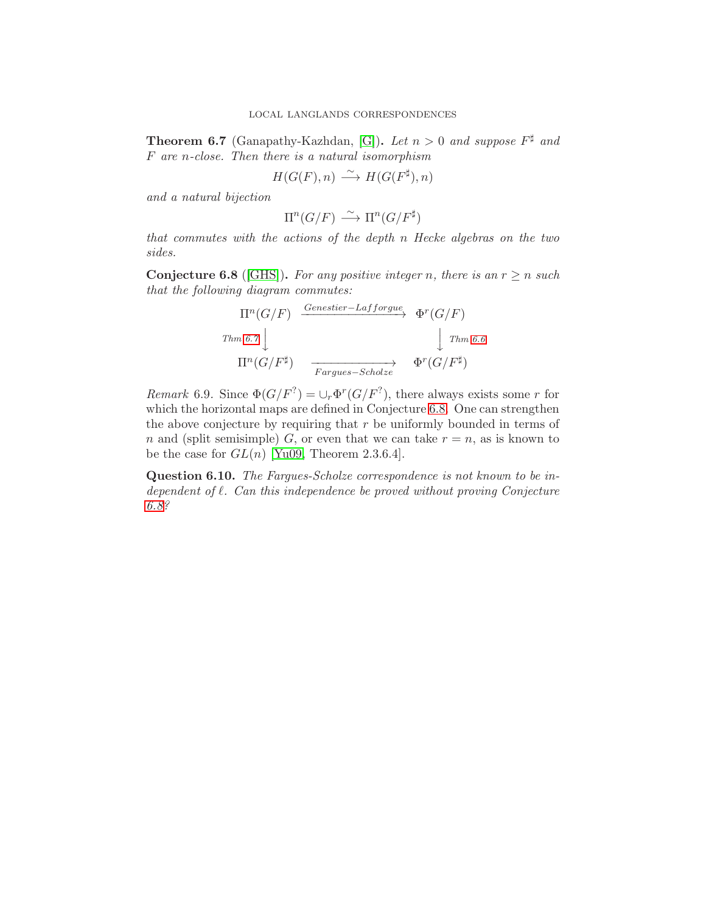**Theorem 6.7** (Ganapathy-Kazhdan, [G]). *Let $n > 0$ and suppose $F^\sharp$ and $F$ are $n$-close. Then there is a natural isomorphism*

$$H(G(F), n) \xrightarrow{\sim} H(G(F^\sharp), n)$$

*and a natural bijection*

$$\Pi^n(G/F) \xrightarrow{\sim} \Pi^n(G/F^\sharp)$$

*that commutes with the actions of the depth $n$ Hecke algebras on the two sides.*

**Conjecture 6.8** ([GHS]). *For any positive integer $n$, there is an $r \geq n$ such that the following diagram commutes:*

$$\begin{array}{ccc}
\Pi^n(G/F) & \xrightarrow{Genestier-Lafforgue} & \Phi^r(G/F) \\
{\scriptstyle Thm\ 6.7}\downarrow & & \downarrow{\scriptstyle Thm\ 6.6} \\
\Pi^n(G/F^\sharp) & \xrightarrow[Fargues-Scholze]{} & \Phi^r(G/F^\sharp)
\end{array}$$

*Remark* 6.9. Since $\Phi(G/F^?) = \cup_r \Phi^r(G/F^?)$, there always exists some $r$ for which the horizontal maps are defined in Conjecture 6.8. One can strengthen the above conjecture by requiring that $r$ be uniformly bounded in terms of $n$ and (split semisimple) $G$, or even that we can take $r = n$, as is known to be the case for $GL(n)$ [Yu09, Theorem 2.3.6.4].

**Question 6.10.** *The Fargues-Scholze correspondence is not known to be independent of $\ell$. Can this independence be proved without proving Conjecture 6.8?*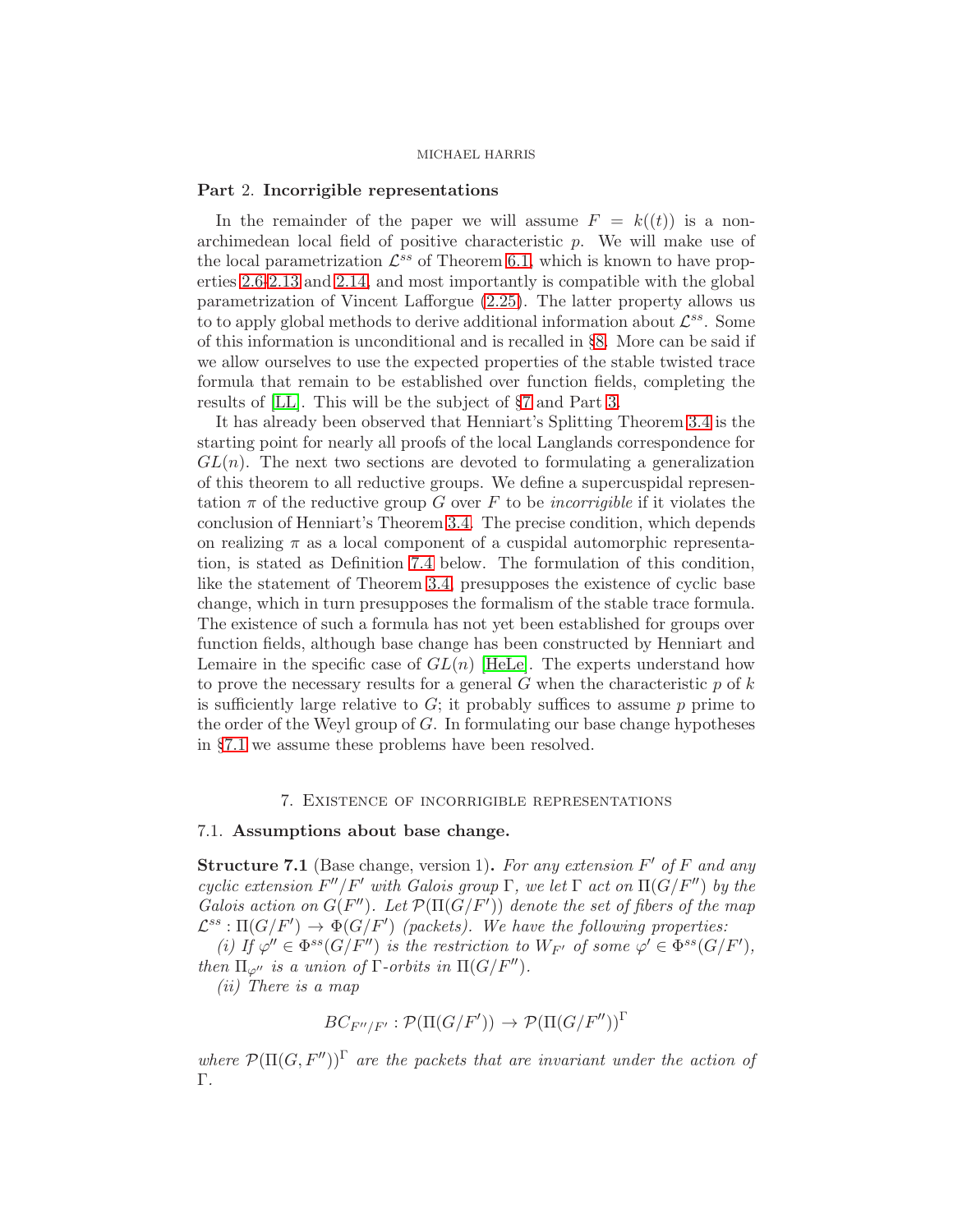## Part 2. Incorrigible representations

In the remainder of the paper we will assume $F = k((t))$ is a non-archimedean local field of positive characteristic $p$. We will make use of the local parametrization $\mathcal{L}^{ss}$ of Theorem 6.1, which is known to have properties 2.6-2.13 and 2.14, and most importantly is compatible with the global parametrization of Vincent Lafforgue (2.25). The latter property allows us to to apply global methods to derive additional information about $\mathcal{L}^{ss}$. Some of this information is unconditional and is recalled in §8. More can be said if we allow ourselves to use the expected properties of the stable twisted trace formula that remain to be established over function fields, completing the results of [LL]. This will be the subject of §7 and Part 3.

It has already been observed that Henniart's Splitting Theorem 3.4 is the starting point for nearly all proofs of the local Langlands correspondence for $GL(n)$. The next two sections are devoted to formulating a generalization of this theorem to all reductive groups. We define a supercuspidal representation $\pi$ of the reductive group $G$ over $F$ to be *incorrigible* if it violates the conclusion of Henniart's Theorem 3.4. The precise condition, which depends on realizing $\pi$ as a local component of a cuspidal automorphic representation, is stated as Definition 7.4 below. The formulation of this condition, like the statement of Theorem 3.4, presupposes the existence of cyclic base change, which in turn presupposes the formalism of the stable trace formula. The existence of such a formula has not yet been established for groups over function fields, although base change has been constructed by Henniart and Lemaire in the specific case of $GL(n)$ [HeLe]. The experts understand how to prove the necessary results for a general $G$ when the characteristic $p$ of $k$ is sufficiently large relative to $G$; it probably suffices to assume $p$ prime to the order of the Weyl group of $G$. In formulating our base change hypotheses in §7.1 we assume these problems have been resolved.

## 7. Existence of incorrigible representations

### 7.1. Assumptions about base change.

**Structure 7.1** (Base change, version 1)**.** *For any extension $F'$ of $F$ and any cyclic extension $F''/F'$ with Galois group $\Gamma$, we let $\Gamma$ act on $\Pi(G/F'')$ by the Galois action on $G(F'')$. Let $\mathcal{P}(\Pi(G/F'))$ denote the set of fibers of the map $\mathcal{L}^{ss} : \Pi(G/F') \to \Phi(G/F')$ (packets). We have the following properties:*

*(i) If $\varphi'' \in \Phi^{ss}(G/F'')$ is the restriction to $W_{F'}$ of some $\varphi' \in \Phi^{ss}(G/F')$, then $\Pi_{\varphi''}$ is a union of $\Gamma$-orbits in $\Pi(G/F'')$.*

*(ii) There is a map*

$$BC_{F''/F'} : \mathcal{P}(\Pi(G/F')) \to \mathcal{P}(\Pi(G/F''))^{\Gamma}$$

*where $\mathcal{P}(\Pi(G, F''))^{\Gamma}$ are the packets that are invariant under the action of $\Gamma$.*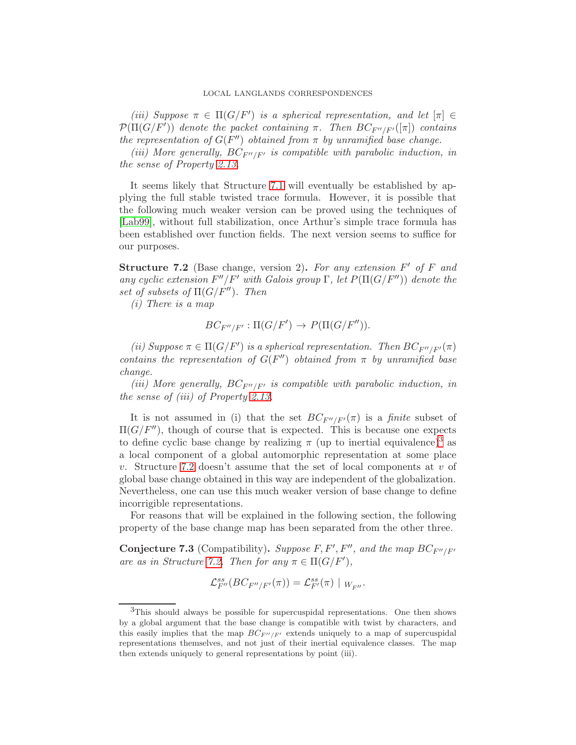*(iii) Suppose $\pi \in \Pi(G/F')$ is a spherical representation, and let $[\pi] \in \mathcal{P}(\Pi(G/F'))$ denote the packet containing $\pi$. Then $BC_{F''/F'}([\pi])$ contains the representation of $G(F'')$ obtained from $\pi$ by unramified base change.*

*(iii) More generally, $BC_{F''/F'}$ is compatible with parabolic induction, in the sense of Property 2.13.*

It seems likely that Structure 7.1 will eventually be established by applying the full stable twisted trace formula. However, it is possible that the following much weaker version can be proved using the techniques of [Lab99], without full stabilization, once Arthur's simple trace formula has been established over function fields. The next version seems to suffice for our purposes.

**Structure 7.2** (Base change, version 2)**.** *For any extension $F'$ of $F$ and any cyclic extension $F''/F'$ with Galois group $\Gamma$, let $P(\Pi(G/F''))$ denote the set of subsets of $\Pi(G/F'')$. Then*

*(i) There is a map*

$$BC_{F''/F'} : \Pi(G/F') \to P(\Pi(G/F'')).$$

*(ii) Suppose $\pi \in \Pi(G/F')$ is a spherical representation. Then $BC_{F''/F'}(\pi)$ contains the representation of $G(F'')$ obtained from $\pi$ by unramified base change.*

*(iii) More generally, $BC_{F''/F'}$ is compatible with parabolic induction, in the sense of (iii) of Property 2.13.*

It is not assumed in (i) that the set $BC_{F''/F'}(\pi)$ is a *finite* subset of $\Pi(G/F'')$, though of course that is expected. This is because one expects to define cyclic base change by realizing $\pi$ (up to inertial equivalence)[3] as a local component of a global automorphic representation at some place $v$. Structure 7.2 doesn't assume that the set of local components at $v$ of global base change obtained in this way are independent of the globalization. Nevertheless, one can use this much weaker version of base change to define incorrigible representations.

For reasons that will be explained in the following section, the following property of the base change map has been separated from the other three.

**Conjecture 7.3** (Compatibility)**.** *Suppose $F, F', F''$, and the map $BC_{F''/F'}$ are as in Structure 7.2. Then for any $\pi \in \Pi(G/F')$,*

$$\mathcal{L}^{ss}_{F''}(BC_{F''/F'}(\pi)) = \mathcal{L}^{ss}_{F'}(\pi) \mid_{W_{F''}}.$$

[3] This should always be possible for supercuspidal representations. One then shows by a global argument that the base change is compatible with twist by characters, and this easily implies that the map $BC_{F''/F'}$ extends uniquely to a map of supercuspidal representations themselves, and not just of their inertial equivalence classes. The map then extends uniquely to general representations by point (iii).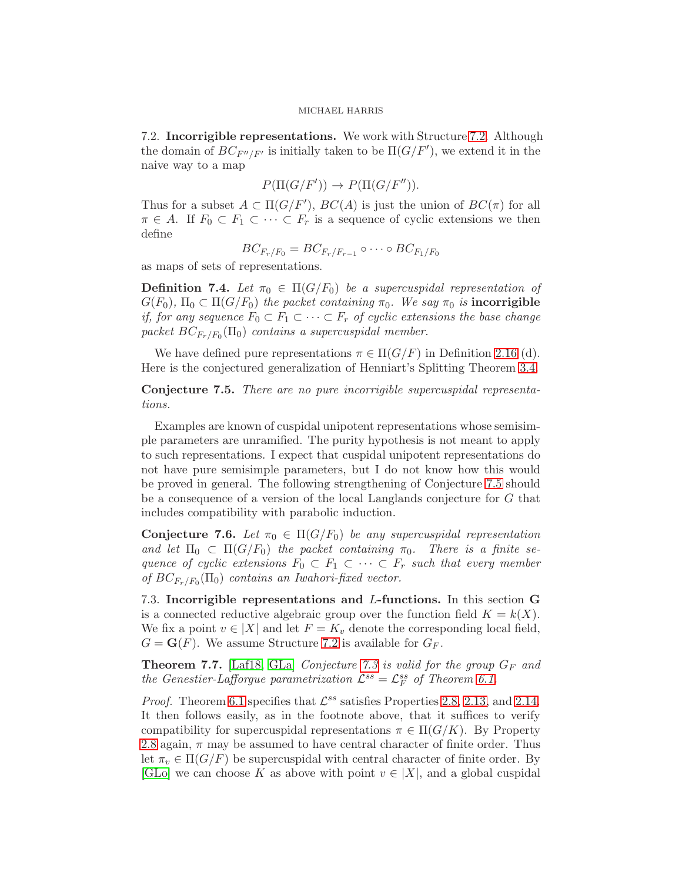## 7.2. Incorrigible representations.

We work with Structure 7.2. Although the domain of $BC_{F''/F'}$ is initially taken to be $\Pi(G/F')$, we extend it in the naive way to a map

$$P(\Pi(G/F')) \to P(\Pi(G/F'')).$$

Thus for a subset $A \subset \Pi(G/F')$, $BC(A)$ is just the union of $BC(\pi)$ for all $\pi \in A$. If $F_0 \subset F_1 \subset \cdots \subset F_r$ is a sequence of cyclic extensions we then define

$$BC_{F_r/F_0} = BC_{F_r/F_{r-1}} \circ \cdots \circ BC_{F_1/F_0}$$

as maps of sets of representations.

**Definition 7.4.** *Let $\pi_0 \in \Pi(G/F_0)$ be a supercuspidal representation of $G(F_0)$, $\Pi_0 \subset \Pi(G/F_0)$ the packet containing $\pi_0$. We say $\pi_0$ is* **incorrigible** *if, for any sequence $F_0 \subset F_1 \subset \cdots \subset F_r$ of cyclic extensions the base change packet $BC_{F_r/F_0}(\Pi_0)$ contains a supercuspidal member.*

We have defined pure representations $\pi \in \Pi(G/F)$ in Definition 2.16 (d). Here is the conjectured generalization of Henniart's Splitting Theorem 3.4.

**Conjecture 7.5.** *There are no pure incorrigible supercuspidal representations.*

Examples are known of cuspidal unipotent representations whose semisimple parameters are unramified. The purity hypothesis is not meant to apply to such representations. I expect that cuspidal unipotent representations do not have pure semisimple parameters, but I do not know how this would be proved in general. The following strengthening of Conjecture 7.5 should be a consequence of a version of the local Langlands conjecture for $G$ that includes compatibility with parabolic induction.

**Conjecture 7.6.** *Let $\pi_0 \in \Pi(G/F_0)$ be any supercuspidal representation and let $\Pi_0 \subset \Pi(G/F_0)$ the packet containing $\pi_0$. There is a finite sequence of cyclic extensions $F_0 \subset F_1 \subset \cdots \subset F_r$ such that every member of $BC_{F_r/F_0}(\Pi_0)$ contains an Iwahori-fixed vector.*

## 7.3. Incorrigible representations and $L$-functions.

In this section $\mathbf{G}$ is a connected reductive algebraic group over the function field $K = k(X)$. We fix a point $v \in |X|$ and let $F = K_v$ denote the corresponding local field, $G = \mathbf{G}(F)$. We assume Structure 7.2 is available for $G_F$.

**Theorem 7.7.** [Laf18, GLa] *Conjecture 7.3 is valid for the group $G_F$ and the Genestier-Lafforgue parametrization $\mathcal{L}^{ss} = \mathcal{L}^{ss}_F$ of Theorem 6.1.*

*Proof.* Theorem 6.1 specifies that $\mathcal{L}^{ss}$ satisfies Properties 2.8, 2.13, and 2.14. It then follows easily, as in the footnote above, that it suffices to verify compatibility for supercuspidal representations $\pi \in \Pi(G/K)$. By Property 2.8 again, $\pi$ may be assumed to have central character of finite order. Thus let $\pi_v \in \Pi(G/F)$ be supercuspidal with central character of finite order. By [GLo] we can choose $K$ as above with point $v \in |X|$, and a global cuspidal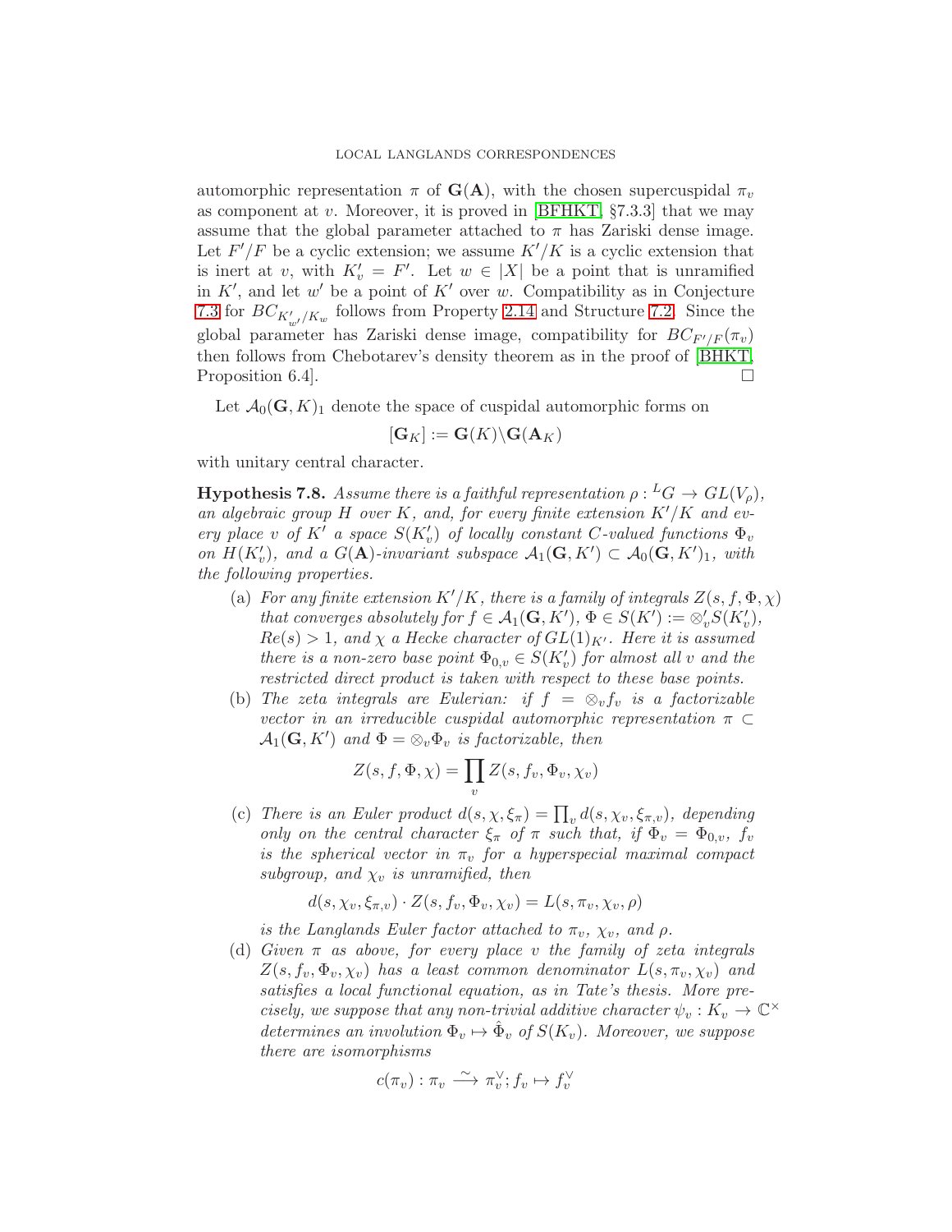automorphic representation $\pi$ of $\mathbf{G}(\mathbf{A})$, with the chosen supercuspidal $\pi_v$ as component at $v$. Moreover, it is proved in [BFHKT, §7.3.3] that we may assume that the global parameter attached to $\pi$ has Zariski dense image. Let $F'/F$ be a cyclic extension; we assume $K'/K$ is a cyclic extension that is inert at $v$, with $K'_v = F'$. Let $w \in |X|$ be a point that is unramified in $K'$, and let $w'$ be a point of $K'$ over $w$. Compatibility as in Conjecture 7.3 for $BC_{K'_{w'}/K_w}$ follows from Property 2.14 and Structure 7.2. Since the global parameter has Zariski dense image, compatibility for $BC_{F'/F}(\pi_v)$ then follows from Chebotarev's density theorem as in the proof of [BHKT, Proposition 6.4]. □

Let $\mathcal{A}_0(\mathbf{G}, K)_1$ denote the space of cuspidal automorphic forms on

$$[\mathbf{G}_K] := \mathbf{G}(K)\backslash\mathbf{G}(\mathbf{A}_K)$$

with unitary central character.

**Hypothesis 7.8.** *Assume there is a faithful representation $\rho : {}^LG \to GL(V_\rho)$, an algebraic group $H$ over $K$, and, for every finite extension $K'/K$ and every place $v$ of $K'$ a space $S(K'_v)$ of locally constant $C$-valued functions $\Phi_v$ on $H(K'_v)$, and a $G(\mathbf{A})$-invariant subspace $\mathcal{A}_1(\mathbf{G}, K') \subset \mathcal{A}_0(\mathbf{G}, K')_1$, with the following properties.*

(a) *For any finite extension $K'/K$, there is a family of integrals $Z(s, f, \Phi, \chi)$ that converges absolutely for $f \in \mathcal{A}_1(\mathbf{G}, K')$, $\Phi \in S(K') := \otimes'_v S(K'_v)$, $Re(s) > 1$, and $\chi$ a Hecke character of $GL(1)_{K'}$. Here it is assumed there is a non-zero base point $\Phi_{0,v} \in S(K'_v)$ for almost all $v$ and the restricted direct product is taken with respect to these base points.*

(b) *The zeta integrals are Eulerian: if $f = \otimes_v f_v$ is a factorizable vector in an irreducible cuspidal automorphic representation $\pi \subset \mathcal{A}_1(\mathbf{G}, K')$ and $\Phi = \otimes_v \Phi_v$ is factorizable, then*

$$Z(s, f, \Phi, \chi) = \prod_v Z(s, f_v, \Phi_v, \chi_v)$$

(c) *There is an Euler product $d(s, \chi, \xi_\pi) = \prod_v d(s, \chi_v, \xi_{\pi,v})$, depending only on the central character $\xi_\pi$ of $\pi$ such that, if $\Phi_v = \Phi_{0,v}$, $f_v$ is the spherical vector in $\pi_v$ for a hyperspecial maximal compact subgroup, and $\chi_v$ is unramified, then*

$$d(s, \chi_v, \xi_{\pi,v}) \cdot Z(s, f_v, \Phi_v, \chi_v) = L(s, \pi_v, \chi_v, \rho)$$

*is the Langlands Euler factor attached to $\pi_v$, $\chi_v$, and $\rho$.*

(d) *Given $\pi$ as above, for every place $v$ the family of zeta integrals $Z(s, f_v, \Phi_v, \chi_v)$ has a least common denominator $L(s, \pi_v, \chi_v)$ and satisfies a local functional equation, as in Tate's thesis. More precisely, we suppose that any non-trivial additive character $\psi_v : K_v \to \mathbb{C}^\times$ determines an involution $\Phi_v \mapsto \hat{\Phi}_v$ of $S(K_v)$. Moreover, we suppose there are isomorphisms*

$$c(\pi_v) : \pi_v \xrightarrow{\sim} \pi_v^\vee; f_v \mapsto f_v^\vee$$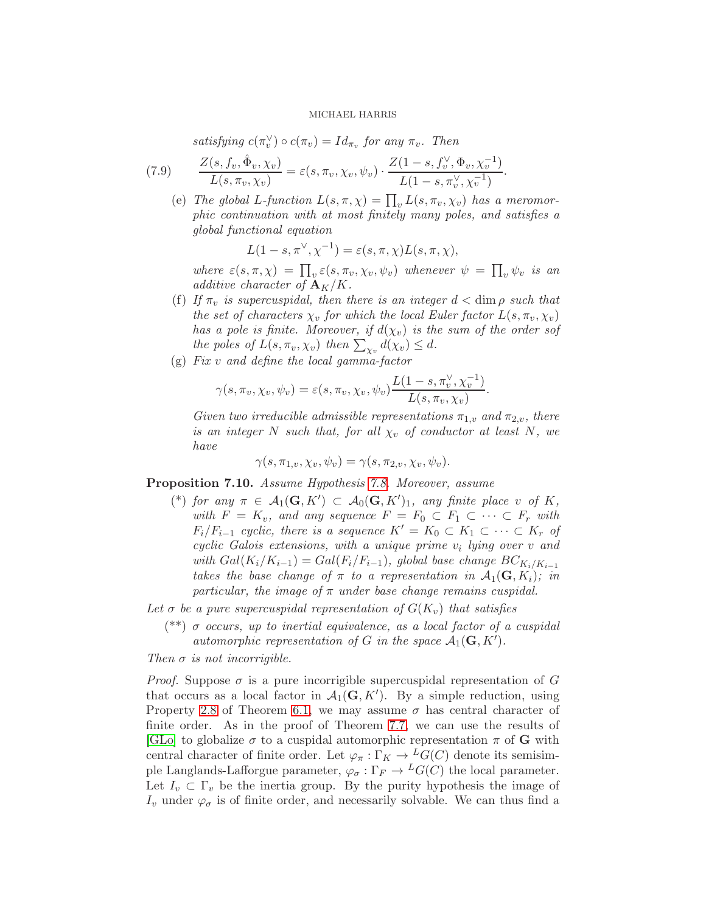*satisfying $c(\pi_v^\vee) \circ c(\pi_v) = Id_{\pi_v}$ for any $\pi_v$. Then*

$$\frac{Z(s, f_v, \hat{\Phi}_v, \chi_v)}{L(s, \pi_v, \chi_v)} = \varepsilon(s, \pi_v, \chi_v, \psi_v) \cdot \frac{Z(1-s, f_v^\vee, \Phi_v, \chi_v^{-1})}{L(1-s, \pi_v^\vee, \chi_v^{-1})}. \tag{7.9}$$

(e) *The global L-function $L(s, \pi, \chi) = \prod_v L(s, \pi_v, \chi_v)$ has a meromorphic continuation with at most finitely many poles, and satisfies a global functional equation*

$$L(1-s, \pi^\vee, \chi^{-1}) = \varepsilon(s, \pi, \chi) L(s, \pi, \chi),$$

*where $\varepsilon(s, \pi, \chi) = \prod_v \varepsilon(s, \pi_v, \chi_v, \psi_v)$ whenever $\psi = \prod_v \psi_v$ is an additive character of $\mathbf{A}_K/K$.*

(f) *If $\pi_v$ is supercuspidal, then there is an integer $d < \dim \rho$ such that the set of characters $\chi_v$ for which the local Euler factor $L(s, \pi_v, \chi_v)$ has a pole is finite. Moreover, if $d(\chi_v)$ is the sum of the order sof the poles of $L(s, \pi_v, \chi_v)$ then $\sum_{\chi_v} d(\chi_v) \leq d$.*

(g) *Fix $v$ and define the local gamma-factor*

$$\gamma(s, \pi_v, \chi_v, \psi_v) = \varepsilon(s, \pi_v, \chi_v, \psi_v) \frac{L(1-s, \pi_v^\vee, \chi_v^{-1})}{L(s, \pi_v, \chi_v)}.$$

*Given two irreducible admissible representations $\pi_{1,v}$ and $\pi_{2,v}$, there is an integer $N$ such that, for all $\chi_v$ of conductor at least $N$, we have*

$$\gamma(s, \pi_{1,v}, \chi_v, \psi_v) = \gamma(s, \pi_{2,v}, \chi_v, \psi_v).$$

**Proposition 7.10.** *Assume Hypothesis 7.8. Moreover, assume*

(\*) *for any $\pi \in \mathcal{A}_1(\mathbf{G}, K') \subset \mathcal{A}_0(\mathbf{G}, K')_1$, any finite place $v$ of $K$, with $F = K_v$, and any sequence $F = F_0 \subset F_1 \subset \cdots \subset F_r$ with $F_i/F_{i-1}$ cyclic, there is a sequence $K' = K_0 \subset K_1 \subset \cdots \subset K_r$ of cyclic Galois extensions, with a unique prime $v_i$ lying over $v$ and with $Gal(K_i/K_{i-1}) = Gal(F_i/F_{i-1})$, global base change $BC_{K_i/K_{i-1}}$ takes the base change of $\pi$ to a representation in $\mathcal{A}_1(\mathbf{G}, K_i)$; in particular, the image of $\pi$ under base change remains cuspidal.*

*Let $\sigma$ be a pure supercuspidal representation of $G(K_v)$ that satisfies*

(\*\*) *$\sigma$ occurs, up to inertial equivalence, as a local factor of a cuspidal automorphic representation of $G$ in the space $\mathcal{A}_1(\mathbf{G}, K')$.*

*Then $\sigma$ is not incorrigible.*

*Proof.* Suppose $\sigma$ is a pure incorrigible supercuspidal representation of $G$ that occurs as a local factor in $\mathcal{A}_1(\mathbf{G}, K')$. By a simple reduction, using Property 2.8 of Theorem 6.1, we may assume $\sigma$ has central character of finite order. As in the proof of Theorem 7.7, we can use the results of [GLo] to globalize $\sigma$ to a cuspidal automorphic representation $\pi$ of $\mathbf{G}$ with central character of finite order. Let $\varphi_\pi : \Gamma_K \to {}^LG(C)$ denote its semisimple Langlands-Lafforgue parameter, $\varphi_\sigma : \Gamma_F \to {}^LG(C)$ the local parameter. Let $I_v \subset \Gamma_v$ be the inertia group. By the purity hypothesis the image of $I_v$ under $\varphi_\sigma$ is of finite order, and necessarily solvable. We can thus find a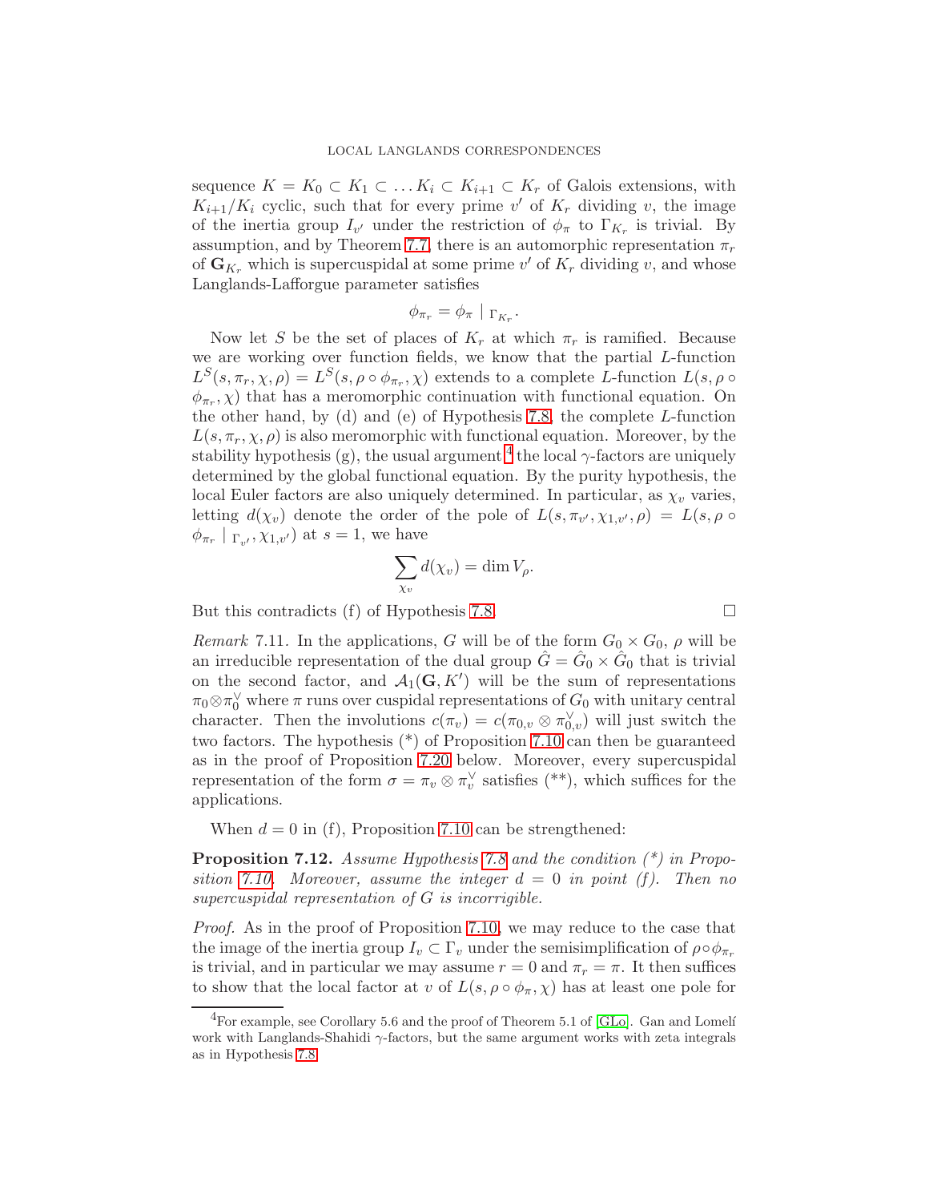sequence $K = K_0 \subset K_1 \subset \ldots K_i \subset K_{i+1} \subset K_r$ of Galois extensions, with $K_{i+1}/K_i$ cyclic, such that for every prime $v'$ of $K_r$ dividing $v$, the image of the inertia group $I_{v'}$ under the restriction of $\phi_\pi$ to $\Gamma_{K_r}$ is trivial. By assumption, and by Theorem 7.7, there is an automorphic representation $\pi_r$ of $\mathbf{G}_{K_r}$ which is supercuspidal at some prime $v'$ of $K_r$ dividing $v$, and whose Langlands-Lafforgue parameter satisfies

$$\phi_{\pi_r} = \phi_\pi \mid_{\Gamma_{K_r}}.$$

Now let $S$ be the set of places of $K_r$ at which $\pi_r$ is ramified. Because we are working over function fields, we know that the partial $L$-function $L^S(s, \pi_r, \chi, \rho) = L^S(s, \rho \circ \phi_{\pi_r}, \chi)$ extends to a complete $L$-function $L(s, \rho \circ \phi_{\pi_r}, \chi)$ that has a meromorphic continuation with functional equation. On the other hand, by (d) and (e) of Hypothesis 7.8, the complete $L$-function $L(s, \pi_r, \chi, \rho)$ is also meromorphic with functional equation. Moreover, by the stability hypothesis (g), the usual argument[4] the local $\gamma$-factors are uniquely determined by the global functional equation. By the purity hypothesis, the local Euler factors are also uniquely determined. In particular, as $\chi_v$ varies, letting $d(\chi_v)$ denote the order of the pole of $L(s, \pi_{v'}, \chi_{1,v'}, \rho) = L(s, \rho \circ \phi_{\pi_r} \mid_{\Gamma_{v'}}, \chi_{1,v'})$ at $s = 1$, we have

$$\sum_{\chi_v} d(\chi_v) = \dim V_\rho.$$

But this contradicts (f) of Hypothesis 7.8. $\square$

*Remark* 7.11. In the applications, $G$ will be of the form $G_0 \times G_0$, $\rho$ will be an irreducible representation of the dual group $\hat{G} = \hat{G}_0 \times \hat{G}_0$ that is trivial on the second factor, and $\mathcal{A}_1(\mathbf{G}, K')$ will be the sum of representations $\pi_0 \otimes \pi_0^\vee$ where $\pi$ runs over cuspidal representations of $G_0$ with unitary central character. Then the involutions $c(\pi_v) = c(\pi_{0,v} \otimes \pi_{0,v}^\vee)$ will just switch the two factors. The hypothesis (\*) of Proposition 7.10 can then be guaranteed as in the proof of Proposition 7.20 below. Moreover, every supercuspidal representation of the form $\sigma = \pi_v \otimes \pi_v^\vee$ satisfies (\*\*), which suffices for the applications.

When $d = 0$ in (f), Proposition 7.10 can be strengthened:

**Proposition 7.12.** *Assume Hypothesis 7.8 and the condition (\*) in Proposition 7.10. Moreover, assume the integer $d = 0$ in point (f). Then no supercuspidal representation of $G$ is incorrigible.*

*Proof.* As in the proof of Proposition 7.10, we may reduce to the case that the image of the inertia group $I_v \subset \Gamma_v$ under the semisimplification of $\rho \circ \phi_{\pi_r}$ is trivial, and in particular we may assume $r = 0$ and $\pi_r = \pi$. It then suffices to show that the local factor at $v$ of $L(s, \rho \circ \phi_\pi, \chi)$ has at least one pole for

[4] For example, see Corollary 5.6 and the proof of Theorem 5.1 of [GLo]. Gan and Lomelí work with Langlands-Shahidi $\gamma$-factors, but the same argument works with zeta integrals as in Hypothesis 7.8.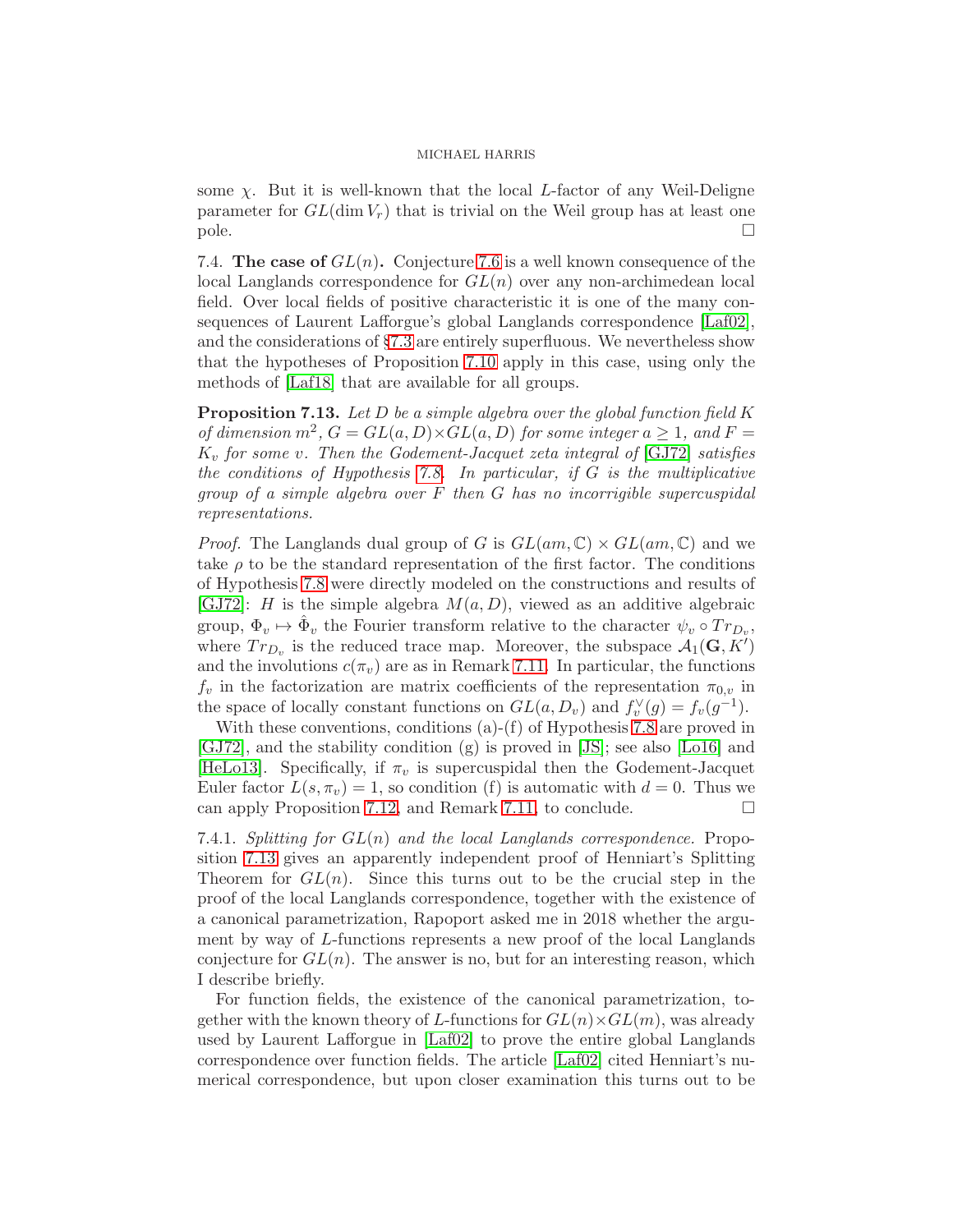some $\chi$. But it is well-known that the local $L$-factor of any Weil-Deligne parameter for $GL(\dim V_r)$ that is trivial on the Weil group has at least one pole. $\square$

### 7.4. The case of $GL(n)$.

Conjecture 7.6 is a well known consequence of the local Langlands correspondence for $GL(n)$ over any non-archimedean local field. Over local fields of positive characteristic it is one of the many consequences of Laurent Lafforgue's global Langlands correspondence [Laf02], and the considerations of §7.3 are entirely superfluous. We nevertheless show that the hypotheses of Proposition 7.10 apply in this case, using only the methods of [Laf18] that are available for all groups.

**Proposition 7.13.** *Let $D$ be a simple algebra over the global function field $K$ of dimension $m^2$, $G = GL(a, D) \times GL(a, D)$ for some integer $a \geq 1$, and $F = K_v$ for some $v$. Then the Godement-Jacquet zeta integral of [GJ72] satisfies the conditions of Hypothesis 7.8. In particular, if $G$ is the multiplicative group of a simple algebra over $F$ then $G$ has no incorrigible supercuspidal representations.*

*Proof.* The Langlands dual group of $G$ is $GL(am, \mathbb{C}) \times GL(am, \mathbb{C})$ and we take $\rho$ to be the standard representation of the first factor. The conditions of Hypothesis 7.8 were directly modeled on the constructions and results of [GJ72]: $H$ is the simple algebra $M(a, D)$, viewed as an additive algebraic group, $\Phi_v \mapsto \hat{\Phi}_v$ the Fourier transform relative to the character $\psi_v \circ Tr_{D_v}$, where $Tr_{D_v}$ is the reduced trace map. Moreover, the subspace $\mathcal{A}_1(\mathbf{G}, K')$ and the involutions $c(\pi_v)$ are as in Remark 7.11. In particular, the functions $f_v$ in the factorization are matrix coefficients of the representation $\pi_{0,v}$ in the space of locally constant functions on $GL(a, D_v)$ and $f_v^\vee(g) = f_v(g^{-1})$.

With these conventions, conditions (a)-(f) of Hypothesis 7.8 are proved in [GJ72], and the stability condition (g) is proved in [JS]; see also [Lo16] and [HeLo13]. Specifically, if $\pi_v$ is supercuspidal then the Godement-Jacquet Euler factor $L(s, \pi_v) = 1$, so condition (f) is automatic with $d = 0$. Thus we can apply Proposition 7.12, and Remark 7.11, to conclude. $\square$

#### 7.4.1. *Splitting for $GL(n)$ and the local Langlands correspondence.*

Proposition 7.13 gives an apparently independent proof of Henniart's Splitting Theorem for $GL(n)$. Since this turns out to be the crucial step in the proof of the local Langlands correspondence, together with the existence of a canonical parametrization, Rapoport asked me in 2018 whether the argument by way of $L$-functions represents a new proof of the local Langlands conjecture for $GL(n)$. The answer is no, but for an interesting reason, which I describe briefly.

For function fields, the existence of the canonical parametrization, together with the known theory of $L$-functions for $GL(n) \times GL(m)$, was already used by Laurent Lafforgue in [Laf02] to prove the entire global Langlands correspondence over function fields. The article [Laf02] cited Henniart's numerical correspondence, but upon closer examination this turns out to be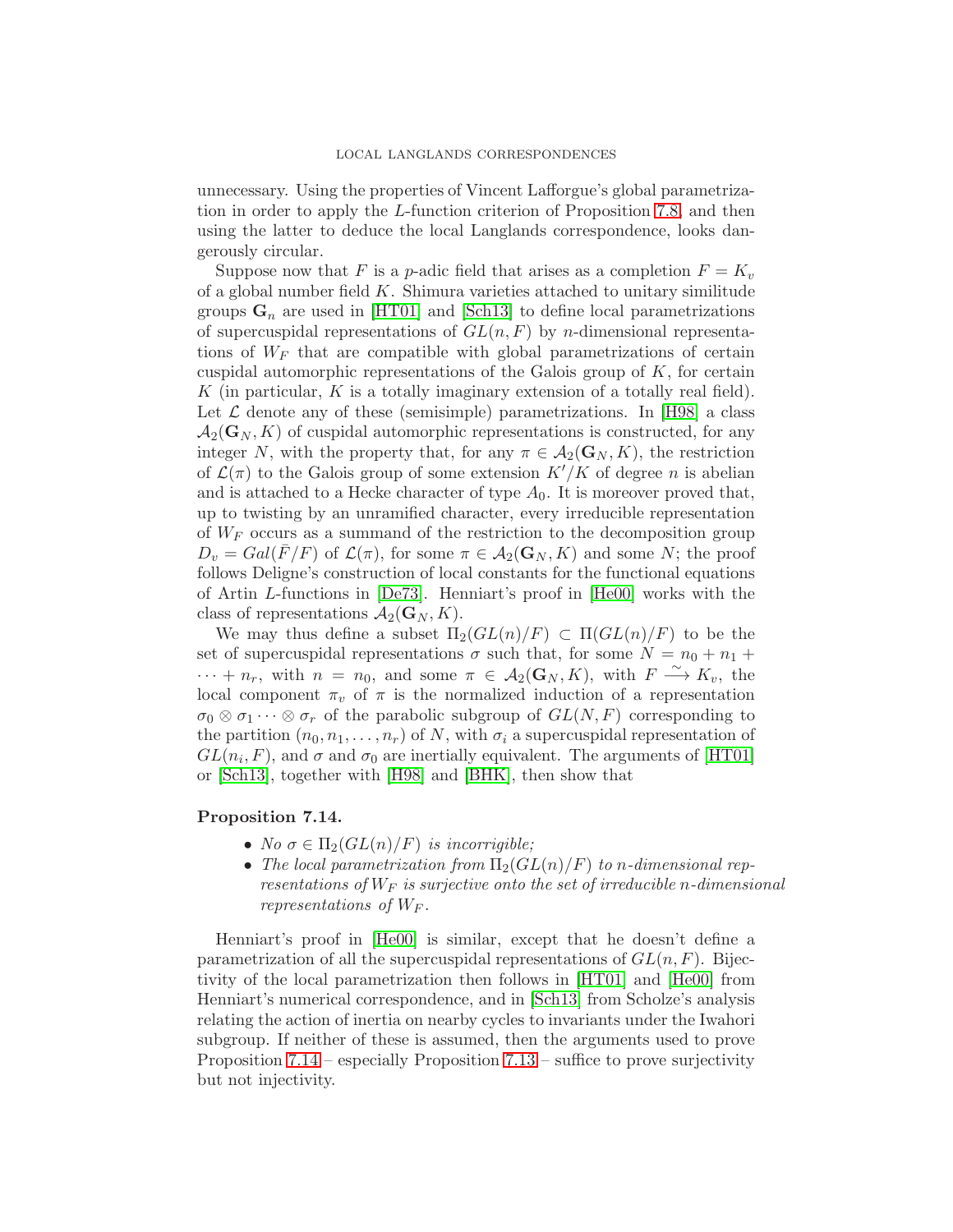unnecessary. Using the properties of Vincent Lafforgue's global parametrization in order to apply the $L$-function criterion of Proposition 7.8, and then using the latter to deduce the local Langlands correspondence, looks dangerously circular.

Suppose now that $F$ is a $p$-adic field that arises as a completion $F = K_v$ of a global number field $K$. Shimura varieties attached to unitary similitude groups $\mathbf{G}_n$ are used in [HT01] and [Sch13] to define local parametrizations of supercuspidal representations of $GL(n, F)$ by $n$-dimensional representations of $W_F$ that are compatible with global parametrizations of certain cuspidal automorphic representations of the Galois group of $K$, for certain $K$ (in particular, $K$ is a totally imaginary extension of a totally real field). Let $\mathcal{L}$ denote any of these (semisimple) parametrizations. In [H98] a class $\mathcal{A}_2(\mathbf{G}_N, K)$ of cuspidal automorphic representations is constructed, for any integer $N$, with the property that, for any $\pi \in \mathcal{A}_2(\mathbf{G}_N, K)$, the restriction of $\mathcal{L}(\pi)$ to the Galois group of some extension $K'/K$ of degree $n$ is abelian and is attached to a Hecke character of type $A_0$. It is moreover proved that, up to twisting by an unramified character, every irreducible representation of $W_F$ occurs as a summand of the restriction to the decomposition group $D_v = Gal(\bar{F}/F)$ of $\mathcal{L}(\pi)$, for some $\pi \in \mathcal{A}_2(\mathbf{G}_N, K)$ and some $N$; the proof follows Deligne's construction of local constants for the functional equations of Artin $L$-functions in [De73]. Henniart's proof in [He00] works with the class of representations $\mathcal{A}_2(\mathbf{G}_N, K)$.

We may thus define a subset $\Pi_2(GL(n)/F) \subset \Pi(GL(n)/F)$ to be the set of supercuspidal representations $\sigma$ such that, for some $N = n_0 + n_1 + \cdots + n_r$, with $n = n_0$, and some $\pi \in \mathcal{A}_2(\mathbf{G}_N, K)$, with $F \xrightarrow{\sim} K_v$, the local component $\pi_v$ of $\pi$ is the normalized induction of a representation $\sigma_0 \otimes \sigma_1 \cdots \otimes \sigma_r$ of the parabolic subgroup of $GL(N, F)$ corresponding to the partition $(n_0, n_1, \ldots, n_r)$ of $N$, with $\sigma_i$ a supercuspidal representation of $GL(n_i, F)$, and $\sigma$ and $\sigma_0$ are inertially equivalent. The arguments of [HT01] or [Sch13], together with [H98] and [BHK], then show that

**Proposition 7.14.**

- *No $\sigma \in \Pi_2(GL(n)/F)$ is incorrigible;*
- *The local parametrization from $\Pi_2(GL(n)/F)$ to $n$-dimensional representations of $W_F$ is surjective onto the set of irreducible $n$-dimensional representations of $W_F$.*

Henniart's proof in [He00] is similar, except that he doesn't define a parametrization of all the supercuspidal representations of $GL(n, F)$. Bijectivity of the local parametrization then follows in [HT01] and [He00] from Henniart's numerical correspondence, and in [Sch13] from Scholze's analysis relating the action of inertia on nearby cycles to invariants under the Iwahori subgroup. If neither of these is assumed, then the arguments used to prove Proposition 7.14 – especially Proposition 7.13 – suffice to prove surjectivity but not injectivity.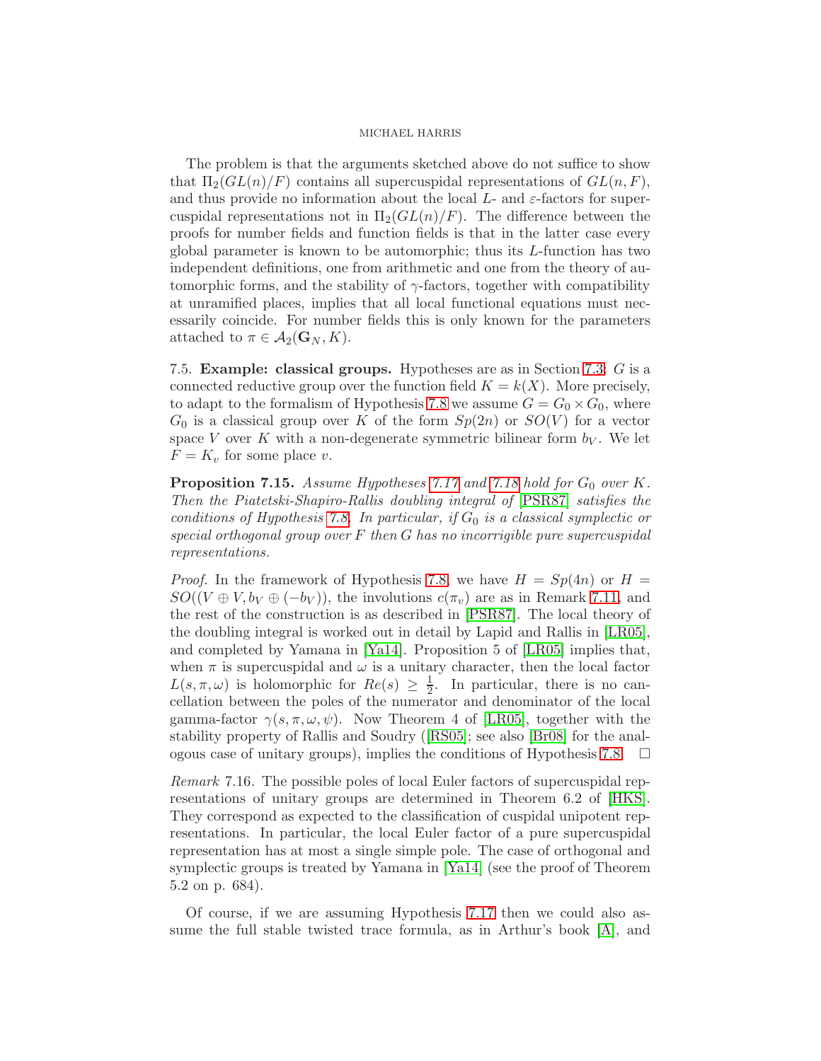The problem is that the arguments sketched above do not suffice to show that $\Pi_2(GL(n)/F)$ contains all supercuspidal representations of $GL(n,F)$, and thus provide no information about the local $L$- and $\varepsilon$-factors for supercuspidal representations not in $\Pi_2(GL(n)/F)$. The difference between the proofs for number fields and function fields is that in the latter case every global parameter is known to be automorphic; thus its $L$-function has two independent definitions, one from arithmetic and one from the theory of automorphic forms, and the stability of $\gamma$-factors, together with compatibility at unramified places, implies that all local functional equations must necessarily coincide. For number fields this is only known for the parameters attached to $\pi \in \mathcal{A}_2(\mathbf{G}_N, K)$.

7.5. **Example: classical groups.** Hypotheses are as in Section 7.3: $G$ is a connected reductive group over the function field $K = k(X)$. More precisely, to adapt to the formalism of Hypothesis 7.8 we assume $G = G_0 \times G_0$, where $G_0$ is a classical group over $K$ of the form $Sp(2n)$ or $SO(V)$ for a vector space $V$ over $K$ with a non-degenerate symmetric bilinear form $b_V$. We let $F = K_v$ for some place $v$.

**Proposition 7.15.** *Assume Hypotheses 7.17 and 7.18 hold for $G_0$ over $K$. Then the Piatetski-Shapiro-Rallis doubling integral of [PSR87] satisfies the conditions of Hypothesis 7.8. In particular, if $G_0$ is a classical symplectic or special orthogonal group over $F$ then $G$ has no incorrigible pure supercuspidal representations.*

*Proof.* In the framework of Hypothesis 7.8, we have $H = Sp(4n)$ or $H = SO((V \oplus V, b_V \oplus (-b_V))$, the involutions $c(\pi_v)$ are as in Remark 7.11, and the rest of the construction is as described in [PSR87]. The local theory of the doubling integral is worked out in detail by Lapid and Rallis in [LR05], and completed by Yamana in [Ya14]. Proposition 5 of [LR05] implies that, when $\pi$ is supercuspidal and $\omega$ is a unitary character, then the local factor $L(s,\pi,\omega)$ is holomorphic for $Re(s) \geq \frac{1}{2}$. In particular, there is no cancellation between the poles of the numerator and denominator of the local gamma-factor $\gamma(s,\pi,\omega,\psi)$. Now Theorem 4 of [LR05], together with the stability property of Rallis and Soudry ([RS05]; see also [Br08] for the analogous case of unitary groups), implies the conditions of Hypothesis 7.8. $\square$

*Remark* 7.16. The possible poles of local Euler factors of supercuspidal representations of unitary groups are determined in Theorem 6.2 of [HKS]. They correspond as expected to the classification of cuspidal unipotent representations. In particular, the local Euler factor of a pure supercuspidal representation has at most a single simple pole. The case of orthogonal and symplectic groups is treated by Yamana in [Ya14] (see the proof of Theorem 5.2 on p. 684).

Of course, if we are assuming Hypothesis 7.17 then we could also assume the full stable twisted trace formula, as in Arthur's book [A], and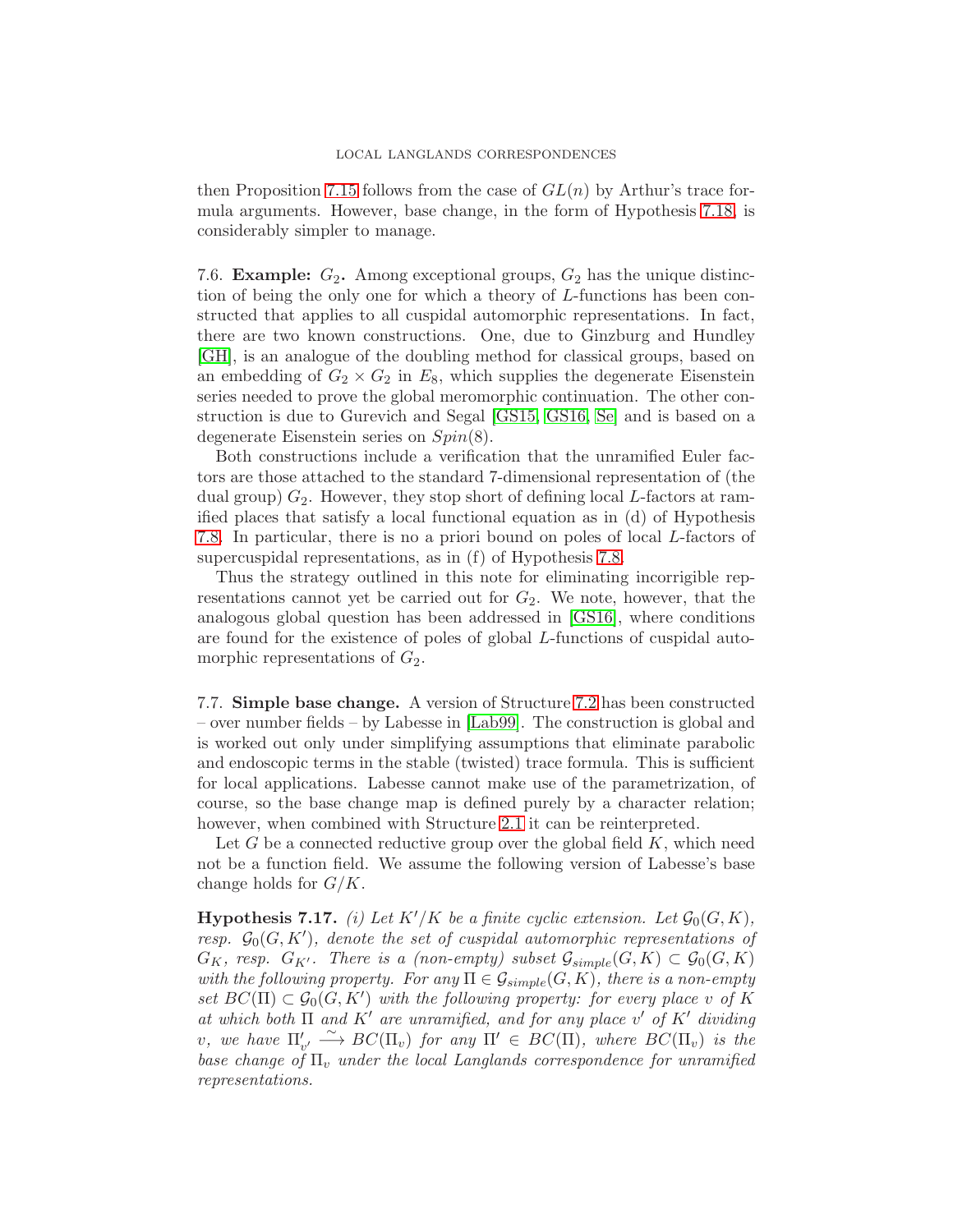then Proposition 7.15 follows from the case of $GL(n)$ by Arthur's trace formula arguments. However, base change, in the form of Hypothesis 7.18, is considerably simpler to manage.

### 7.6. Example: $G_2$.

Among exceptional groups, $G_2$ has the unique distinction of being the only one for which a theory of $L$-functions has been constructed that applies to all cuspidal automorphic representations. In fact, there are two known constructions. One, due to Ginzburg and Hundley [GH], is an analogue of the doubling method for classical groups, based on an embedding of $G_2 \times G_2$ in $E_8$, which supplies the degenerate Eisenstein series needed to prove the global meromorphic continuation. The other construction is due to Gurevich and Segal [GS15, GS16, Se] and is based on a degenerate Eisenstein series on $Spin(8)$.

Both constructions include a verification that the unramified Euler factors are those attached to the standard 7-dimensional representation of (the dual group) $G_2$. However, they stop short of defining local $L$-factors at ramified places that satisfy a local functional equation as in (d) of Hypothesis 7.8. In particular, there is no a priori bound on poles of local $L$-factors of supercuspidal representations, as in (f) of Hypothesis 7.8.

Thus the strategy outlined in this note for eliminating incorrigible representations cannot yet be carried out for $G_2$. We note, however, that the analogous global question has been addressed in [GS16], where conditions are found for the existence of poles of global $L$-functions of cuspidal automorphic representations of $G_2$.

### 7.7. Simple base change.

A version of Structure 7.2 has been constructed – over number fields – by Labesse in [Lab99]. The construction is global and is worked out only under simplifying assumptions that eliminate parabolic and endoscopic terms in the stable (twisted) trace formula. This is sufficient for local applications. Labesse cannot make use of the parametrization, of course, so the base change map is defined purely by a character relation; however, when combined with Structure 2.1 it can be reinterpreted.

Let $G$ be a connected reductive group over the global field $K$, which need not be a function field. We assume the following version of Labesse's base change holds for $G/K$.

**Hypothesis 7.17.** *(i) Let $K'/K$ be a finite cyclic extension. Let $\mathcal{G}_0(G,K)$, resp. $\mathcal{G}_0(G,K')$, denote the set of cuspidal automorphic representations of $G_K$, resp. $G_{K'}$. There is a (non-empty) subset $\mathcal{G}_{simple}(G,K) \subset \mathcal{G}_0(G,K)$ with the following property. For any $\Pi \in \mathcal{G}_{simple}(G,K)$, there is a non-empty set $BC(\Pi) \subset \mathcal{G}_0(G,K')$ with the following property: for every place $v$ of $K$ at which both $\Pi$ and $K'$ are unramified, and for any place $v'$ of $K'$ dividing $v$, we have $\Pi'_{v'} \xrightarrow{\sim} BC(\Pi_v)$ for any $\Pi' \in BC(\Pi)$, where $BC(\Pi_v)$ is the base change of $\Pi_v$ under the local Langlands correspondence for unramified representations.*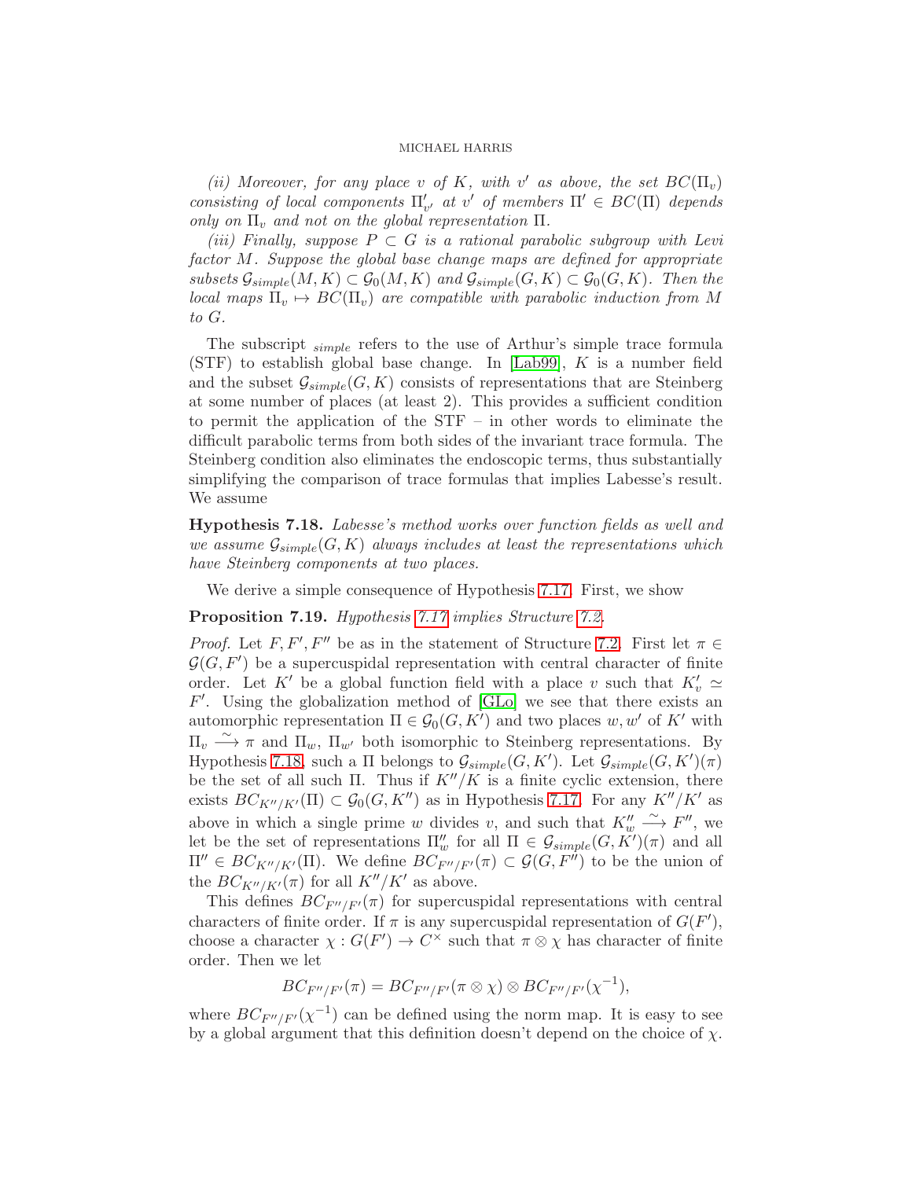*(ii) Moreover, for any place $v$ of $K$, with $v'$ as above, the set $BC(\Pi_v)$ consisting of local components $\Pi'_{v'}$ at $v'$ of members $\Pi' \in BC(\Pi)$ depends only on $\Pi_v$ and not on the global representation $\Pi$.*

*(iii) Finally, suppose $P \subset G$ is a rational parabolic subgroup with Levi factor $M$. Suppose the global base change maps are defined for appropriate subsets $\mathcal{G}_{simple}(M,K) \subset \mathcal{G}_0(M,K)$ and $\mathcal{G}_{simple}(G,K) \subset \mathcal{G}_0(G,K)$. Then the local maps $\Pi_v \mapsto BC(\Pi_v)$ are compatible with parabolic induction from $M$ to $G$.*

The subscript $_{simple}$ refers to the use of Arthur's simple trace formula (STF) to establish global base change. In [Lab99], $K$ is a number field and the subset $\mathcal{G}_{simple}(G,K)$ consists of representations that are Steinberg at some number of places (at least 2). This provides a sufficient condition to permit the application of the STF – in other words to eliminate the difficult parabolic terms from both sides of the invariant trace formula. The Steinberg condition also eliminates the endoscopic terms, thus substantially simplifying the comparison of trace formulas that implies Labesse's result. We assume

**Hypothesis 7.18.** *Labesse's method works over function fields as well and we assume $\mathcal{G}_{simple}(G,K)$ always includes at least the representations which have Steinberg components at two places.*

We derive a simple consequence of Hypothesis 7.17. First, we show

**Proposition 7.19.** *Hypothesis 7.17 implies Structure 7.2.*

*Proof.* Let $F, F', F''$ be as in the statement of Structure 7.2. First let $\pi \in \mathcal{G}(G,F')$ be a supercuspidal representation with central character of finite order. Let $K'$ be a global function field with a place $v$ such that $K'_v \simeq F'$. Using the globalization method of [GLo] we see that there exists an automorphic representation $\Pi \in \mathcal{G}_0(G,K')$ and two places $w, w'$ of $K'$ with $\Pi_v \xrightarrow{\sim} \pi$ and $\Pi_w$, $\Pi_{w'}$ both isomorphic to Steinberg representations. By Hypothesis 7.18, such a $\Pi$ belongs to $\mathcal{G}_{simple}(G,K')$. Let $\mathcal{G}_{simple}(G,K')(\pi)$ be the set of all such $\Pi$. Thus if $K''/K$ is a finite cyclic extension, there exists $BC_{K''/K'}(\Pi) \subset \mathcal{G}_0(G,K'')$ as in Hypothesis 7.17. For any $K''/K'$ as above in which a single prime $w$ divides $v$, and such that $K''_w \xrightarrow{\sim} F''$, we let be the set of representations $\Pi''_w$ for all $\Pi \in \mathcal{G}_{simple}(G,K')(\pi)$ and all $\Pi'' \in BC_{K''/K'}(\Pi)$. We define $BC_{F''/F'}(\pi) \subset \mathcal{G}(G,F'')$ to be the union of the $BC_{K''/K'}(\pi)$ for all $K''/K'$ as above.

This defines $BC_{F''/F'}(\pi)$ for supercuspidal representations with central characters of finite order. If $\pi$ is any supercuspidal representation of $G(F')$, choose a character $\chi : G(F') \to C^\times$ such that $\pi \otimes \chi$ has character of finite order. Then we let

$$BC_{F''/F'}(\pi) = BC_{F''/F'}(\pi \otimes \chi) \otimes BC_{F''/F'}(\chi^{-1}),$$

where $BC_{F''/F'}(\chi^{-1})$ can be defined using the norm map. It is easy to see by a global argument that this definition doesn't depend on the choice of $\chi$.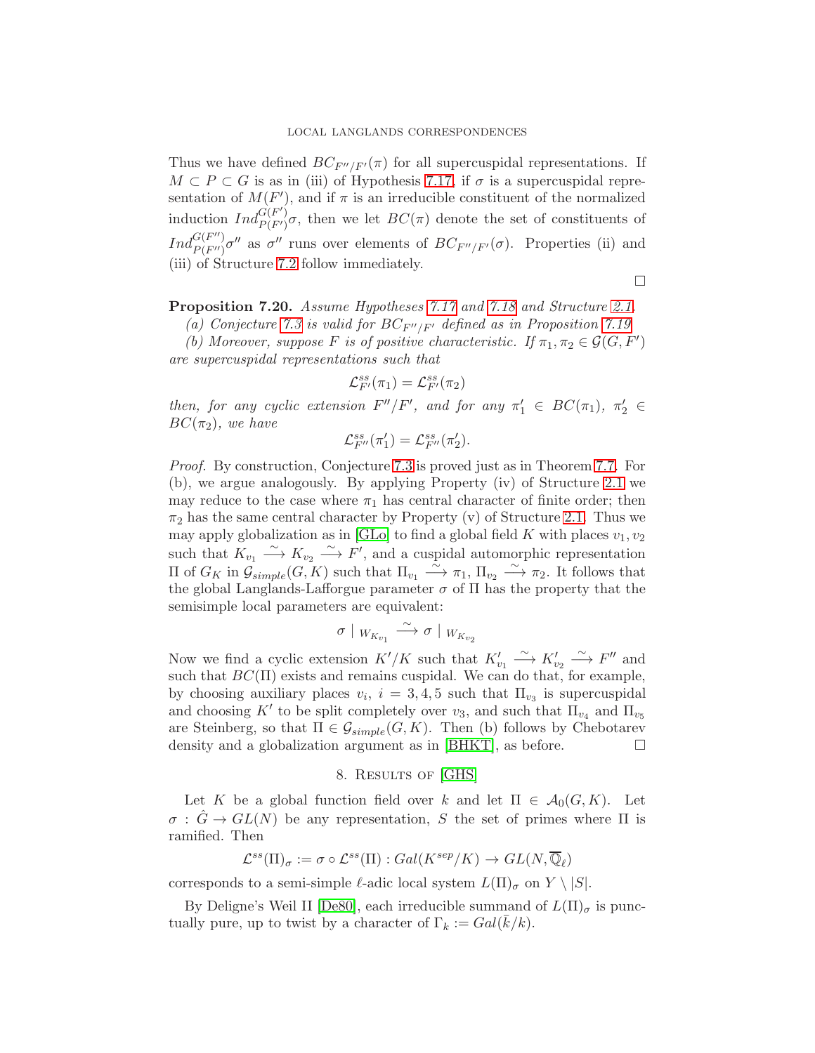Thus we have defined $BC_{F''/F'}(\pi)$ for all supercuspidal representations. If $M \subset P \subset G$ is as in (iii) of Hypothesis 7.17, if $\sigma$ is a supercuspidal representation of $M(F')$, and if $\pi$ is an irreducible constituent of the normalized induction $Ind_{P(F')}^{G(F')}\sigma$, then we let $BC(\pi)$ denote the set of constituents of $Ind_{P(F'')}^{G(F'')}\sigma''$ as $\sigma''$ runs over elements of $BC_{F''/F'}(\sigma)$. Properties (ii) and (iii) of Structure 7.2 follow immediately.

□

**Proposition 7.20.** *Assume Hypotheses 7.17 and 7.18 and Structure 2.1.*

*(a) Conjecture 7.3 is valid for $BC_{F''/F'}$ defined as in Proposition 7.19*

*(b) Moreover, suppose $F$ is of positive characteristic. If $\pi_1, \pi_2 \in \mathcal{G}(G, F')$ are supercuspidal representations such that*

$$\mathcal{L}_{F'}^{ss}(\pi_1) = \mathcal{L}_{F'}^{ss}(\pi_2)$$

*then, for any cyclic extension $F''/F'$, and for any $\pi_1' \in BC(\pi_1)$, $\pi_2' \in BC(\pi_2)$, we have*

$$\mathcal{L}_{F''}^{ss}(\pi_1') = \mathcal{L}_{F''}^{ss}(\pi_2').$$

*Proof.* By construction, Conjecture 7.3 is proved just as in Theorem 7.7. For (b), we argue analogously. By applying Property (iv) of Structure 2.1 we may reduce to the case where $\pi_1$ has central character of finite order; then $\pi_2$ has the same central character by Property (v) of Structure 2.1. Thus we may apply globalization as in [GLo] to find a global field $K$ with places $v_1, v_2$ such that $K_{v_1} \xrightarrow{\sim} K_{v_2} \xrightarrow{\sim} F'$, and a cuspidal automorphic representation $\Pi$ of $G_K$ in $\mathcal{G}_{simple}(G, K)$ such that $\Pi_{v_1} \xrightarrow{\sim} \pi_1$, $\Pi_{v_2} \xrightarrow{\sim} \pi_2$. It follows that the global Langlands-Lafforgue parameter $\sigma$ of $\Pi$ has the property that the semisimple local parameters are equivalent:

$$\sigma \mid_{W_{K_{v_1}}} \xrightarrow{\sim} \sigma \mid_{W_{K_{v_2}}}$$

Now we find a cyclic extension $K'/K$ such that $K'_{v_1} \xrightarrow{\sim} K'_{v_2} \xrightarrow{\sim} F''$ and such that $BC(\Pi)$ exists and remains cuspidal. We can do that, for example, by choosing auxiliary places $v_i$, $i = 3, 4, 5$ such that $\Pi_{v_3}$ is supercuspidal and choosing $K'$ to be split completely over $v_3$, and such that $\Pi_{v_4}$ and $\Pi_{v_5}$ are Steinberg, so that $\Pi \in \mathcal{G}_{simple}(G, K)$. Then (b) follows by Chebotarev density and a globalization argument as in [BHKT], as before. □

## 8. Results of [GHS]

Let $K$ be a global function field over $k$ and let $\Pi \in \mathcal{A}_0(G, K)$. Let $\sigma : \hat{G} \to GL(N)$ be any representation, $S$ the set of primes where $\Pi$ is ramified. Then

$$\mathcal{L}^{ss}(\Pi)_\sigma := \sigma \circ \mathcal{L}^{ss}(\Pi) : Gal(K^{sep}/K) \to GL(N, \overline{\mathbb{Q}}_\ell)$$

corresponds to a semi-simple $\ell$-adic local system $L(\Pi)_\sigma$ on $Y \setminus |S|$.

By Deligne's Weil II [De80], each irreducible summand of $L(\Pi)_\sigma$ is punctually pure, up to twist by a character of $\Gamma_k := Gal(\bar{k}/k)$.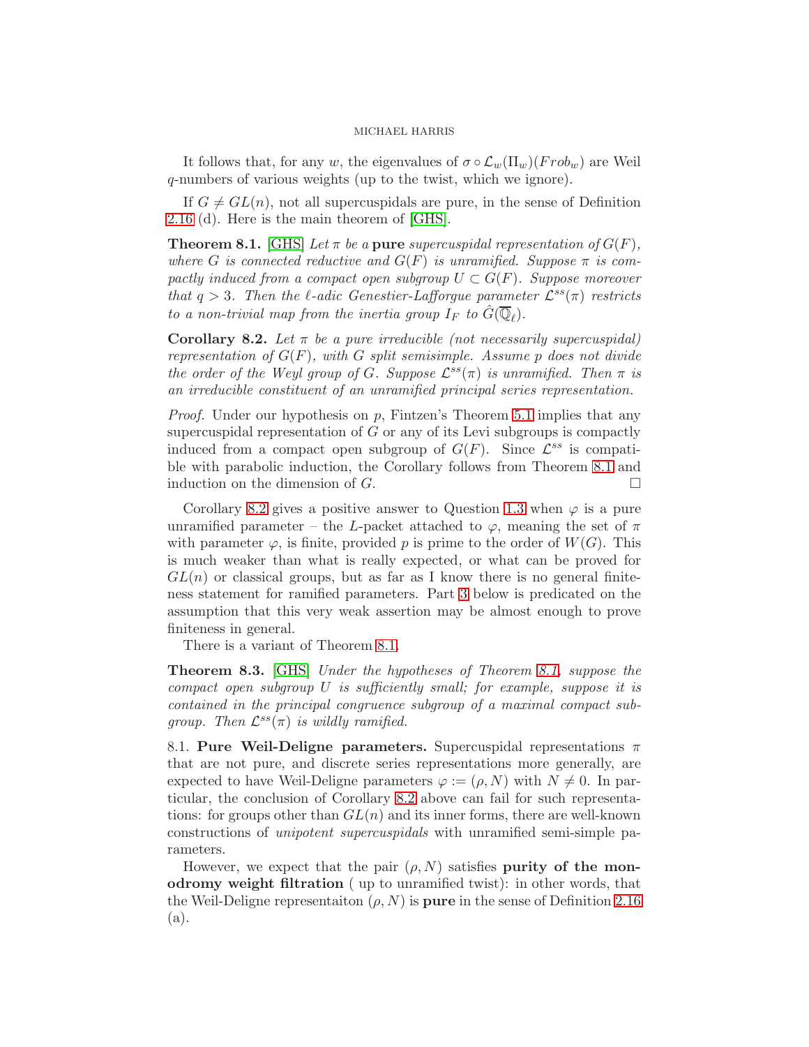It follows that, for any $w$, the eigenvalues of $\sigma \circ \mathcal{L}_w(\Pi_w)(Frob_w)$ are Weil $q$-numbers of various weights (up to the twist, which we ignore).

If $G \neq GL(n)$, not all supercuspidals are pure, in the sense of Definition 2.16 (d). Here is the main theorem of [GHS].

**Theorem 8.1.** [GHS] *Let $\pi$ be a* **pure** *supercuspidal representation of $G(F)$, where $G$ is connected reductive and $G(F)$ is unramified. Suppose $\pi$ is compactly induced from a compact open subgroup $U \subset G(F)$. Suppose moreover that $q > 3$. Then the $\ell$-adic Genestier-Lafforgue parameter $\mathcal{L}^{ss}(\pi)$ restricts to a non-trivial map from the inertia group $I_F$ to $\hat{G}(\overline{\mathbb{Q}}_\ell)$.*

**Corollary 8.2.** *Let $\pi$ be a pure irreducible (not necessarily supercuspidal) representation of $G(F)$, with $G$ split semisimple. Assume $p$ does not divide the order of the Weyl group of $G$. Suppose $\mathcal{L}^{ss}(\pi)$ is unramified. Then $\pi$ is an irreducible constituent of an unramified principal series representation.*

*Proof.* Under our hypothesis on $p$, Fintzen's Theorem 5.1 implies that any supercuspidal representation of $G$ or any of its Levi subgroups is compactly induced from a compact open subgroup of $G(F)$. Since $\mathcal{L}^{ss}$ is compatible with parabolic induction, the Corollary follows from Theorem 8.1 and induction on the dimension of $G$. □

Corollary 8.2 gives a positive answer to Question 1.3 when $\varphi$ is a pure unramified parameter – the $L$-packet attached to $\varphi$, meaning the set of $\pi$ with parameter $\varphi$, is finite, provided $p$ is prime to the order of $W(G)$. This is much weaker than what is really expected, or what can be proved for $GL(n)$ or classical groups, but as far as I know there is no general finiteness statement for ramified parameters. Part 3 below is predicated on the assumption that this very weak assertion may be almost enough to prove finiteness in general.

There is a variant of Theorem 8.1.

**Theorem 8.3.** [GHS] *Under the hypotheses of Theorem 8.1, suppose the compact open subgroup $U$ is sufficiently small; for example, suppose it is contained in the principal congruence subgroup of a maximal compact subgroup. Then $\mathcal{L}^{ss}(\pi)$ is wildly ramified.*

8.1. **Pure Weil-Deligne parameters.** Supercuspidal representations $\pi$ that are not pure, and discrete series representations more generally, are expected to have Weil-Deligne parameters $\varphi := (\rho, N)$ with $N \neq 0$. In particular, the conclusion of Corollary 8.2 above can fail for such representations: for groups other than $GL(n)$ and its inner forms, there are well-known constructions of *unipotent supercuspidals* with unramified semi-simple parameters.

However, we expect that the pair $(\rho, N)$ satisfies **purity of the monodromy weight filtration** ( up to unramified twist): in other words, that the Weil-Deligne representaiton $(\rho, N)$ is **pure** in the sense of Definition 2.16 (a).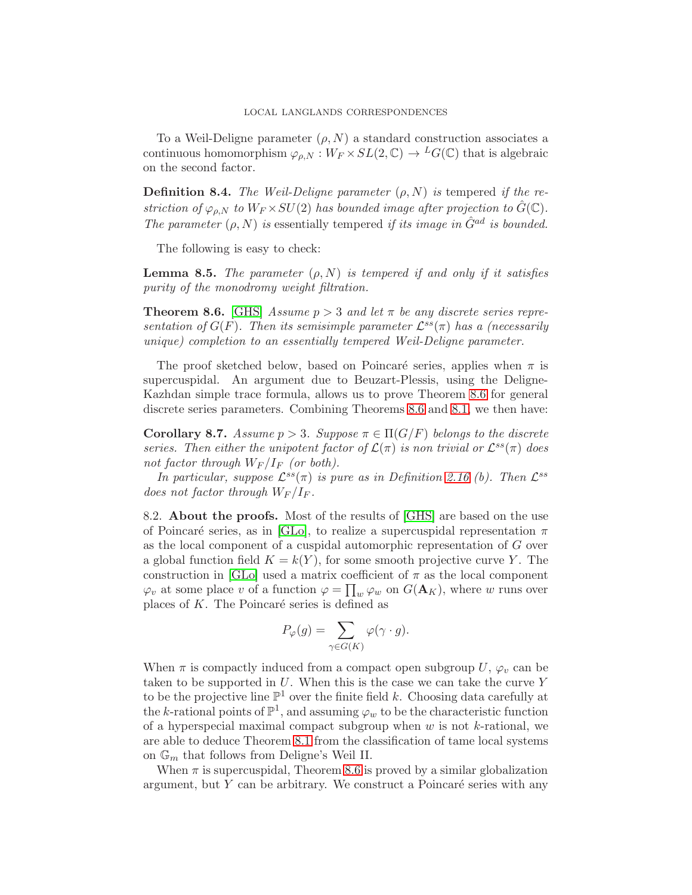To a Weil-Deligne parameter $(\rho, N)$ a standard construction associates a continuous homomorphism $\varphi_{\rho,N} : W_F \times SL(2,\mathbb{C}) \to {}^LG(\mathbb{C})$ that is algebraic on the second factor.

**Definition 8.4.** *The Weil-Deligne parameter $(\rho, N)$ is* tempered *if the restriction of $\varphi_{\rho,N}$ to $W_F \times SU(2)$ has bounded image after projection to $\hat{G}(\mathbb{C})$. The parameter $(\rho, N)$ is* essentially tempered *if its image in $\hat{G}^{ad}$ is bounded.*

The following is easy to check:

**Lemma 8.5.** *The parameter $(\rho, N)$ is tempered if and only if it satisfies purity of the monodromy weight filtration.*

**Theorem 8.6.** [GHS] *Assume $p > 3$ and let $\pi$ be any discrete series representation of $G(F)$. Then its semisimple parameter $\mathcal{L}^{ss}(\pi)$ has a (necessarily unique) completion to an essentially tempered Weil-Deligne parameter.*

The proof sketched below, based on Poincaré series, applies when $\pi$ is supercuspidal. An argument due to Beuzart-Plessis, using the Deligne-Kazhdan simple trace formula, allows us to prove Theorem 8.6 for general discrete series parameters. Combining Theorems 8.6 and 8.1, we then have:

**Corollary 8.7.** *Assume $p > 3$. Suppose $\pi \in \Pi(G/F)$ belongs to the discrete series. Then either the unipotent factor of $\mathcal{L}(\pi)$ is non trivial or $\mathcal{L}^{ss}(\pi)$ does not factor through $W_F/I_F$ (or both).*

*In particular, suppose $\mathcal{L}^{ss}(\pi)$ is pure as in Definition 2.16 (b). Then $\mathcal{L}^{ss}$ does not factor through $W_F/I_F$.*

8.2. **About the proofs.** Most of the results of [GHS] are based on the use of Poincaré series, as in [GLo], to realize a supercuspidal representation $\pi$ as the local component of a cuspidal automorphic representation of $G$ over a global function field $K = k(Y)$, for some smooth projective curve $Y$. The construction in [GLo] used a matrix coefficient of $\pi$ as the local component $\varphi_v$ at some place $v$ of a function $\varphi = \prod_w \varphi_w$ on $G(\mathbf{A}_K)$, where $w$ runs over places of $K$. The Poincaré series is defined as

$$P_\varphi(g) = \sum_{\gamma \in G(K)} \varphi(\gamma \cdot g).$$

When $\pi$ is compactly induced from a compact open subgroup $U$, $\varphi_v$ can be taken to be supported in $U$. When this is the case we can take the curve $Y$ to be the projective line $\mathbb{P}^1$ over the finite field $k$. Choosing data carefully at the $k$-rational points of $\mathbb{P}^1$, and assuming $\varphi_w$ to be the characteristic function of a hyperspecial maximal compact subgroup when $w$ is not $k$-rational, we are able to deduce Theorem 8.1 from the classification of tame local systems on $\mathbb{G}_m$ that follows from Deligne's Weil II.

When $\pi$ is supercuspidal, Theorem 8.6 is proved by a similar globalization argument, but $Y$ can be arbitrary. We construct a Poincaré series with any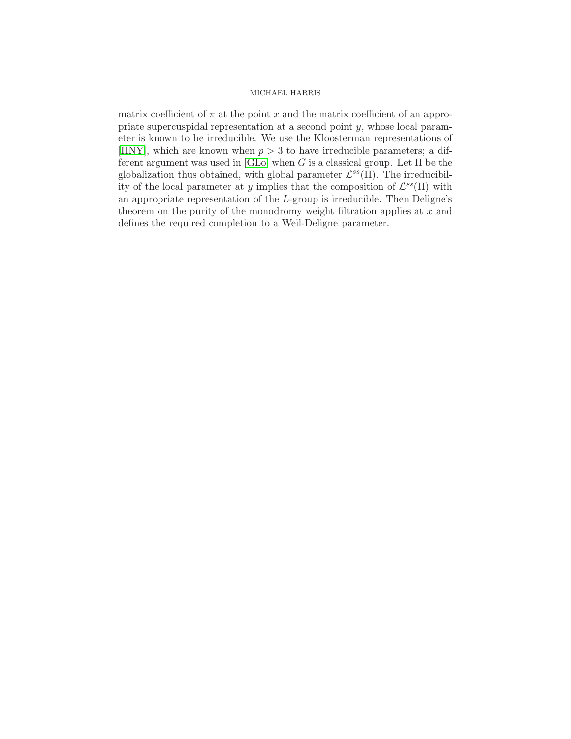matrix coefficient of $\pi$ at the point $x$ and the matrix coefficient of an appropriate supercuspidal representation at a second point $y$, whose local parameter is known to be irreducible. We use the Kloosterman representations of [HNY], which are known when $p > 3$ to have irreducible parameters; a different argument was used in [GLo] when $G$ is a classical group. Let $\Pi$ be the globalization thus obtained, with global parameter $\mathcal{L}^{ss}(\Pi)$. The irreducibility of the local parameter at $y$ implies that the composition of $\mathcal{L}^{ss}(\Pi)$ with an appropriate representation of the $L$-group is irreducible. Then Deligne's theorem on the purity of the monodromy weight filtration applies at $x$ and defines the required completion to a Weil-Deligne parameter.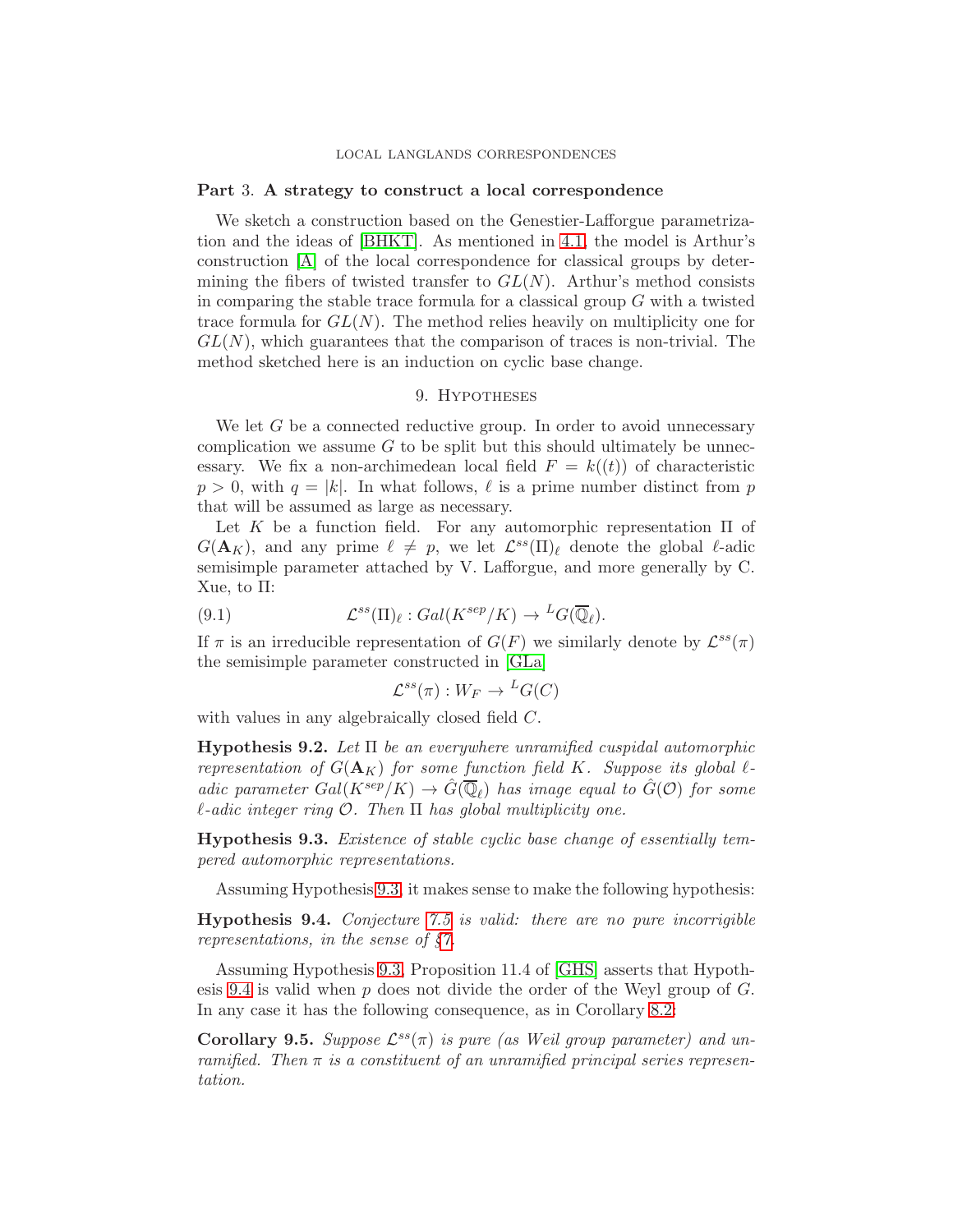## Part 3. A strategy to construct a local correspondence

We sketch a construction based on the Genestier-Lafforgue parametrization and the ideas of [BHKT]. As mentioned in 4.1, the model is Arthur's construction [A] of the local correspondence for classical groups by determining the fibers of twisted transfer to $GL(N)$. Arthur's method consists in comparing the stable trace formula for a classical group $G$ with a twisted trace formula for $GL(N)$. The method relies heavily on multiplicity one for $GL(N)$, which guarantees that the comparison of traces is non-trivial. The method sketched here is an induction on cyclic base change.

### 9. Hypotheses

We let $G$ be a connected reductive group. In order to avoid unnecessary complication we assume $G$ to be split but this should ultimately be unnecessary. We fix a non-archimedean local field $F = k((t))$ of characteristic $p > 0$, with $q = |k|$. In what follows, $\ell$ is a prime number distinct from $p$ that will be assumed as large as necessary.

Let $K$ be a function field. For any automorphic representation $\Pi$ of $G(\mathbf{A}_K)$, and any prime $\ell \neq p$, we let $\mathcal{L}^{ss}(\Pi)_\ell$ denote the global $\ell$-adic semisimple parameter attached by V. Lafforgue, and more generally by C. Xue, to $\Pi$:

$$\mathcal{L}^{ss}(\Pi)_\ell : Gal(K^{sep}/K) \to {}^LG(\overline{\mathbb{Q}}_\ell). \tag{9.1}$$

If $\pi$ is an irreducible representation of $G(F)$ we similarly denote by $\mathcal{L}^{ss}(\pi)$ the semisimple parameter constructed in [GLa]

$$\mathcal{L}^{ss}(\pi) : W_F \to {}^LG(C)$$

with values in any algebraically closed field $C$.

**Hypothesis 9.2.** *Let $\Pi$ be an everywhere unramified cuspidal automorphic representation of $G(\mathbf{A}_K)$ for some function field $K$. Suppose its global $\ell$-adic parameter $Gal(K^{sep}/K) \to \hat{G}(\overline{\mathbb{Q}}_\ell)$ has image equal to $\hat{G}(\mathcal{O})$ for some $\ell$-adic integer ring $\mathcal{O}$. Then $\Pi$ has global multiplicity one.*

**Hypothesis 9.3.** *Existence of stable cyclic base change of essentially tempered automorphic representations.*

Assuming Hypothesis 9.3, it makes sense to make the following hypothesis:

**Hypothesis 9.4.** *Conjecture 7.5 is valid: there are no pure incorrigible representations, in the sense of §7.*

Assuming Hypothesis 9.3, Proposition 11.4 of [GHS] asserts that Hypothesis 9.4 is valid when $p$ does not divide the order of the Weyl group of $G$. In any case it has the following consequence, as in Corollary 8.2:

**Corollary 9.5.** *Suppose $\mathcal{L}^{ss}(\pi)$ is pure (as Weil group parameter) and unramified. Then $\pi$ is a constituent of an unramified principal series representation.*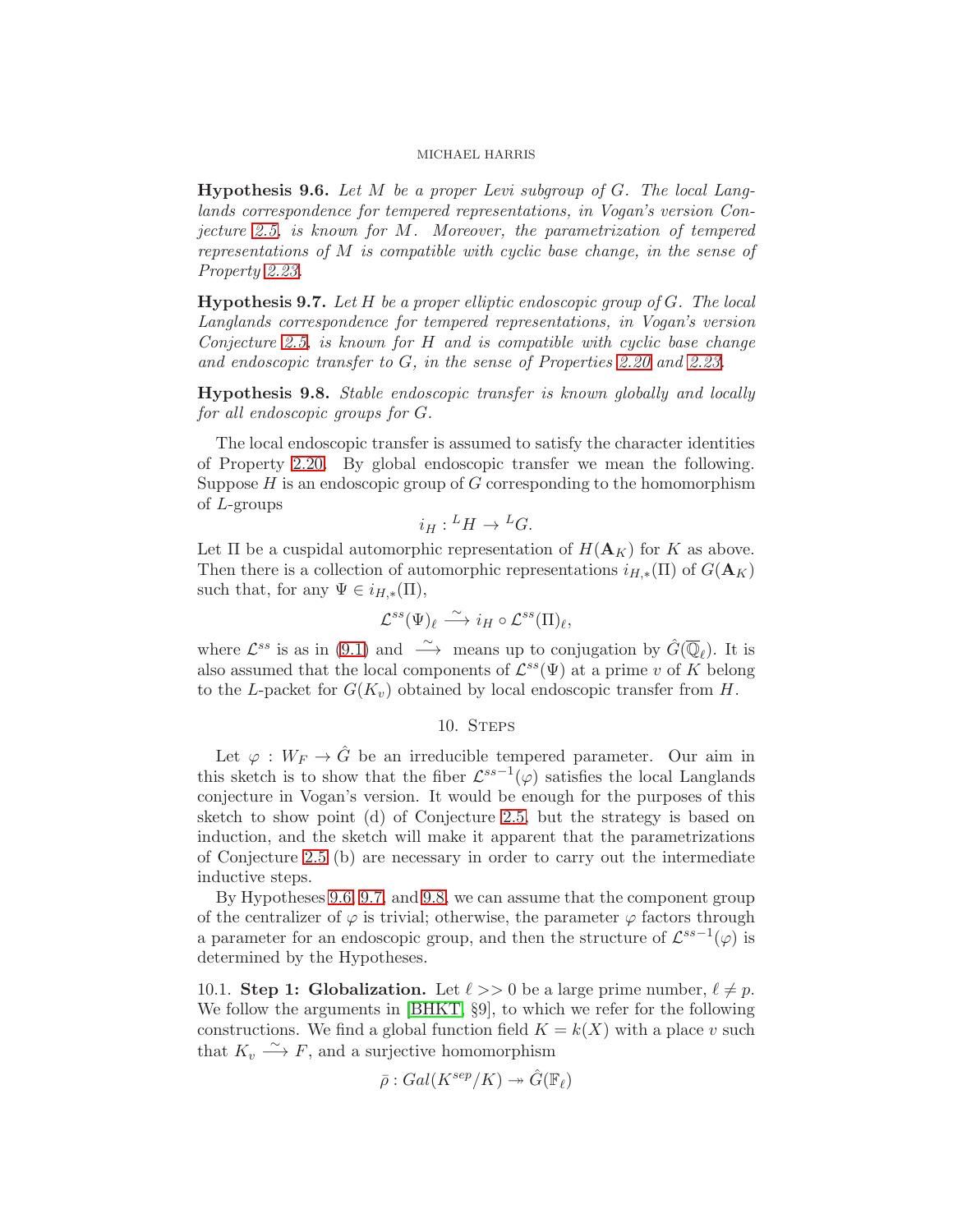**Hypothesis 9.6.** *Let $M$ be a proper Levi subgroup of $G$. The local Langlands correspondence for tempered representations, in Vogan's version Conjecture 2.5, is known for $M$. Moreover, the parametrization of tempered representations of $M$ is compatible with cyclic base change, in the sense of Property 2.23.*

**Hypothesis 9.7.** *Let $H$ be a proper elliptic endoscopic group of $G$. The local Langlands correspondence for tempered representations, in Vogan's version Conjecture 2.5, is known for $H$ and is compatible with cyclic base change and endoscopic transfer to $G$, in the sense of Properties 2.20 and 2.23.*

**Hypothesis 9.8.** *Stable endoscopic transfer is known globally and locally for all endoscopic groups for $G$.*

The local endoscopic transfer is assumed to satisfy the character identities of Property 2.20. By global endoscopic transfer we mean the following. Suppose $H$ is an endoscopic group of $G$ corresponding to the homomorphism of $L$-groups

$$i_H : {}^LH \to {}^LG.$$

Let $\Pi$ be a cuspidal automorphic representation of $H(\mathbf{A}_K)$ for $K$ as above. Then there is a collection of automorphic representations $i_{H,*}(\Pi)$ of $G(\mathbf{A}_K)$ such that, for any $\Psi \in i_{H,*}(\Pi)$,

$$\mathcal{L}^{ss}(\Psi)_\ell \xrightarrow{\sim} i_H \circ \mathcal{L}^{ss}(\Pi)_\ell,$$

where $\mathcal{L}^{ss}$ is as in (9.1) and $\xrightarrow{\sim}$ means up to conjugation by $\hat{G}(\overline{\mathbb{Q}}_\ell)$. It is also assumed that the local components of $\mathcal{L}^{ss}(\Psi)$ at a prime $v$ of $K$ belong to the $L$-packet for $G(K_v)$ obtained by local endoscopic transfer from $H$.

## 10. Steps

Let $\varphi : W_F \to \hat{G}$ be an irreducible tempered parameter. Our aim in this sketch is to show that the fiber $\mathcal{L}^{ss\,-1}(\varphi)$ satisfies the local Langlands conjecture in Vogan's version. It would be enough for the purposes of this sketch to show point (d) of Conjecture 2.5, but the strategy is based on induction, and the sketch will make it apparent that the parametrizations of Conjecture 2.5 (b) are necessary in order to carry out the intermediate inductive steps.

By Hypotheses 9.6, 9.7, and 9.8, we can assume that the component group of the centralizer of $\varphi$ is trivial; otherwise, the parameter $\varphi$ factors through a parameter for an endoscopic group, and then the structure of $\mathcal{L}^{ss\,-1}(\varphi)$ is determined by the Hypotheses.

10.1. **Step 1: Globalization.** Let $\ell >> 0$ be a large prime number, $\ell \neq p$. We follow the arguments in [BHKT, §9], to which we refer for the following constructions. We find a global function field $K = k(X)$ with a place $v$ such that $K_v \xrightarrow{\sim} F$, and a surjective homomorphism

$$\bar{\rho} : Gal(K^{sep}/K) \twoheadrightarrow \hat{G}(\mathbb{F}_\ell)$$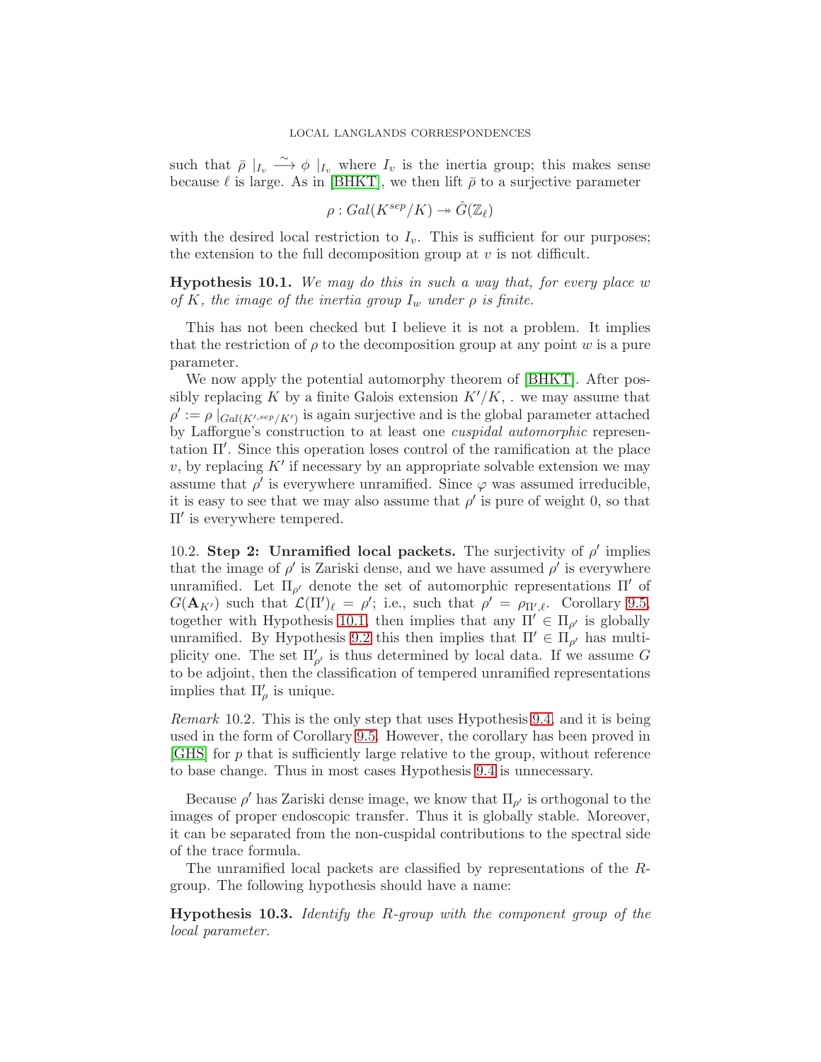such that $\bar{\rho} \mid_{I_v} \xrightarrow{\sim} \phi \mid_{I_v}$ where $I_v$ is the inertia group; this makes sense because $\ell$ is large. As in [BHKT], we then lift $\bar{\rho}$ to a surjective parameter

$$\rho : Gal(K^{sep}/K) \twoheadrightarrow \hat{G}(\mathbb{Z}_\ell)$$

with the desired local restriction to $I_v$. This is sufficient for our purposes; the extension to the full decomposition group at $v$ is not difficult.

**Hypothesis 10.1.** *We may do this in such a way that, for every place $w$ of $K$, the image of the inertia group $I_w$ under $\rho$ is finite.*

This has not been checked but I believe it is not a problem. It implies that the restriction of $\rho$ to the decomposition group at any point $w$ is a pure parameter.

We now apply the potential automorphy theorem of [BHKT]. After possibly replacing $K$ by a finite Galois extension $K'/K$, . we may assume that $\rho' := \rho \mid_{Gal(K'^{,sep}/K')}$ is again surjective and is the global parameter attached by Lafforgue's construction to at least one *cuspidal automorphic* representation $\Pi'$. Since this operation loses control of the ramification at the place $v$, by replacing $K'$ if necessary by an appropriate solvable extension we may assume that $\rho'$ is everywhere unramified. Since $\varphi$ was assumed irreducible, it is easy to see that we may also assume that $\rho'$ is pure of weight 0, so that $\Pi'$ is everywhere tempered.

10.2. **Step 2: Unramified local packets.** The surjectivity of $\rho'$ implies that the image of $\rho'$ is Zariski dense, and we have assumed $\rho'$ is everywhere unramified. Let $\Pi_{\rho'}$ denote the set of automorphic representations $\Pi'$ of $G(\mathbf{A}_{K'})$ such that $\mathcal{L}(\Pi')_\ell = \rho'$; i.e., such that $\rho' = \rho_{\Pi',\ell}$. Corollary 9.5, together with Hypothesis 10.1, then implies that any $\Pi' \in \Pi_{\rho'}$ is globally unramified. By Hypothesis 9.2 this then implies that $\Pi' \in \Pi_{\rho'}$ has multiplicity one. The set $\Pi'_{\rho'}$ is thus determined by local data. If we assume $G$ to be adjoint, then the classification of tempered unramified representations implies that $\Pi'_\rho$ is unique.

*Remark* 10.2. This is the only step that uses Hypothesis 9.4, and it is being used in the form of Corollary 9.5. However, the corollary has been proved in [GHS] for $p$ that is sufficiently large relative to the group, without reference to base change. Thus in most cases Hypothesis 9.4 is unnecessary.

Because $\rho'$ has Zariski dense image, we know that $\Pi_{\rho'}$ is orthogonal to the images of proper endoscopic transfer. Thus it is globally stable. Moreover, it can be separated from the non-cuspidal contributions to the spectral side of the trace formula.

The unramified local packets are classified by representations of the $R$-group. The following hypothesis should have a name:

**Hypothesis 10.3.** *Identify the R-group with the component group of the local parameter.*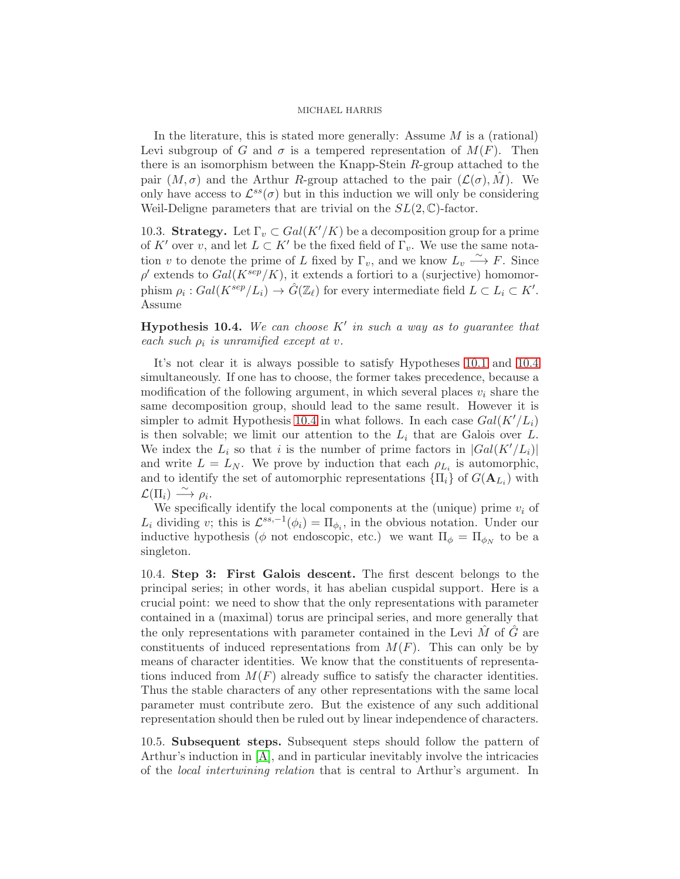In the literature, this is stated more generally: Assume $M$ is a (rational) Levi subgroup of $G$ and $\sigma$ is a tempered representation of $M(F)$. Then there is an isomorphism between the Knapp-Stein $R$-group attached to the pair $(M,\sigma)$ and the Arthur $R$-group attached to the pair $(\mathcal{L}(\sigma),\hat{M})$. We only have access to $\mathcal{L}^{ss}(\sigma)$ but in this induction we will only be considering Weil-Deligne parameters that are trivial on the $SL(2,\mathbb{C})$-factor.

10.3. **Strategy.** Let $\Gamma_v \subset Gal(K'/K)$ be a decomposition group for a prime of $K'$ over $v$, and let $L \subset K'$ be the fixed field of $\Gamma_v$. We use the same notation $v$ to denote the prime of $L$ fixed by $\Gamma_v$, and we know $L_v \xrightarrow{\sim} F$. Since $\rho'$ extends to $Gal(K^{sep}/K)$, it extends a fortiori to a (surjective) homomorphism $\rho_i : Gal(K^{sep}/L_i) \to \hat{G}(\mathbb{Z}_\ell)$ for every intermediate field $L \subset L_i \subset K'$. Assume

**Hypothesis 10.4.** *We can choose $K'$ in such a way as to guarantee that each such $\rho_i$ is unramified except at $v$.*

It's not clear it is always possible to satisfy Hypotheses 10.1 and 10.4 simultaneously. If one has to choose, the former takes precedence, because a modification of the following argument, in which several places $v_i$ share the same decomposition group, should lead to the same result. However it is simpler to admit Hypothesis 10.4 in what follows. In each case $Gal(K'/L_i)$ is then solvable; we limit our attention to the $L_i$ that are Galois over $L$. We index the $L_i$ so that $i$ is the number of prime factors in $|Gal(K'/L_i)|$ and write $L = L_N$. We prove by induction that each $\rho_{L_i}$ is automorphic, and to identify the set of automorphic representations $\{\Pi_i\}$ of $G(\mathbf{A}_{L_i})$ with $\mathcal{L}(\Pi_i) \xrightarrow{\sim} \rho_i$.

We specifically identify the local components at the (unique) prime $v_i$ of $L_i$ dividing $v$; this is $\mathcal{L}^{ss,-1}(\phi_i) = \Pi_{\phi_i}$, in the obvious notation. Under our inductive hypothesis ($\phi$ not endoscopic, etc.) we want $\Pi_\phi = \Pi_{\phi_N}$ to be a singleton.

10.4. **Step 3: First Galois descent.** The first descent belongs to the principal series; in other words, it has abelian cuspidal support. Here is a crucial point: we need to show that the only representations with parameter contained in a (maximal) torus are principal series, and more generally that the only representations with parameter contained in the Levi $\hat{M}$ of $\hat{G}$ are constituents of induced representations from $M(F)$. This can only be by means of character identities. We know that the constituents of representations induced from $M(F)$ already suffice to satisfy the character identities. Thus the stable characters of any other representations with the same local parameter must contribute zero. But the existence of any such additional representation should then be ruled out by linear independence of characters.

10.5. **Subsequent steps.** Subsequent steps should follow the pattern of Arthur's induction in [A], and in particular inevitably involve the intricacies of the *local intertwining relation* that is central to Arthur's argument. In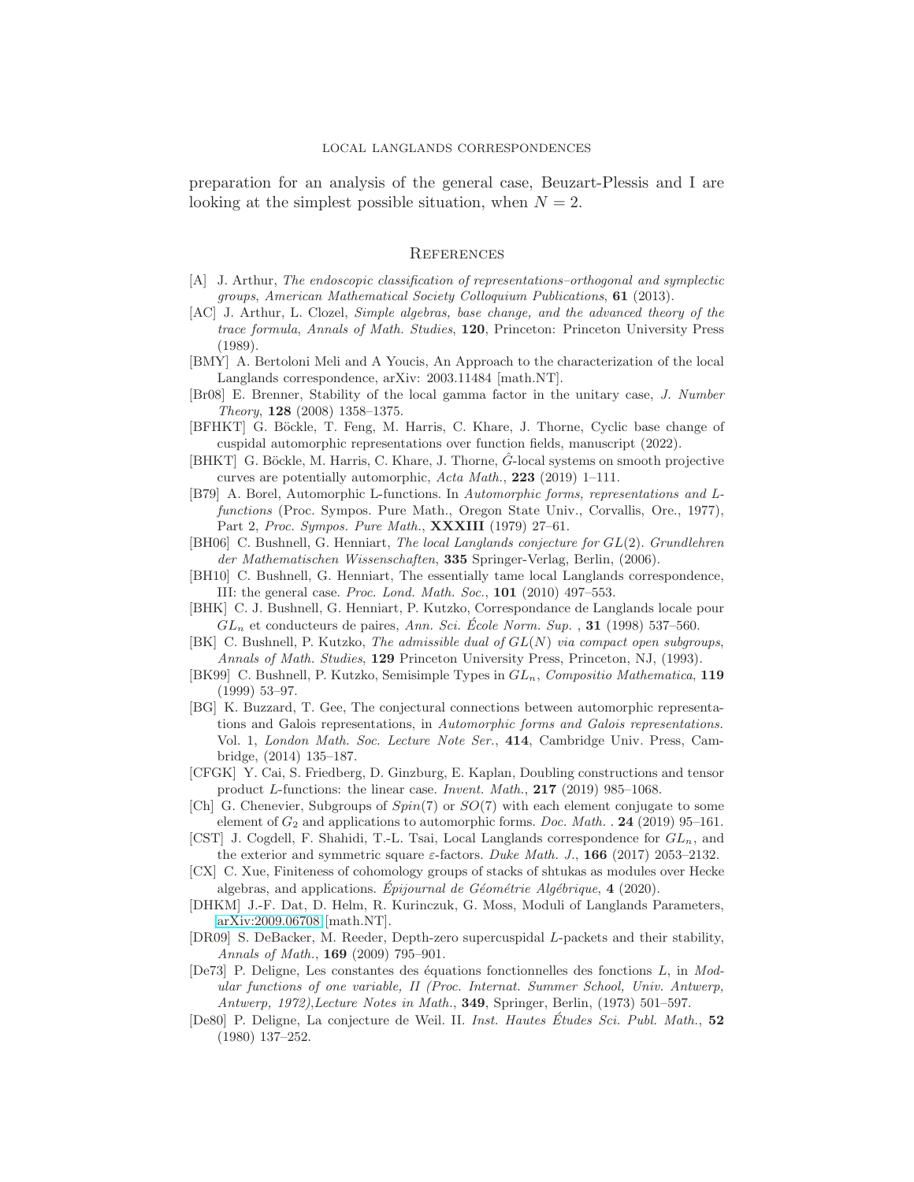preparation for an analysis of the general case, Beuzart-Plessis and I are looking at the simplest possible situation, when $N = 2$.

## References

[A] J. Arthur, *The endoscopic classification of representations–orthogonal and symplectic groups*, *American Mathematical Society Colloquium Publications*, **61** (2013).

[AC] J. Arthur, L. Clozel, *Simple algebras, base change, and the advanced theory of the trace formula*, *Annals of Math. Studies*, **120**, Princeton: Princeton University Press (1989).

[BMY] A. Bertoloni Meli and A Youcis, An Approach to the characterization of the local Langlands correspondence, arXiv: 2003.11484 [math.NT].

[Br08] E. Brenner, Stability of the local gamma factor in the unitary case, *J. Number Theory*, **128** (2008) 1358–1375.

[BFHKT] G. Böckle, T. Feng, M. Harris, C. Khare, J. Thorne, Cyclic base change of cuspidal automorphic representations over function fields, manuscript (2022).

[BHKT] G. Böckle, M. Harris, C. Khare, J. Thorne, $\hat{G}$-local systems on smooth projective curves are potentially automorphic, *Acta Math.*, **223** (2019) 1–111.

[B79] A. Borel, Automorphic L-functions. In *Automorphic forms, representations and L-functions* (Proc. Sympos. Pure Math., Oregon State Univ., Corvallis, Ore., 1977), Part 2, *Proc. Sympos. Pure Math.*, **XXXIII** (1979) 27–61.

[BH06] C. Bushnell, G. Henniart, *The local Langlands conjecture for $GL(2)$. Grundlehren der Mathematischen Wissenschaften*, **335** Springer-Verlag, Berlin, (2006).

[BH10] C. Bushnell, G. Henniart, The essentially tame local Langlands correspondence, III: the general case. *Proc. Lond. Math. Soc.*, **101** (2010) 497–553.

[BHK] C. J. Bushnell, G. Henniart, P. Kutzko, Correspondance de Langlands locale pour $GL_n$ et conducteurs de paires, *Ann. Sci. École Norm. Sup.* , **31** (1998) 537–560.

[BK] C. Bushnell, P. Kutzko, *The admissible dual of $GL(N)$ via compact open subgroups*, *Annals of Math. Studies*, **129** Princeton University Press, Princeton, NJ, (1993).

[BK99] C. Bushnell, P. Kutzko, Semisimple Types in $GL_n$, *Compositio Mathematica*, **119** (1999) 53–97.

[BG] K. Buzzard, T. Gee, The conjectural connections between automorphic representations and Galois representations, in *Automorphic forms and Galois representations.* Vol. 1, *London Math. Soc. Lecture Note Ser.*, **414**, Cambridge Univ. Press, Cambridge, (2014) 135–187.

[CFGK] Y. Cai, S. Friedberg, D. Ginzburg, E. Kaplan, Doubling constructions and tensor product $L$-functions: the linear case. *Invent. Math.*, **217** (2019) 985–1068.

[Ch] G. Chenevier, Subgroups of $Spin(7)$ or $SO(7)$ with each element conjugate to some element of $G_2$ and applications to automorphic forms. *Doc. Math.* . **24** (2019) 95–161.

[CST] J. Cogdell, F. Shahidi, T.-L. Tsai, Local Langlands correspondence for $GL_n$, and the exterior and symmetric square $\varepsilon$-factors. *Duke Math. J.*, **166** (2017) 2053–2132.

[CX] C. Xue, Finiteness of cohomology groups of stacks of shtukas as modules over Hecke algebras, and applications. *Épijournal de Géométrie Algébrique*, **4** (2020).

[DHKM] J.-F. Dat, D. Helm, R. Kurinczuk, G. Moss, Moduli of Langlands Parameters, arXiv:2009.06708 [math.NT].

[DR09] S. DeBacker, M. Reeder, Depth-zero supercuspidal $L$-packets and their stability, *Annals of Math.*, **169** (2009) 795–901.

[De73] P. Deligne, Les constantes des équations fonctionnelles des fonctions $L$, in *Modular functions of one variable, II (Proc. Internat. Summer School, Univ. Antwerp, Antwerp, 1972)*,*Lecture Notes in Math.*, **349**, Springer, Berlin, (1973) 501–597.

[De80] P. Deligne, La conjecture de Weil. II. *Inst. Hautes Études Sci. Publ. Math.*, **52** (1980) 137–252.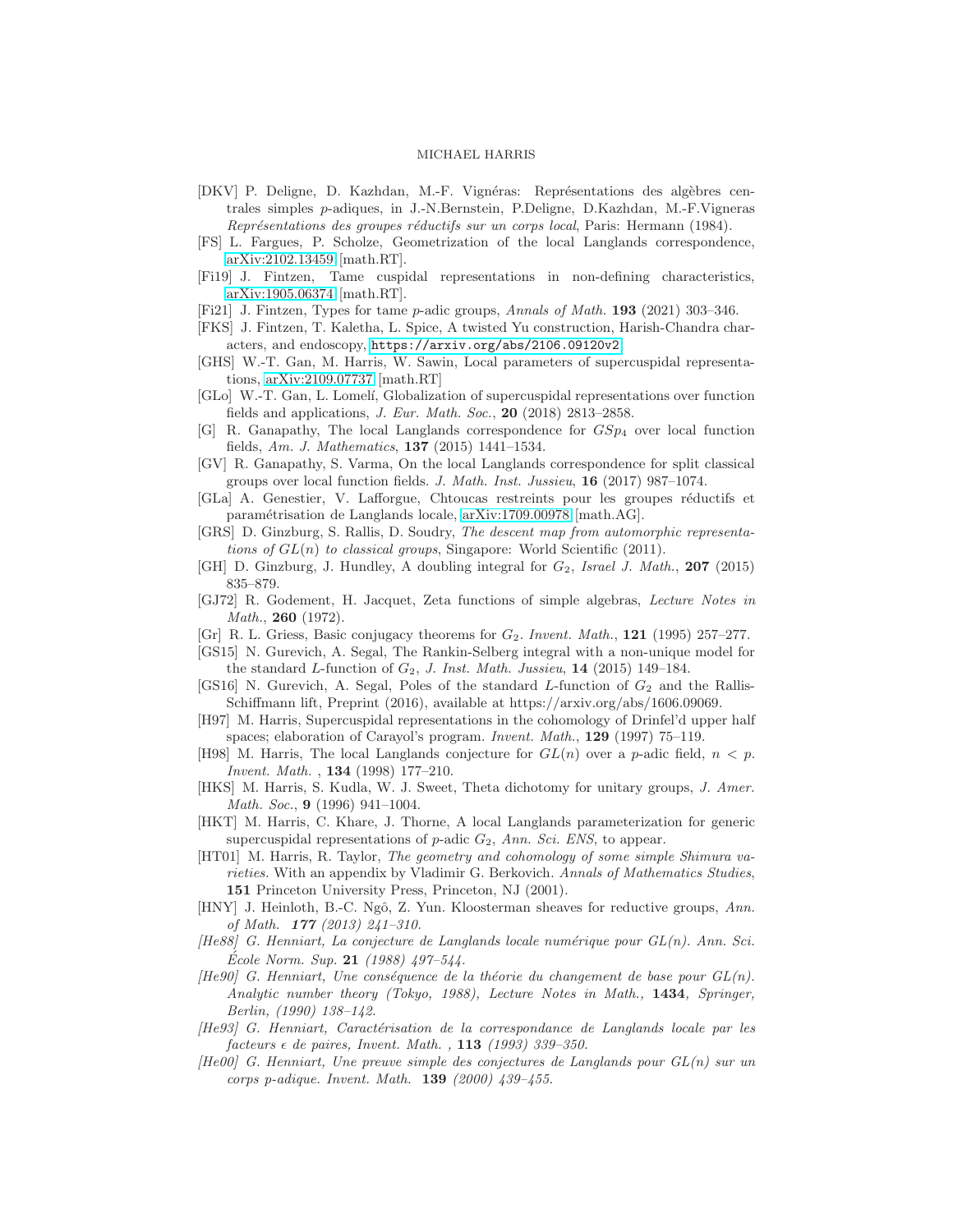- [DKV] P. Deligne, D. Kazhdan, M.-F. Vignéras: Représentations des algèbres centrales simples $p$-adiques, in J.-N.Bernstein, P.Deligne, D.Kazhdan, M.-F.Vigneras *Représentations des groupes réductifs sur un corps local*, Paris: Hermann (1984).
- [FS] L. Fargues, P. Scholze, Geometrization of the local Langlands correspondence, arXiv:2102.13459 [math.RT].
- [Fi19] J. Fintzen, Tame cuspidal representations in non-defining characteristics, arXiv:1905.06374 [math.RT].
- [Fi21] J. Fintzen, Types for tame $p$-adic groups, *Annals of Math.* **193** (2021) 303–346.
- [FKS] J. Fintzen, T. Kaletha, L. Spice, A twisted Yu construction, Harish-Chandra characters, and endoscopy, https://arxiv.org/abs/2106.09120v2
- [GHS] W.-T. Gan, M. Harris, W. Sawin, Local parameters of supercuspidal representations, arXiv:2109.07737 [math.RT]
- [GLo] W.-T. Gan, L. Lomelí, Globalization of supercuspidal representations over function fields and applications, *J. Eur. Math. Soc.*, **20** (2018) 2813–2858.
- [G] R. Ganapathy, The local Langlands correspondence for $GSp_4$ over local function fields, *Am. J. Mathematics*, **137** (2015) 1441–1534.
- [GV] R. Ganapathy, S. Varma, On the local Langlands correspondence for split classical groups over local function fields. *J. Math. Inst. Jussieu*, **16** (2017) 987–1074.
- [GLa] A. Genestier, V. Lafforgue, Chtoucas restreints pour les groupes réductifs et paramétrisation de Langlands locale, arXiv:1709.00978 [math.AG].
- [GRS] D. Ginzburg, S. Rallis, D. Soudry, *The descent map from automorphic representations of $GL(n)$ to classical groups*, Singapore: World Scientific (2011).
- [GH] D. Ginzburg, J. Hundley, A doubling integral for $G_2$, *Israel J. Math.*, **207** (2015) 835–879.
- [GJ72] R. Godement, H. Jacquet, Zeta functions of simple algebras, *Lecture Notes in Math.*, **260** (1972).
- [Gr] R. L. Griess, Basic conjugacy theorems for $G_2$. *Invent. Math.*, **121** (1995) 257–277.
- [GS15] N. Gurevich, A. Segal, The Rankin-Selberg integral with a non-unique model for the standard $L$-function of $G_2$, *J. Inst. Math. Jussieu*, **14** (2015) 149–184.
- [GS16] N. Gurevich, A. Segal, Poles of the standard $L$-function of $G_2$ and the Rallis-Schiffmann lift, Preprint (2016), available at https://arxiv.org/abs/1606.09069.
- [H97] M. Harris, Supercuspidal representations in the cohomology of Drinfel'd upper half spaces; elaboration of Carayol's program. *Invent. Math.*, **129** (1997) 75–119.
- [H98] M. Harris, The local Langlands conjecture for $GL(n)$ over a $p$-adic field, $n < p$. *Invent. Math.* , **134** (1998) 177–210.
- [HKS] M. Harris, S. Kudla, W. J. Sweet, Theta dichotomy for unitary groups, *J. Amer. Math. Soc.*, **9** (1996) 941–1004.
- [HKT] M. Harris, C. Khare, J. Thorne, A local Langlands parameterization for generic supercuspidal representations of $p$-adic $G_2$, *Ann. Sci. ENS*, to appear.
- [HT01] M. Harris, R. Taylor, *The geometry and cohomology of some simple Shimura varieties.* With an appendix by Vladimir G. Berkovich. *Annals of Mathematics Studies*, **151** Princeton University Press, Princeton, NJ (2001).
- [HNY] J. Heinloth, B.-C. Ngô, Z. Yun. Kloosterman sheaves for reductive groups, *Ann. of Math.* **177** *(2013) 241–310.*
- *[He88] G. Henniart, La conjecture de Langlands locale numérique pour $GL(n)$. Ann. Sci. École Norm. Sup.* **21** *(1988) 497–544.*
- *[He90] G. Henniart, Une conséquence de la théorie du changement de base pour $GL(n)$. Analytic number theory (Tokyo, 1988), Lecture Notes in Math.,* **1434***, Springer, Berlin, (1990) 138–142.*
- *[He93] G. Henniart, Caractérisation de la correspondance de Langlands locale par les facteurs $\epsilon$ de paires, Invent. Math. ,* **113** *(1993) 339–350.*
- *[He00] G. Henniart, Une preuve simple des conjectures de Langlands pour $GL(n)$ sur un corps p-adique. Invent. Math.* **139** *(2000) 439–455.*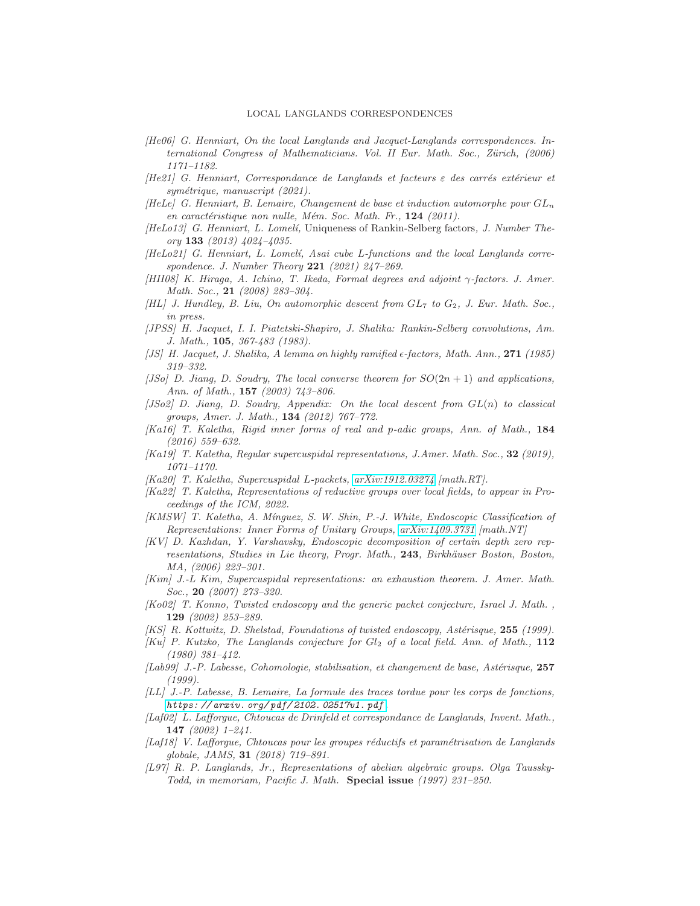*[He06] G. Henniart, On the local Langlands and Jacquet-Langlands correspondences. International Congress of Mathematicians. Vol. II Eur. Math. Soc., Zürich, (2006) 1171–1182.*

*[He21] G. Henniart, Correspondance de Langlands et facteurs $\varepsilon$ des carrés extérieur et symétrique, manuscript (2021).*

*[HeLe] G. Henniart, B. Lemaire, Changement de base et induction automorphe pour $GL_n$ en caractéristique non nulle, Mém. Soc. Math. Fr.,* **124** *(2011).*

*[HeLo13] G. Henniart, L. Lomelí,* Uniqueness of Rankin-Selberg factors*, J. Number Theory* **133** *(2013) 4024–4035.*

*[HeLo21] G. Henniart, L. Lomelí, Asai cube L-functions and the local Langlands correspondence. J. Number Theory* **221** *(2021) 247–269.*

*[HII08] K. Hiraga, A. Ichino, T. Ikeda, Formal degrees and adjoint $\gamma$-factors. J. Amer. Math. Soc.,* **21** *(2008) 283–304.*

*[HL] J. Hundley, B. Liu, On automorphic descent from $GL_7$ to $G_2$, J. Eur. Math. Soc., in press.*

*[JPSS] H. Jacquet, I. I. Piatetski-Shapiro, J. Shalika: Rankin-Selberg convolutions, Am. J. Math.,* **105***, 367-483 (1983).*

*[JS] H. Jacquet, J. Shalika, A lemma on highly ramified $\epsilon$-factors, Math. Ann.,* **271** *(1985) 319–332.*

*[JSo] D. Jiang, D. Soudry, The local converse theorem for $SO(2n+1)$ and applications, Ann. of Math.,* **157** *(2003) 743–806.*

*[JSo2] D. Jiang, D. Soudry, Appendix: On the local descent from $GL(n)$ to classical groups, Amer. J. Math.,* **134** *(2012) 767–772.*

*[Ka16] T. Kaletha, Rigid inner forms of real and p-adic groups, Ann. of Math.,* **184** *(2016) 559–632.*

*[Ka19] T. Kaletha, Regular supercuspidal representations, J.Amer. Math. Soc.,* **32** *(2019), 1071–1170.*

*[Ka20] T. Kaletha, Supercuspidal L-packets, arXiv:1912.03274 [math.RT].*

*[Ka22] T. Kaletha, Representations of reductive groups over local fields, to appear in Proceedings of the ICM, 2022.*

*[KMSW] T. Kaletha, A. Mínguez, S. W. Shin, P.-J. White, Endoscopic Classification of Representations: Inner Forms of Unitary Groups, arXiv:1409.3731 [math.NT]*

*[KV] D. Kazhdan, Y. Varshavsky, Endoscopic decomposition of certain depth zero representations, Studies in Lie theory, Progr. Math.,* **243***, Birkhäuser Boston, Boston, MA, (2006) 223–301.*

*[Kim] J.-L Kim, Supercuspidal representations: an exhaustion theorem. J. Amer. Math. Soc.,* **20** *(2007) 273–320.*

*[Ko02] T. Konno, Twisted endoscopy and the generic packet conjecture, Israel J. Math. ,* **129** *(2002) 253–289.*

*[KS] R. Kottwitz, D. Shelstad, Foundations of twisted endoscopy, Astérisque,* **255** *(1999).*

*[Ku] P. Kutzko, The Langlands conjecture for $Gl_2$ of a local field. Ann. of Math.,* **112** *(1980) 381–412.*

*[Lab99] J.-P. Labesse, Cohomologie, stabilisation, et changement de base, Astérisque,* **257** *(1999).*

*[LL] J.-P. Labesse, B. Lemaire, La formule des traces tordue pour les corps de fonctions, `https://arxiv.org/pdf/2102.02517v1.pdf`*

*[Laf02] L. Lafforgue, Chtoucas de Drinfeld et correspondance de Langlands, Invent. Math.,* **147** *(2002) 1–241.*

*[Laf18] V. Lafforgue, Chtoucas pour les groupes réductifs et paramétrisation de Langlands globale, JAMS,* **31** *(2018) 719–891.*

*[L97] R. P. Langlands, Jr., Representations of abelian algebraic groups. Olga Taussky-Todd, in memoriam, Pacific J. Math.* **Special issue** *(1997) 231–250.*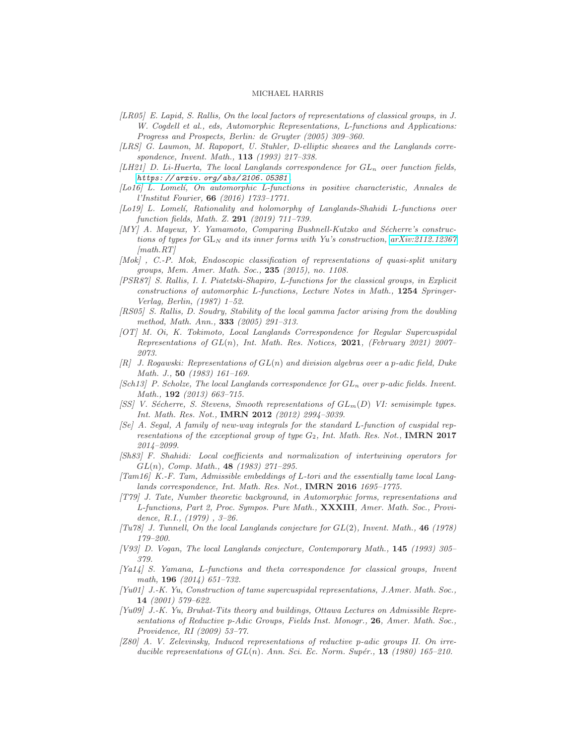[LR05] E. Lapid, S. Rallis, *On the local factors of representations of classical groups*, in J. W. Cogdell et al., eds, *Automorphic Representations, L-functions and Applications: Progress and Prospects*, Berlin: de Gruyter (2005) 309–360.

[LRS] G. Laumon, M. Rapoport, U. Stuhler, *D-elliptic sheaves and the Langlands correspondence*, Invent. Math., **113** (1993) 217–338.

[LH21] D. Li-Huerta, *The local Langlands correspondence for $GL_n$ over function fields*, https://arxiv.org/abs/2106.05381

[Lo16] L. Lomelí, *On automorphic L-functions in positive characteristic*, Annales de l'Institut Fourier, **66** (2016) 1733–1771.

[Lo19] L. Lomelí, *Rationality and holomorphy of Langlands-Shahidi L-functions over function fields*, Math. Z. **291** (2019) 711–739.

[MY] A. Mayeux, Y. Yamamoto, *Comparing Bushnell-Kutzko and Sécherre's constructions of types for $\mathrm{GL}_N$ and its inner forms with Yu's construction*, arXiv:2112.12367 [math.RT]

[Mok] , C.-P. Mok, *Endoscopic classification of representations of quasi-split unitary groups*, Mem. Amer. Math. Soc., **235** (2015), no. 1108.

[PSR87] S. Rallis, I. I. Piatetski-Shapiro, *L-functions for the classical groups*, in *Explicit constructions of automorphic L-functions*, Lecture Notes in Math., **1254** Springer-Verlag, Berlin, (1987) 1–52.

[RS05] S. Rallis, D. Soudry, *Stability of the local gamma factor arising from the doubling method*, Math. Ann., **333** (2005) 291–313.

[OT] M. Oi, K. Tokimoto, *Local Langlands Correspondence for Regular Supercuspidal Representations of $GL(n)$*, Int. Math. Res. Notices, **2021**, (February 2021) 2007–2073.

[R] J. Rogawski: *Representations of $GL(n)$ and division algebras over a p-adic field*, Duke Math. J., **50** (1983) 161–169.

[Sch13] P. Scholze, *The local Langlands correspondence for $GL_n$ over p-adic fields*. Invent. Math., **192** (2013) 663–715.

[SS] V. Sécherre, S. Stevens, *Smooth representations of $GL_m(D)$ VI: semisimple types*. Int. Math. Res. Not., **IMRN 2012** (2012) 2994–3039.

[Se] A. Segal, *A family of new-way integrals for the standard L-function of cuspidal representations of the exceptional group of type $G_2$*, Int. Math. Res. Not., **IMRN 2017** 2014–2099.

[Sh83] F. Shahidi: *Local coefficients and normalization of intertwining operators for $GL(n)$*, Comp. Math., **48** (1983) 271–295.

[Tam16] K.-F. Tam, *Admissible embeddings of L-tori and the essentially tame local Langlands correspondence*, Int. Math. Res. Not., **IMRN 2016** 1695–1775.

[T79] J. Tate, *Number theoretic background*, in *Automorphic forms, representations and L-functions, Part 2*, Proc. Sympos. Pure Math., **XXXIII**, Amer. Math. Soc., Providence, R.I., (1979) , 3–26.

[Tu78] J. Tunnell, *On the local Langlands conjecture for $GL(2)$*, Invent. Math., **46** (1978) 179–200.

[V93] D. Vogan, *The local Langlands conjecture*, Contemporary Math., **145** (1993) 305–379.

[Ya14] S. Yamana, *L-functions and theta correspondence for classical groups*, Invent math, **196** (2014) 651–732.

[Yu01] J.-K. Yu, *Construction of tame supercuspidal representations*, J.Amer. Math. Soc., **14** (2001) 579–622.

[Yu09] J.-K. Yu, *Bruhat-Tits theory and buildings*, Ottawa Lectures on Admissible Representations of Reductive p-Adic Groups, Fields Inst. Monogr., **26**, Amer. Math. Soc., Providence, RI (2009) 53–77.

[Z80] A. V. Zelevinsky, *Induced representations of reductive p-adic groups II. On irreducible representations of $GL(n)$*. Ann. Sci. Ec. Norm. Supér., **13** (1980) 165–210.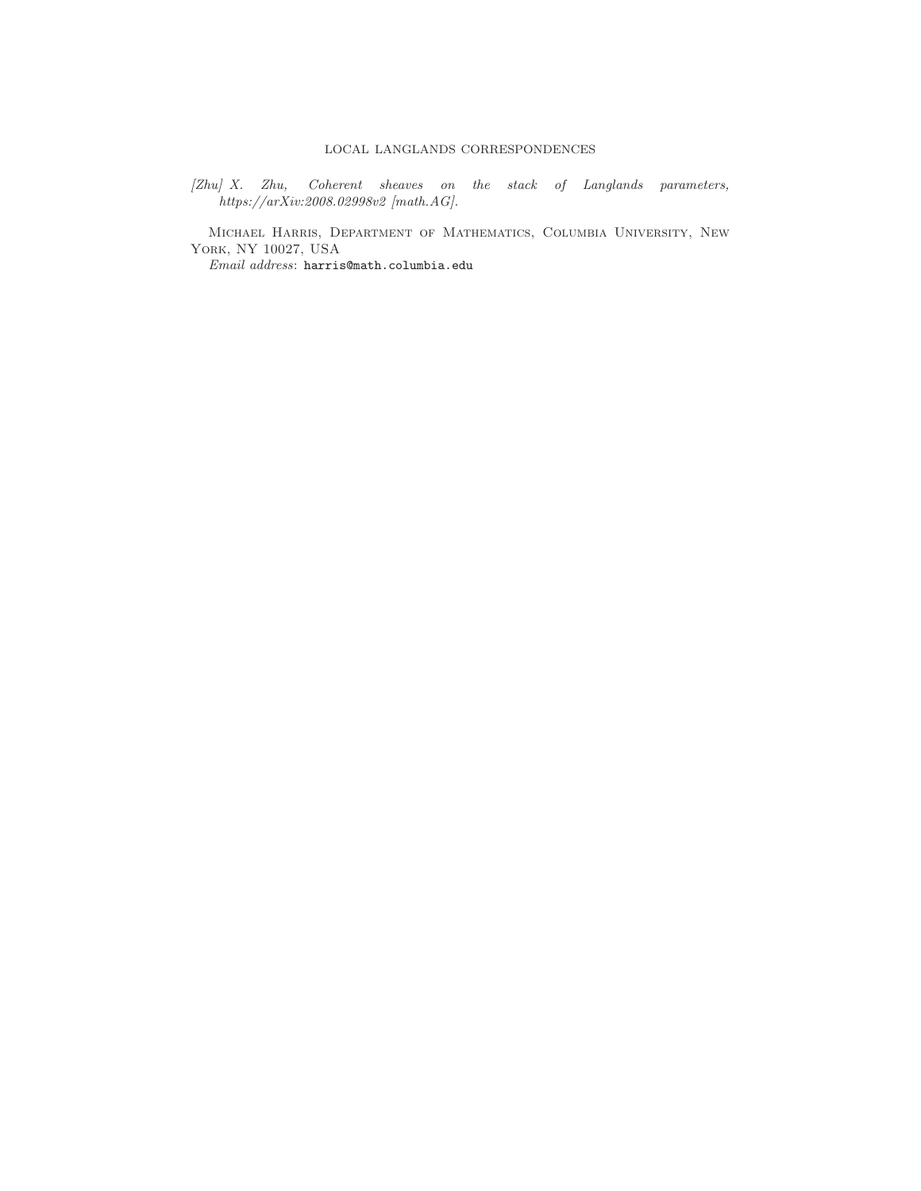*[Zhu] X. Zhu, Coherent sheaves on the stack of Langlands parameters, https://arXiv:2008.02998v2 [math.AG].*

Michael Harris, Department of Mathematics, Columbia University, New York, NY 10027, USA

*Email address*: harris@math.columbia.edu